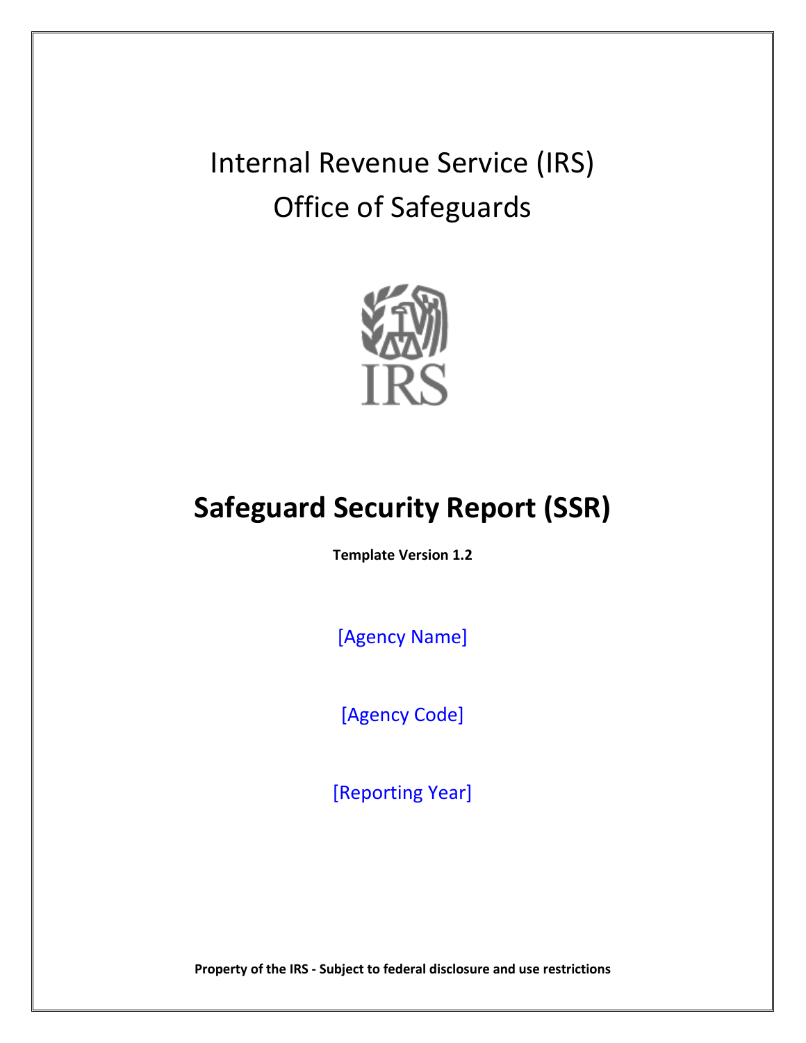# Internal Revenue Service (IRS)
# Office of Safeguards

# Safeguard Security Report (SSR)

**Template Version 1.2**

[Agency Name]

[Agency Code]

[Reporting Year]

**Property of the IRS - Subject to federal disclosure and use restrictions**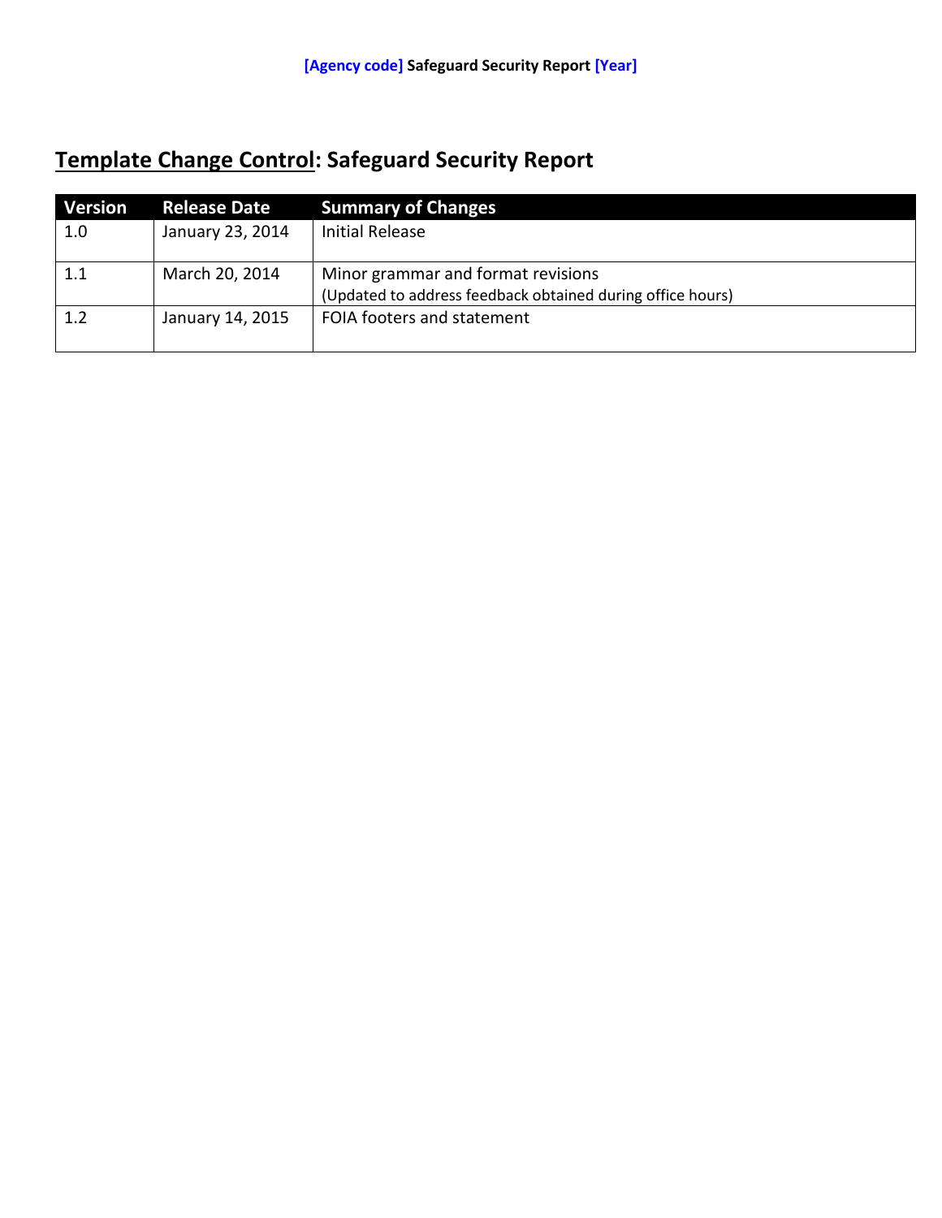## Template Change Control: Safeguard Security Report

| Version | Release Date | Summary of Changes |
|---|---|---|
| 1.0 | January 23, 2014 | Initial Release |
| 1.1 | March 20, 2014 | Minor grammar and format revisions<br>(Updated to address feedback obtained during office hours) |
| 1.2 | January 14, 2015 | FOIA footers and statement |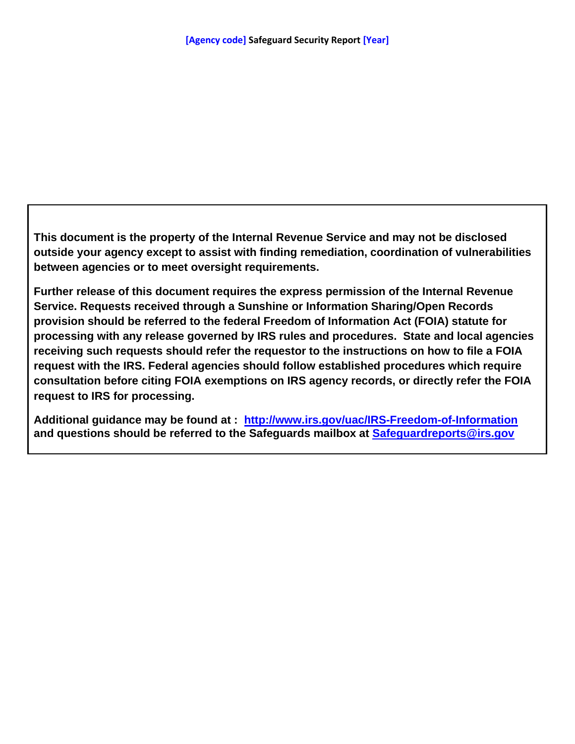**This document is the property of the Internal Revenue Service and may not be disclosed outside your agency except to assist with finding remediation, coordination of vulnerabilities between agencies or to meet oversight requirements.**

**Further release of this document requires the express permission of the Internal Revenue Service. Requests received through a Sunshine or Information Sharing/Open Records provision should be referred to the federal Freedom of Information Act (FOIA) statute for processing with any release governed by IRS rules and procedures. State and local agencies receiving such requests should refer the requestor to the instructions on how to file a FOIA request with the IRS. Federal agencies should follow established procedures which require consultation before citing FOIA exemptions on IRS agency records, or directly refer the FOIA request to IRS for processing.**

**Additional guidance may be found at : [http://www.irs.gov/uac/IRS-Freedom-of-Information](http://www.irs.gov/uac/IRS-Freedom-of-Information) and questions should be referred to the Safeguards mailbox at [Safeguardreports@irs.gov](mailto:Safeguardreports@irs.gov)**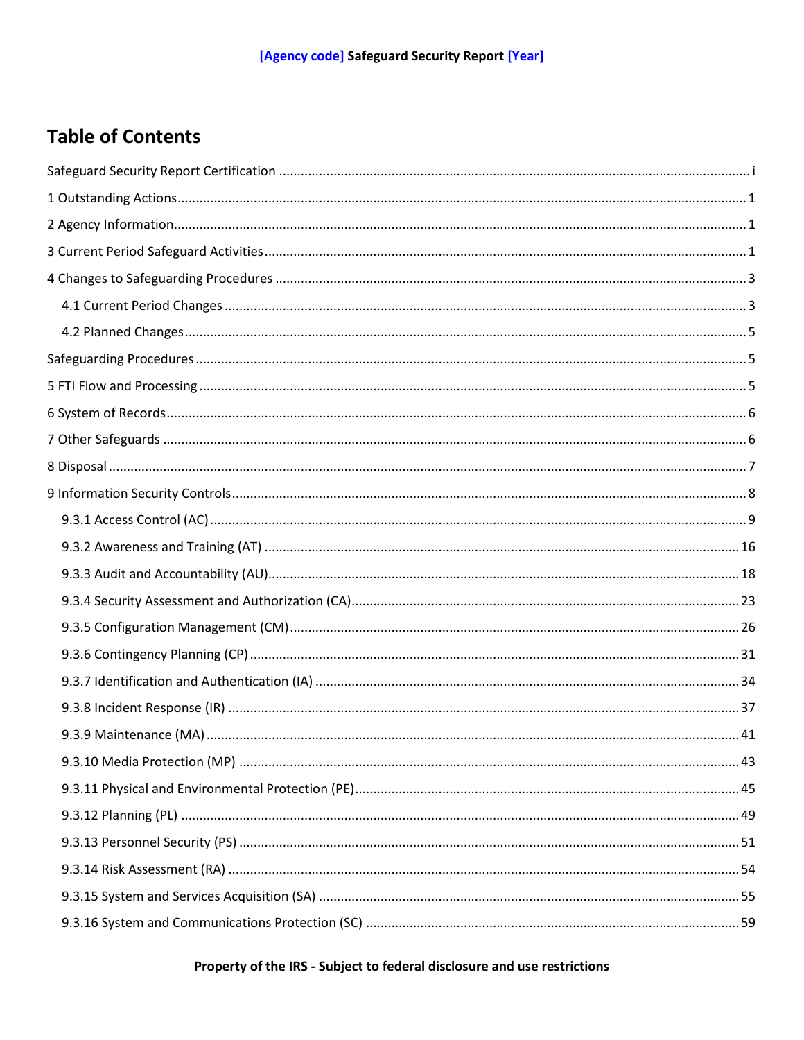# Table of Contents

Safeguard Security Report Certification ..... i

1 Outstanding Actions ..... 1

2 Agency Information ..... 1

3 Current Period Safeguard Activities ..... 1

4 Changes to Safeguarding Procedures ..... 3

- 4.1 Current Period Changes ..... 3
- 4.2 Planned Changes ..... 5

Safeguarding Procedures ..... 5

5 FTI Flow and Processing ..... 5

6 System of Records ..... 6

7 Other Safeguards ..... 6

8 Disposal ..... 7

9 Information Security Controls ..... 8

- 9.3.1 Access Control (AC) ..... 9
- 9.3.2 Awareness and Training (AT) ..... 16
- 9.3.3 Audit and Accountability (AU) ..... 18
- 9.3.4 Security Assessment and Authorization (CA) ..... 23
- 9.3.5 Configuration Management (CM) ..... 26
- 9.3.6 Contingency Planning (CP) ..... 31
- 9.3.7 Identification and Authentication (IA) ..... 34
- 9.3.8 Incident Response (IR) ..... 37
- 9.3.9 Maintenance (MA) ..... 41
- 9.3.10 Media Protection (MP) ..... 43
- 9.3.11 Physical and Environmental Protection (PE) ..... 45
- 9.3.12 Planning (PL) ..... 49
- 9.3.13 Personnel Security (PS) ..... 51
- 9.3.14 Risk Assessment (RA) ..... 54
- 9.3.15 System and Services Acquisition (SA) ..... 55
- 9.3.16 System and Communications Protection (SC) ..... 59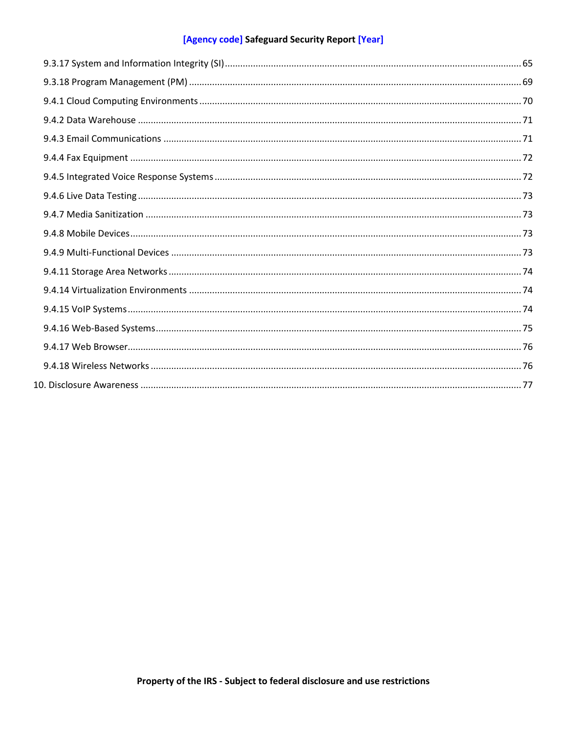9.3.17 System and Information Integrity (SI) .... 65

9.3.18 Program Management (PM) .... 69

9.4.1 Cloud Computing Environments .... 70

9.4.2 Data Warehouse .... 71

9.4.3 Email Communications .... 71

9.4.4 Fax Equipment .... 72

9.4.5 Integrated Voice Response Systems .... 72

9.4.6 Live Data Testing .... 73

9.4.7 Media Sanitization .... 73

9.4.8 Mobile Devices .... 73

9.4.9 Multi-Functional Devices .... 73

9.4.11 Storage Area Networks .... 74

9.4.14 Virtualization Environments .... 74

9.4.15 VoIP Systems .... 74

9.4.16 Web-Based Systems .... 75

9.4.17 Web Browser .... 76

9.4.18 Wireless Networks .... 76

10. Disclosure Awareness .... 77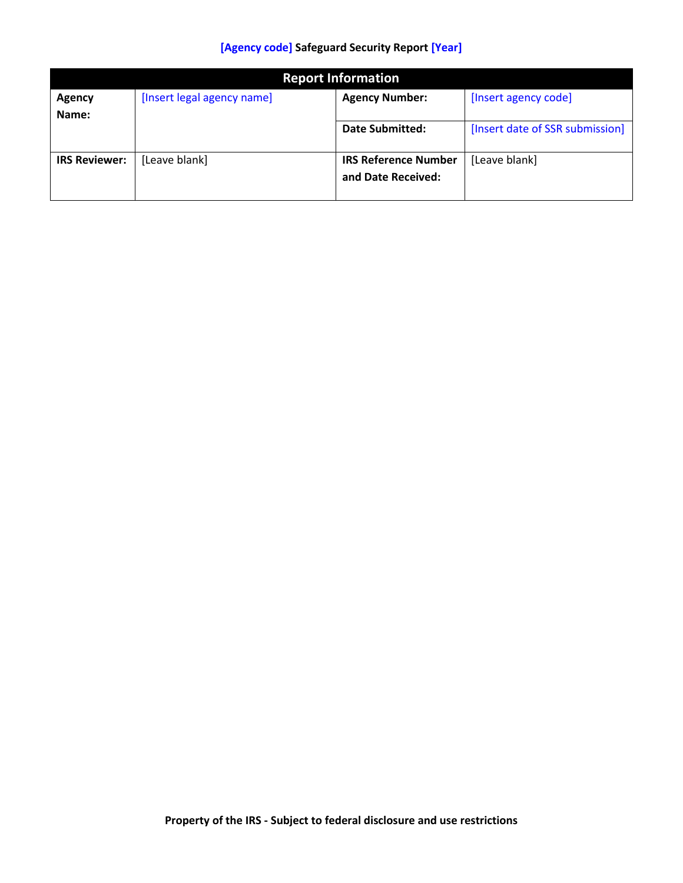**[Agency code] Safeguard Security Report [Year]**

| Report Information | | | |
|---|---|---|---|
| **Agency Name:** | [Insert legal agency name] | **Agency Number:** | [Insert agency code] |
| | | **Date Submitted:** | [Insert date of SSR submission] |
| **IRS Reviewer:** | [Leave blank] | **IRS Reference Number and Date Received:** | [Leave blank] |

**Property of the IRS - Subject to federal disclosure and use restrictions**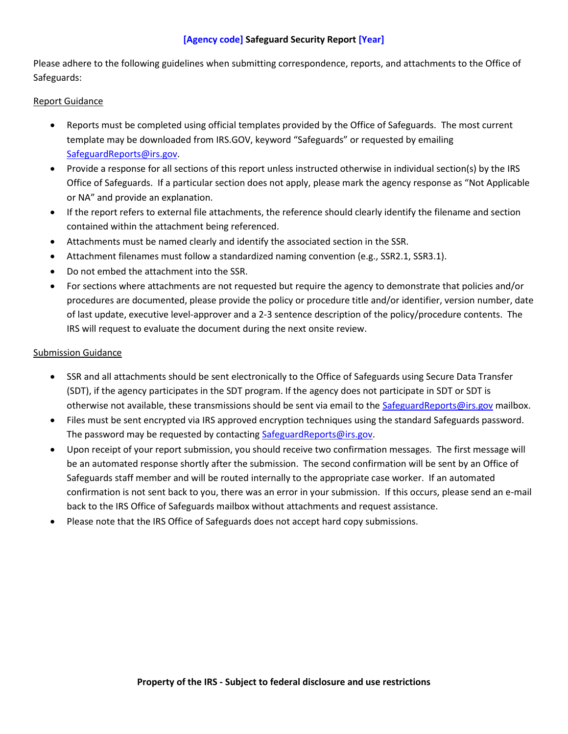# [Agency code] Safeguard Security Report [Year]

Please adhere to the following guidelines when submitting correspondence, reports, and attachments to the Office of Safeguards:

Report Guidance

- Reports must be completed using official templates provided by the Office of Safeguards. The most current template may be downloaded from IRS.GOV, keyword "Safeguards" or requested by emailing SafeguardReports@irs.gov.
- Provide a response for all sections of this report unless instructed otherwise in individual section(s) by the IRS Office of Safeguards. If a particular section does not apply, please mark the agency response as "Not Applicable or NA" and provide an explanation.
- If the report refers to external file attachments, the reference should clearly identify the filename and section contained within the attachment being referenced.
- Attachments must be named clearly and identify the associated section in the SSR.
- Attachment filenames must follow a standardized naming convention (e.g., SSR2.1, SSR3.1).
- Do not embed the attachment into the SSR.
- For sections where attachments are not requested but require the agency to demonstrate that policies and/or procedures are documented, please provide the policy or procedure title and/or identifier, version number, date of last update, executive level-approver and a 2-3 sentence description of the policy/procedure contents. The IRS will request to evaluate the document during the next onsite review.

Submission Guidance

- SSR and all attachments should be sent electronically to the Office of Safeguards using Secure Data Transfer (SDT), if the agency participates in the SDT program. If the agency does not participate in SDT or SDT is otherwise not available, these transmissions should be sent via email to the SafeguardReports@irs.gov mailbox.
- Files must be sent encrypted via IRS approved encryption techniques using the standard Safeguards password. The password may be requested by contacting SafeguardReports@irs.gov.
- Upon receipt of your report submission, you should receive two confirmation messages. The first message will be an automated response shortly after the submission. The second confirmation will be sent by an Office of Safeguards staff member and will be routed internally to the appropriate case worker. If an automated confirmation is not sent back to you, there was an error in your submission. If this occurs, please send an e-mail back to the IRS Office of Safeguards mailbox without attachments and request assistance.
- Please note that the IRS Office of Safeguards does not accept hard copy submissions.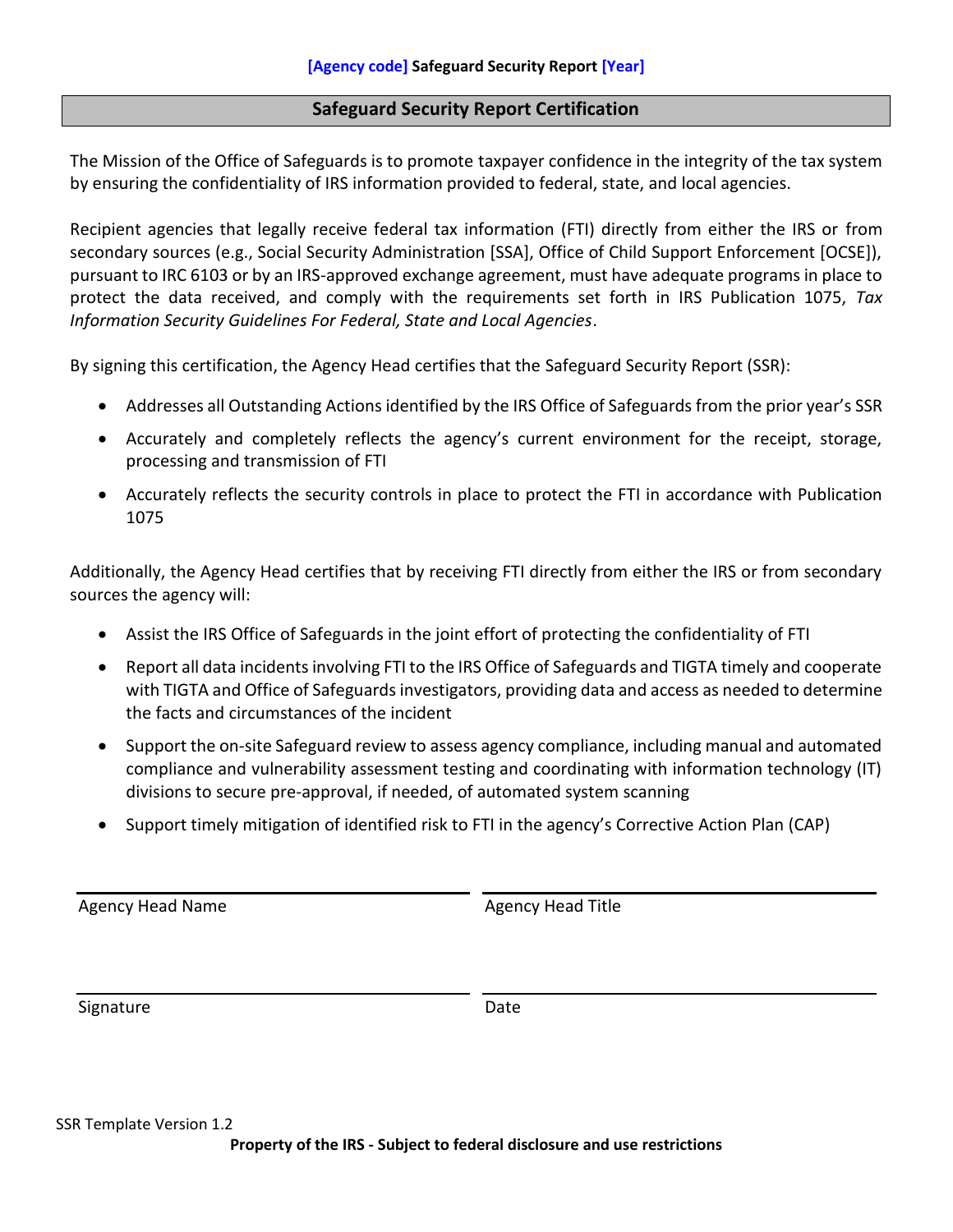## Safeguard Security Report Certification

The Mission of the Office of Safeguards is to promote taxpayer confidence in the integrity of the tax system by ensuring the confidentiality of IRS information provided to federal, state, and local agencies.

Recipient agencies that legally receive federal tax information (FTI) directly from either the IRS or from secondary sources (e.g., Social Security Administration [SSA], Office of Child Support Enforcement [OCSE]), pursuant to IRC 6103 or by an IRS-approved exchange agreement, must have adequate programs in place to protect the data received, and comply with the requirements set forth in IRS Publication 1075, *Tax Information Security Guidelines For Federal, State and Local Agencies*.

By signing this certification, the Agency Head certifies that the Safeguard Security Report (SSR):

- Addresses all Outstanding Actions identified by the IRS Office of Safeguards from the prior year's SSR
- Accurately and completely reflects the agency's current environment for the receipt, storage, processing and transmission of FTI
- Accurately reflects the security controls in place to protect the FTI in accordance with Publication 1075

Additionally, the Agency Head certifies that by receiving FTI directly from either the IRS or from secondary sources the agency will:

- Assist the IRS Office of Safeguards in the joint effort of protecting the confidentiality of FTI
- Report all data incidents involving FTI to the IRS Office of Safeguards and TIGTA timely and cooperate with TIGTA and Office of Safeguards investigators, providing data and access as needed to determine the facts and circumstances of the incident
- Support the on-site Safeguard review to assess agency compliance, including manual and automated compliance and vulnerability assessment testing and coordinating with information technology (IT) divisions to secure pre-approval, if needed, of automated system scanning
- Support timely mitigation of identified risk to FTI in the agency's Corrective Action Plan (CAP)

| | |
|---|---|
| Agency Head Name | Agency Head Title |
| Signature | Date |

SSR Template Version 1.2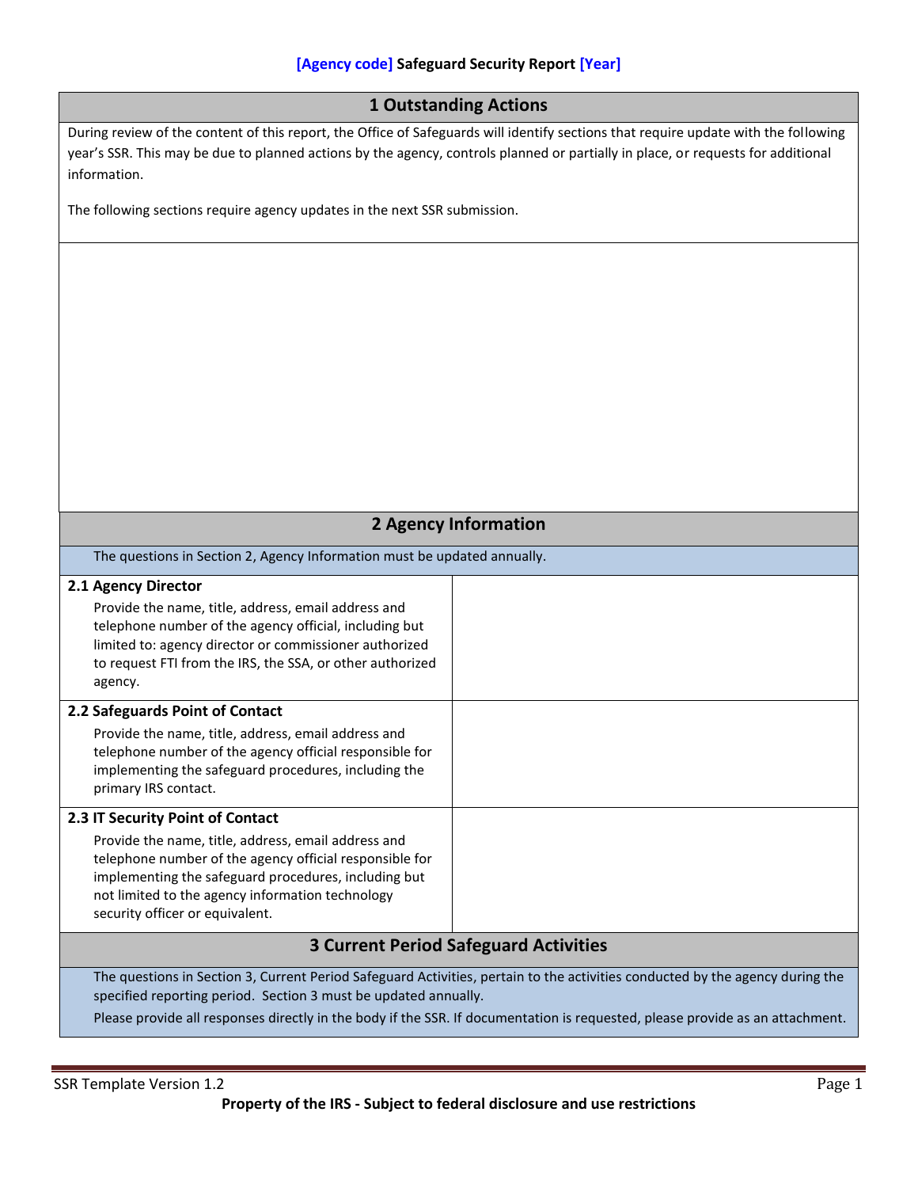**[Agency code] Safeguard Security Report [Year]**

## 1 Outstanding Actions

During review of the content of this report, the Office of Safeguards will identify sections that require update with the following year's SSR. This may be due to planned actions by the agency, controls planned or partially in place, or requests for additional information.

The following sections require agency updates in the next SSR submission.

## 2 Agency Information

The questions in Section 2, Agency Information must be updated annually.

| | |
|---|---|
| **2.1 Agency Director**<br>Provide the name, title, address, email address and telephone number of the agency official, including but limited to: agency director or commissioner authorized to request FTI from the IRS, the SSA, or other authorized agency. | |
| **2.2 Safeguards Point of Contact**<br>Provide the name, title, address, email address and telephone number of the agency official responsible for implementing the safeguard procedures, including the primary IRS contact. | |
| **2.3 IT Security Point of Contact**<br>Provide the name, title, address, email address and telephone number of the agency official responsible for implementing the safeguard procedures, including but not limited to the agency information technology security officer or equivalent. | |

## 3 Current Period Safeguard Activities

The questions in Section 3, Current Period Safeguard Activities, pertain to the activities conducted by the agency during the specified reporting period. Section 3 must be updated annually.

Please provide all responses directly in the body if the SSR. If documentation is requested, please provide as an attachment.

SSR Template Version 1.2

**Property of the IRS - Subject to federal disclosure and use restrictions**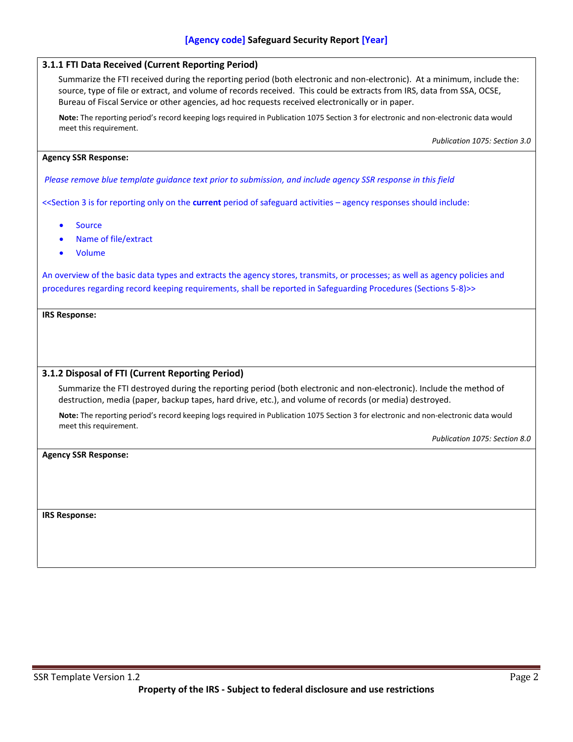### 3.1.1 FTI Data Received (Current Reporting Period)

Summarize the FTI received during the reporting period (both electronic and non-electronic). At a minimum, include the: source, type of file or extract, and volume of records received. This could be extracts from IRS, data from SSA, OCSE, Bureau of Fiscal Service or other agencies, ad hoc requests received electronically or in paper.

**Note:** The reporting period's record keeping logs required in Publication 1075 Section 3 for electronic and non-electronic data would meet this requirement.

*Publication 1075: Section 3.0*

**Agency SSR Response:**

*Please remove blue template guidance text prior to submission, and include agency SSR response in this field*

<<Section 3 is for reporting only on the **current** period of safeguard activities – agency responses should include:

- Source
- Name of file/extract
- Volume

An overview of the basic data types and extracts the agency stores, transmits, or processes; as well as agency policies and procedures regarding record keeping requirements, shall be reported in Safeguarding Procedures (Sections 5-8)>>

**IRS Response:**

### 3.1.2 Disposal of FTI (Current Reporting Period)

Summarize the FTI destroyed during the reporting period (both electronic and non-electronic). Include the method of destruction, media (paper, backup tapes, hard drive, etc.), and volume of records (or media) destroyed.

**Note:** The reporting period's record keeping logs required in Publication 1075 Section 3 for electronic and non-electronic data would meet this requirement.

*Publication 1075: Section 8.0*

**Agency SSR Response:**

**IRS Response:**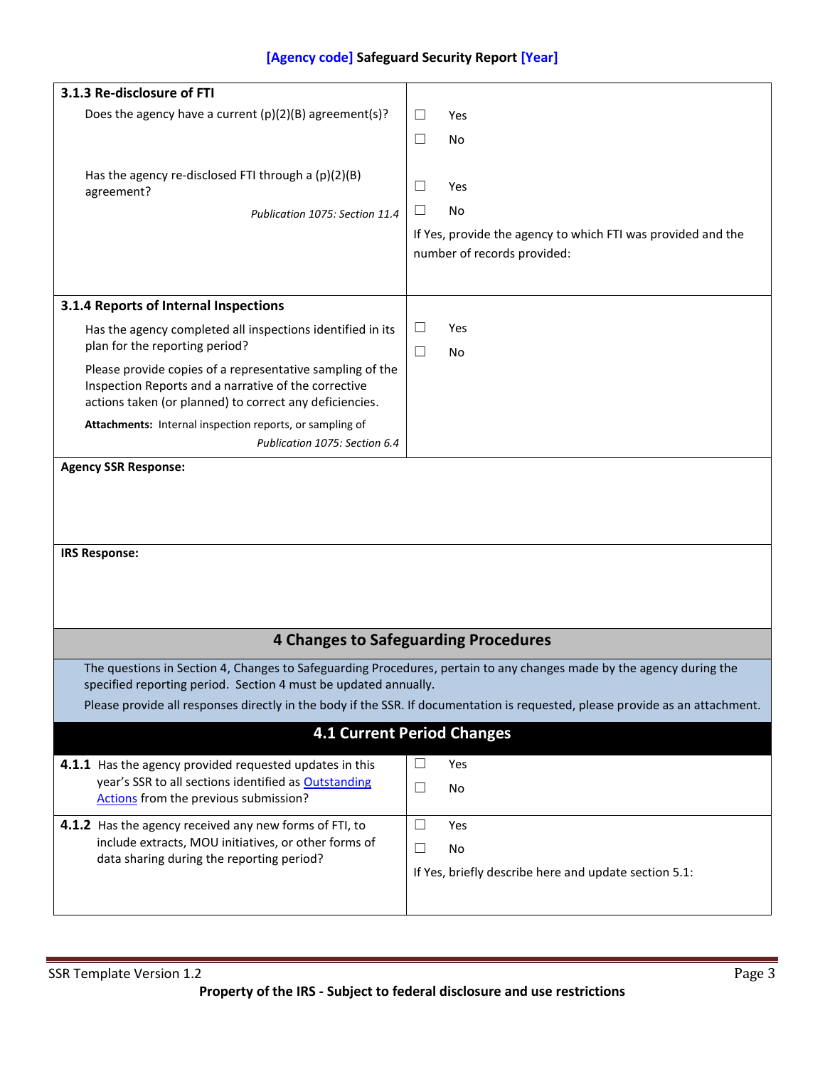| **3.1.3 Re-disclosure of FTI** | |
|---|---|
| Does the agency have a current (p)(2)(B) agreement(s)? | ☐ Yes<br>☐ No |
| Has the agency re-disclosed FTI through a (p)(2)(B) agreement?<br>*Publication 1075: Section 11.4* | ☐ Yes<br>☐ No<br>If Yes, provide the agency to which FTI was provided and the number of records provided: |
| **3.1.4 Reports of Internal Inspections** | |
| Has the agency completed all inspections identified in its plan for the reporting period?<br>Please provide copies of a representative sampling of the Inspection Reports and a narrative of the corrective actions taken (or planned) to correct any deficiencies.<br>**Attachments:** Internal inspection reports, or sampling of<br>*Publication 1075: Section 6.4* | ☐ Yes<br>☐ No |
| **Agency SSR Response:** | |
| **IRS Response:** | |

## 4 Changes to Safeguarding Procedures

The questions in Section 4, Changes to Safeguarding Procedures, pertain to any changes made by the agency during the specified reporting period. Section 4 must be updated annually.

Please provide all responses directly in the body if the SSR. If documentation is requested, please provide as an attachment.

### 4.1 Current Period Changes

| | |
|---|---|
| **4.1.1** Has the agency provided requested updates in this year's SSR to all sections identified as Outstanding Actions from the previous submission? | ☐ Yes<br>☐ No |
| **4.1.2** Has the agency received any new forms of FTI, to include extracts, MOU initiatives, or other forms of data sharing during the reporting period? | ☐ Yes<br>☐ No<br>If Yes, briefly describe here and update section 5.1: |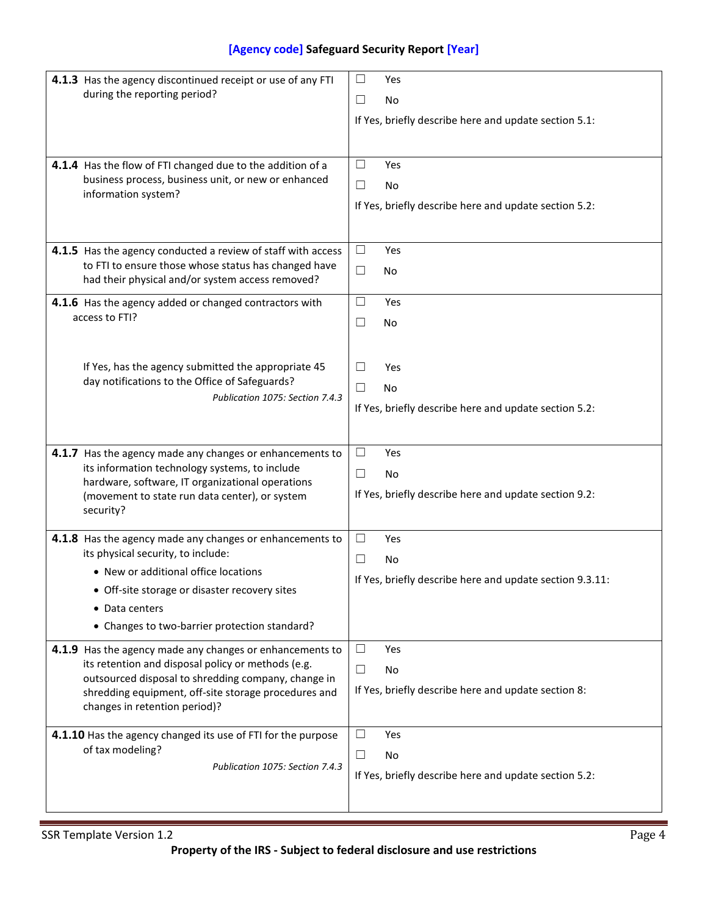| | |
|---|---|
| **4.1.3** Has the agency discontinued receipt or use of any FTI during the reporting period? | ☐ Yes<br>☐ No<br>If Yes, briefly describe here and update section 5.1: |
| **4.1.4** Has the flow of FTI changed due to the addition of a business process, business unit, or new or enhanced information system? | ☐ Yes<br>☐ No<br>If Yes, briefly describe here and update section 5.2: |
| **4.1.5** Has the agency conducted a review of staff with access to FTI to ensure those whose status has changed have had their physical and/or system access removed? | ☐ Yes<br>☐ No |
| **4.1.6** Has the agency added or changed contractors with access to FTI?<br><br>If Yes, has the agency submitted the appropriate 45 day notifications to the Office of Safeguards?<br>*Publication 1075: Section 7.4.3* | ☐ Yes<br>☐ No<br><br>☐ Yes<br>☐ No<br>If Yes, briefly describe here and update section 5.2: |
| **4.1.7** Has the agency made any changes or enhancements to its information technology systems, to include hardware, software, IT organizational operations (movement to state run data center), or system security? | ☐ Yes<br>☐ No<br>If Yes, briefly describe here and update section 9.2: |
| **4.1.8** Has the agency made any changes or enhancements to its physical security, to include:<br>• New or additional office locations<br>• Off-site storage or disaster recovery sites<br>• Data centers<br>• Changes to two-barrier protection standard? | ☐ Yes<br>☐ No<br>If Yes, briefly describe here and update section 9.3.11: |
| **4.1.9** Has the agency made any changes or enhancements to its retention and disposal policy or methods (e.g. outsourced disposal to shredding company, change in shredding equipment, off-site storage procedures and changes in retention period)? | ☐ Yes<br>☐ No<br>If Yes, briefly describe here and update section 8: |
| **4.1.10** Has the agency changed its use of FTI for the purpose of tax modeling?<br>*Publication 1075: Section 7.4.3* | ☐ Yes<br>☐ No<br>If Yes, briefly describe here and update section 5.2: |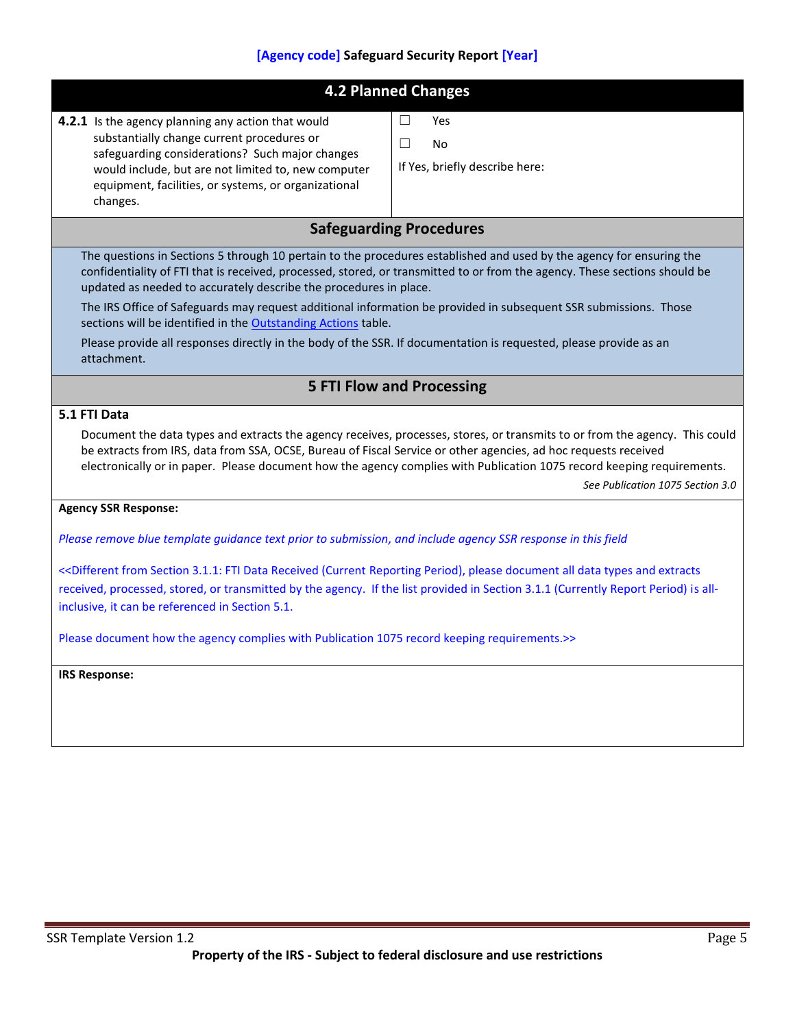## 4.2 Planned Changes

| | |
|---|---|
| **4.2.1** Is the agency planning any action that would substantially change current procedures or safeguarding considerations? Such major changes would include, but are not limited to, new computer equipment, facilities, or systems, or organizational changes. | ☐ Yes<br>☐ No<br>If Yes, briefly describe here: |

## Safeguarding Procedures

The questions in Sections 5 through 10 pertain to the procedures established and used by the agency for ensuring the confidentiality of FTI that is received, processed, stored, or transmitted to or from the agency. These sections should be updated as needed to accurately describe the procedures in place.

The IRS Office of Safeguards may request additional information be provided in subsequent SSR submissions. Those sections will be identified in the Outstanding Actions table.

Please provide all responses directly in the body of the SSR. If documentation is requested, please provide as an attachment.

## 5 FTI Flow and Processing

### 5.1 FTI Data

Document the data types and extracts the agency receives, processes, stores, or transmits to or from the agency. This could be extracts from IRS, data from SSA, OCSE, Bureau of Fiscal Service or other agencies, ad hoc requests received electronically or in paper. Please document how the agency complies with Publication 1075 record keeping requirements.

*See Publication 1075 Section 3.0*

**Agency SSR Response:**

*Please remove blue template guidance text prior to submission, and include agency SSR response in this field*

<<Different from Section 3.1.1: FTI Data Received (Current Reporting Period), please document all data types and extracts received, processed, stored, or transmitted by the agency. If the list provided in Section 3.1.1 (Currently Report Period) is all-inclusive, it can be referenced in Section 5.1.

Please document how the agency complies with Publication 1075 record keeping requirements.>>

**IRS Response:**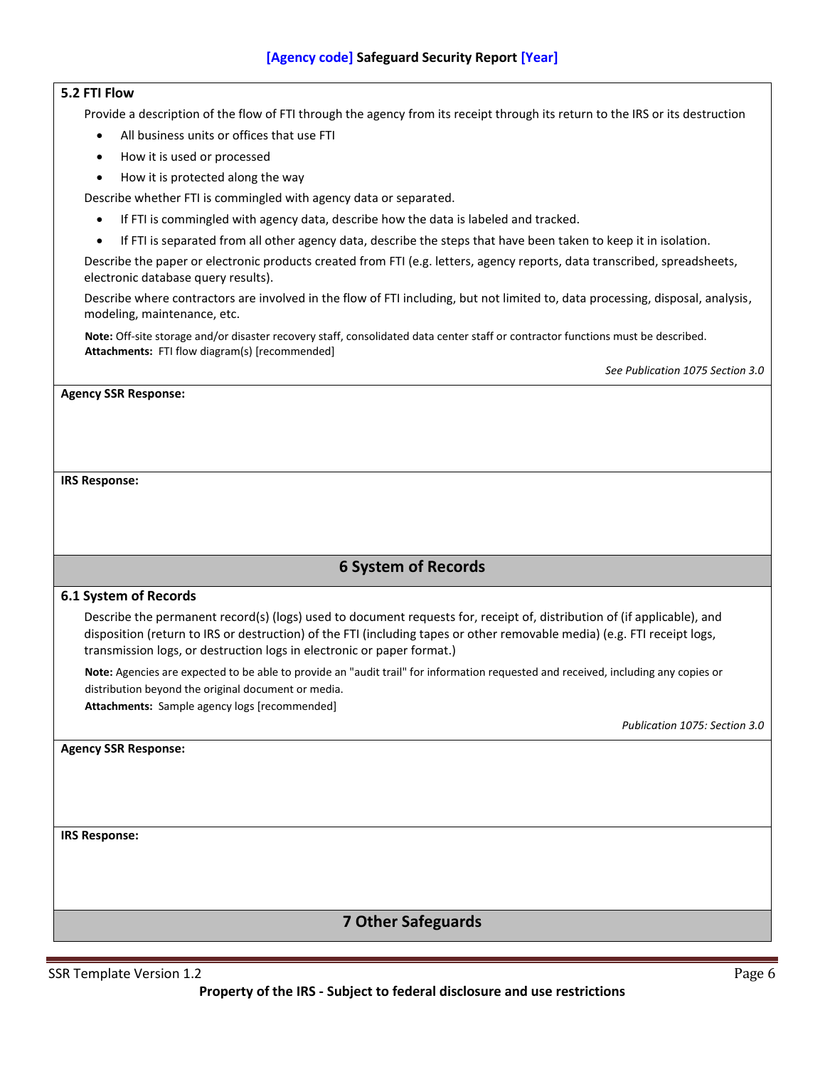### 5.2 FTI Flow

Provide a description of the flow of FTI through the agency from its receipt through its return to the IRS or its destruction

- All business units or offices that use FTI
- How it is used or processed
- How it is protected along the way

Describe whether FTI is commingled with agency data or separated.

- If FTI is commingled with agency data, describe how the data is labeled and tracked.
- If FTI is separated from all other agency data, describe the steps that have been taken to keep it in isolation.

Describe the paper or electronic products created from FTI (e.g. letters, agency reports, data transcribed, spreadsheets, electronic database query results).

Describe where contractors are involved in the flow of FTI including, but not limited to, data processing, disposal, analysis, modeling, maintenance, etc.

**Note:** Off-site storage and/or disaster recovery staff, consolidated data center staff or contractor functions must be described.
**Attachments:** FTI flow diagram(s) [recommended]

*See Publication 1075 Section 3.0*

**Agency SSR Response:**

**IRS Response:**

## 6 System of Records

### 6.1 System of Records

Describe the permanent record(s) (logs) used to document requests for, receipt of, distribution of (if applicable), and disposition (return to IRS or destruction) of the FTI (including tapes or other removable media) (e.g. FTI receipt logs, transmission logs, or destruction logs in electronic or paper format.)

**Note:** Agencies are expected to be able to provide an "audit trail" for information requested and received, including any copies or distribution beyond the original document or media.
**Attachments:** Sample agency logs [recommended]

*Publication 1075: Section 3.0*

**Agency SSR Response:**

**IRS Response:**

## 7 Other Safeguards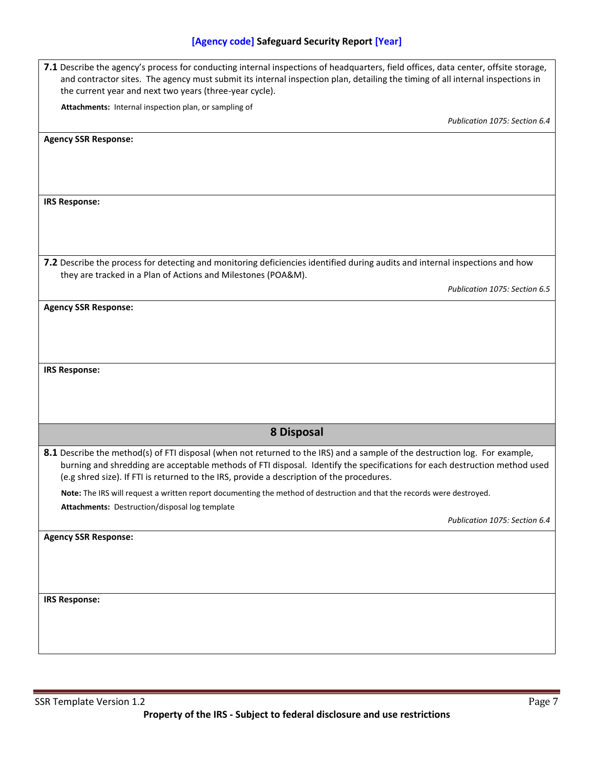**7.1** Describe the agency's process for conducting internal inspections of headquarters, field offices, data center, offsite storage, and contractor sites. The agency must submit its internal inspection plan, detailing the timing of all internal inspections in the current year and next two years (three-year cycle).

**Attachments:** Internal inspection plan, or sampling of

*Publication 1075: Section 6.4*

**Agency SSR Response:**

**IRS Response:**

**7.2** Describe the process for detecting and monitoring deficiencies identified during audits and internal inspections and how they are tracked in a Plan of Actions and Milestones (POA&M).

*Publication 1075: Section 6.5*

**Agency SSR Response:**

**IRS Response:**

## 8 Disposal

**8.1** Describe the method(s) of FTI disposal (when not returned to the IRS) and a sample of the destruction log. For example, burning and shredding are acceptable methods of FTI disposal. Identify the specifications for each destruction method used (e.g shred size). If FTI is returned to the IRS, provide a description of the procedures.

**Note:** The IRS will request a written report documenting the method of destruction and that the records were destroyed.

**Attachments:** Destruction/disposal log template

*Publication 1075: Section 6.4*

**Agency SSR Response:**

**IRS Response:**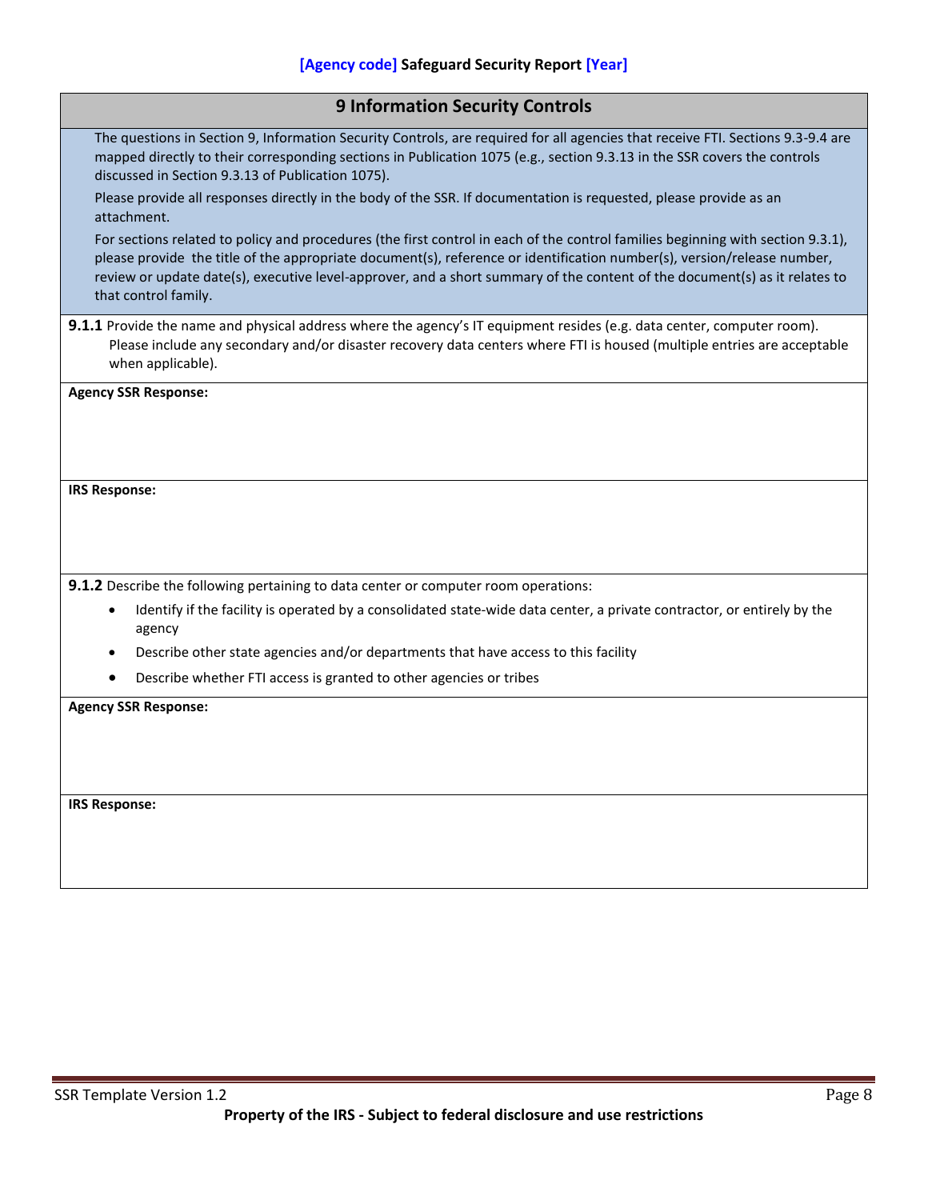## 9 Information Security Controls

The questions in Section 9, Information Security Controls, are required for all agencies that receive FTI. Sections 9.3-9.4 are mapped directly to their corresponding sections in Publication 1075 (e.g., section 9.3.13 in the SSR covers the controls discussed in Section 9.3.13 of Publication 1075).

Please provide all responses directly in the body of the SSR. If documentation is requested, please provide as an attachment.

For sections related to policy and procedures (the first control in each of the control families beginning with section 9.3.1), please provide the title of the appropriate document(s), reference or identification number(s), version/release number, review or update date(s), executive level-approver, and a short summary of the content of the document(s) as it relates to that control family.

**9.1.1** Provide the name and physical address where the agency's IT equipment resides (e.g. data center, computer room). Please include any secondary and/or disaster recovery data centers where FTI is housed (multiple entries are acceptable when applicable).

**Agency SSR Response:**

**IRS Response:**

**9.1.2** Describe the following pertaining to data center or computer room operations:

- Identify if the facility is operated by a consolidated state-wide data center, a private contractor, or entirely by the agency
- Describe other state agencies and/or departments that have access to this facility
- Describe whether FTI access is granted to other agencies or tribes

**Agency SSR Response:**

**IRS Response:**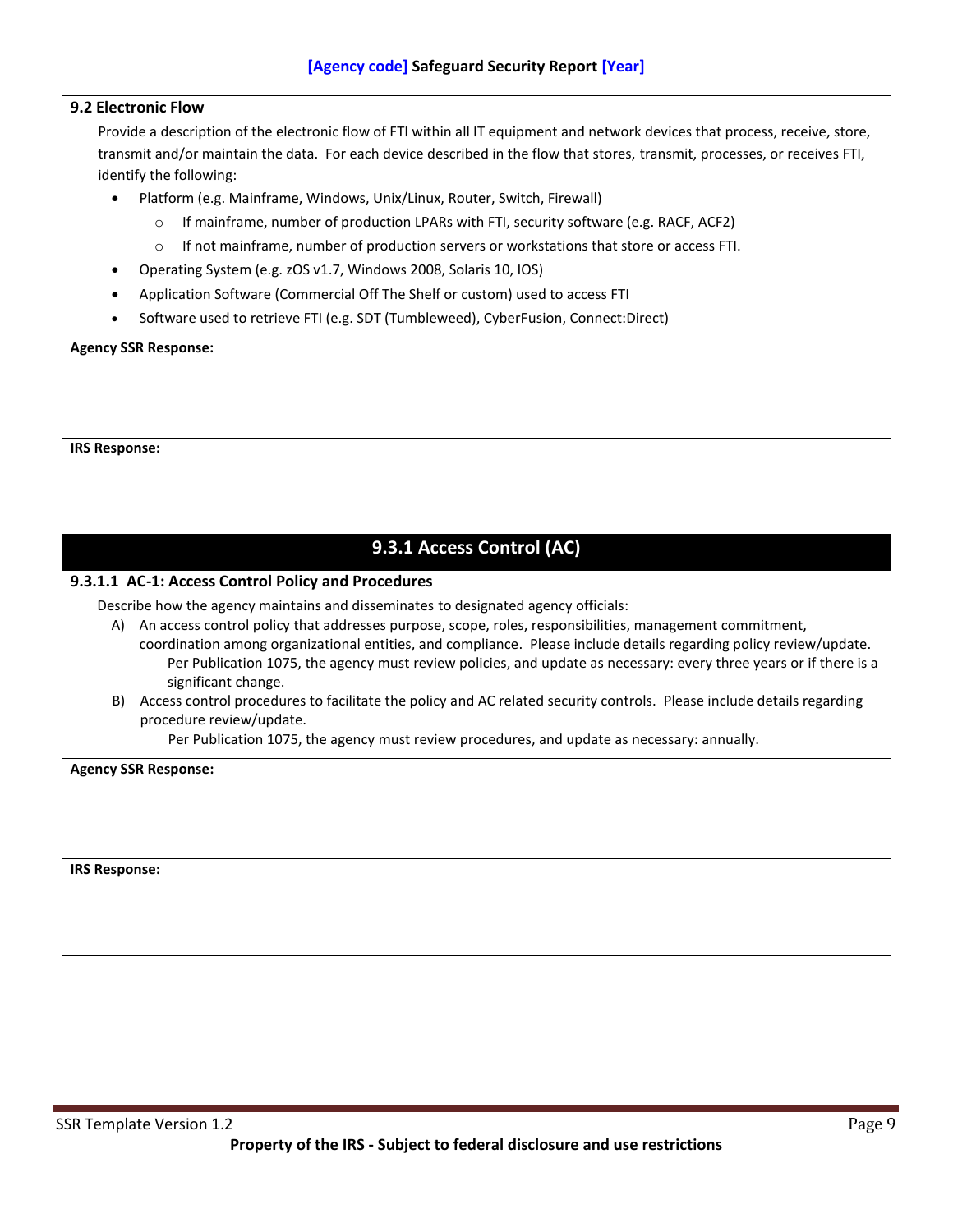**9.2 Electronic Flow**

Provide a description of the electronic flow of FTI within all IT equipment and network devices that process, receive, store, transmit and/or maintain the data. For each device described in the flow that stores, transmit, processes, or receives FTI, identify the following:

- Platform (e.g. Mainframe, Windows, Unix/Linux, Router, Switch, Firewall)
  - If mainframe, number of production LPARs with FTI, security software (e.g. RACF, ACF2)
  - If not mainframe, number of production servers or workstations that store or access FTI.
- Operating System (e.g. zOS v1.7, Windows 2008, Solaris 10, IOS)
- Application Software (Commercial Off The Shelf or custom) used to access FTI
- Software used to retrieve FTI (e.g. SDT (Tumbleweed), CyberFusion, Connect:Direct)

**Agency SSR Response:**

**IRS Response:**

## 9.3.1 Access Control (AC)

### 9.3.1.1 AC-1: Access Control Policy and Procedures

Describe how the agency maintains and disseminates to designated agency officials:

A) An access control policy that addresses purpose, scope, roles, responsibilities, management commitment, coordination among organizational entities, and compliance. Please include details regarding policy review/update.
   Per Publication 1075, the agency must review policies, and update as necessary: every three years or if there is a significant change.

B) Access control procedures to facilitate the policy and AC related security controls. Please include details regarding procedure review/update.
   Per Publication 1075, the agency must review procedures, and update as necessary: annually.

**Agency SSR Response:**

**IRS Response:**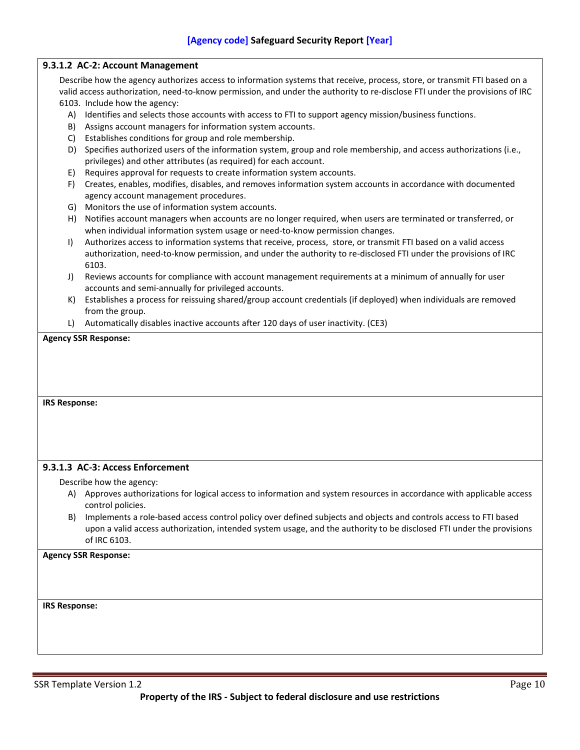#### 9.3.1.2 AC-2: Account Management

Describe how the agency authorizes access to information systems that receive, process, store, or transmit FTI based on a valid access authorization, need-to-know permission, and under the authority to re-disclose FTI under the provisions of IRC 6103. Include how the agency:

A) Identifies and selects those accounts with access to FTI to support agency mission/business functions.
B) Assigns account managers for information system accounts.
C) Establishes conditions for group and role membership.
D) Specifies authorized users of the information system, group and role membership, and access authorizations (i.e., privileges) and other attributes (as required) for each account.
E) Requires approval for requests to create information system accounts.
F) Creates, enables, modifies, disables, and removes information system accounts in accordance with documented agency account management procedures.
G) Monitors the use of information system accounts.
H) Notifies account managers when accounts are no longer required, when users are terminated or transferred, or when individual information system usage or need-to-know permission changes.
I) Authorizes access to information systems that receive, process, store, or transmit FTI based on a valid access authorization, need-to-know permission, and under the authority to re-disclosed FTI under the provisions of IRC 6103.
J) Reviews accounts for compliance with account management requirements at a minimum of annually for user accounts and semi-annually for privileged accounts.
K) Establishes a process for reissuing shared/group account credentials (if deployed) when individuals are removed from the group.
L) Automatically disables inactive accounts after 120 days of user inactivity. (CE3)

**Agency SSR Response:**

**IRS Response:**

#### 9.3.1.3 AC-3: Access Enforcement

Describe how the agency:

A) Approves authorizations for logical access to information and system resources in accordance with applicable access control policies.
B) Implements a role-based access control policy over defined subjects and objects and controls access to FTI based upon a valid access authorization, intended system usage, and the authority to be disclosed FTI under the provisions of IRC 6103.

**Agency SSR Response:**

**IRS Response:**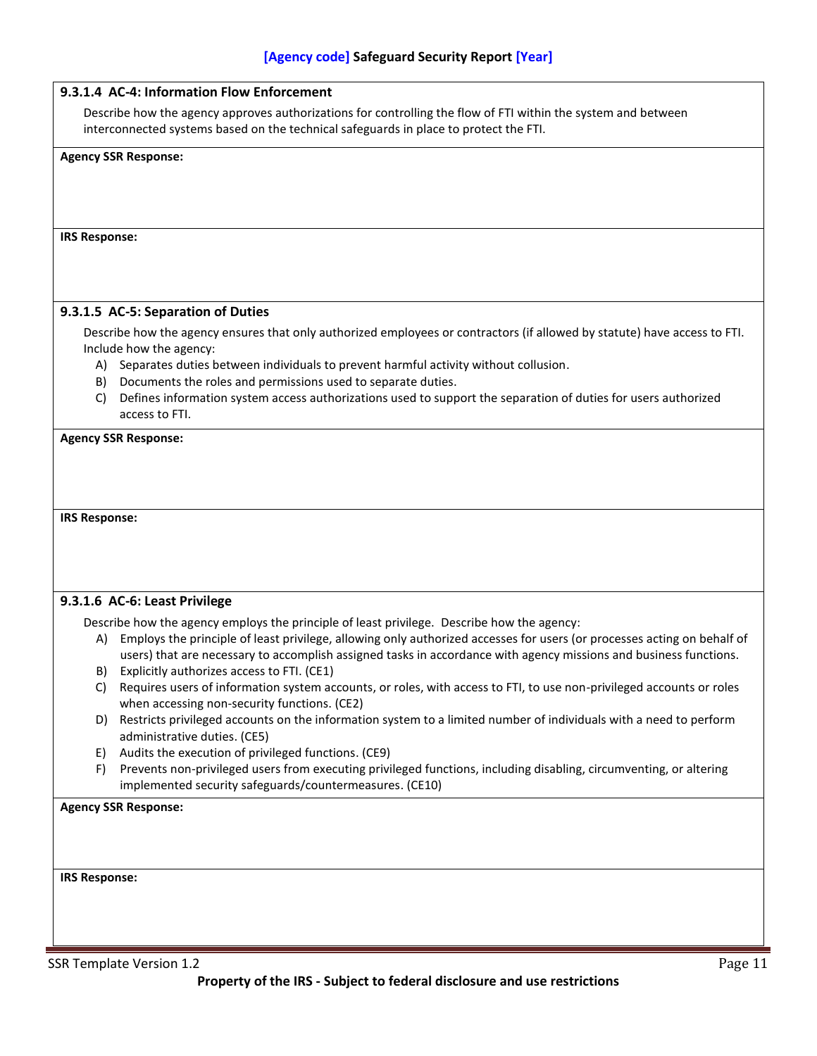#### 9.3.1.4 AC-4: Information Flow Enforcement

Describe how the agency approves authorizations for controlling the flow of FTI within the system and between interconnected systems based on the technical safeguards in place to protect the FTI.

**Agency SSR Response:**

**IRS Response:**

#### 9.3.1.5 AC-5: Separation of Duties

Describe how the agency ensures that only authorized employees or contractors (if allowed by statute) have access to FTI. Include how the agency:

A) Separates duties between individuals to prevent harmful activity without collusion.
B) Documents the roles and permissions used to separate duties.
C) Defines information system access authorizations used to support the separation of duties for users authorized access to FTI.

**Agency SSR Response:**

**IRS Response:**

#### 9.3.1.6 AC-6: Least Privilege

Describe how the agency employs the principle of least privilege. Describe how the agency:

A) Employs the principle of least privilege, allowing only authorized accesses for users (or processes acting on behalf of users) that are necessary to accomplish assigned tasks in accordance with agency missions and business functions.
B) Explicitly authorizes access to FTI. (CE1)
C) Requires users of information system accounts, or roles, with access to FTI, to use non-privileged accounts or roles when accessing non-security functions. (CE2)
D) Restricts privileged accounts on the information system to a limited number of individuals with a need to perform administrative duties. (CE5)
E) Audits the execution of privileged functions. (CE9)
F) Prevents non-privileged users from executing privileged functions, including disabling, circumventing, or altering implemented security safeguards/countermeasures. (CE10)

**Agency SSR Response:**

**IRS Response:**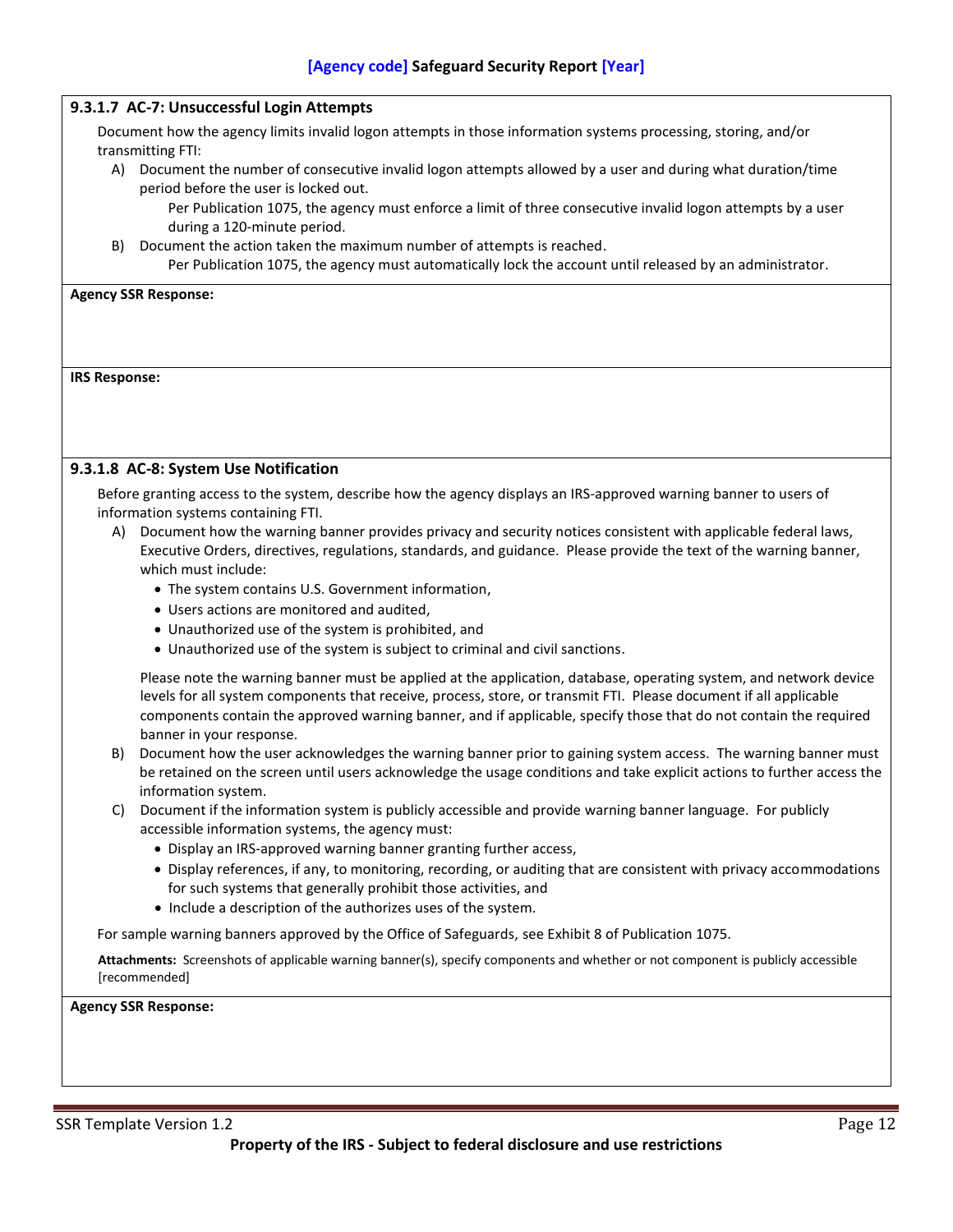#### 9.3.1.7 AC-7: Unsuccessful Login Attempts

Document how the agency limits invalid logon attempts in those information systems processing, storing, and/or transmitting FTI:

A) Document the number of consecutive invalid logon attempts allowed by a user and during what duration/time period before the user is locked out.

   Per Publication 1075, the agency must enforce a limit of three consecutive invalid logon attempts by a user during a 120-minute period.

B) Document the action taken the maximum number of attempts is reached.

   Per Publication 1075, the agency must automatically lock the account until released by an administrator.

**Agency SSR Response:**

**IRS Response:**

#### 9.3.1.8 AC-8: System Use Notification

Before granting access to the system, describe how the agency displays an IRS-approved warning banner to users of information systems containing FTI.

A) Document how the warning banner provides privacy and security notices consistent with applicable federal laws, Executive Orders, directives, regulations, standards, and guidance. Please provide the text of the warning banner, which must include:
   - The system contains U.S. Government information,
   - Users actions are monitored and audited,
   - Unauthorized use of the system is prohibited, and
   - Unauthorized use of the system is subject to criminal and civil sanctions.

   Please note the warning banner must be applied at the application, database, operating system, and network device levels for all system components that receive, process, store, or transmit FTI. Please document if all applicable components contain the approved warning banner, and if applicable, specify those that do not contain the required banner in your response.

B) Document how the user acknowledges the warning banner prior to gaining system access. The warning banner must be retained on the screen until users acknowledge the usage conditions and take explicit actions to further access the information system.

C) Document if the information system is publicly accessible and provide warning banner language. For publicly accessible information systems, the agency must:
   - Display an IRS-approved warning banner granting further access,
   - Display references, if any, to monitoring, recording, or auditing that are consistent with privacy accommodations for such systems that generally prohibit those activities, and
   - Include a description of the authorizes uses of the system.

For sample warning banners approved by the Office of Safeguards, see Exhibit 8 of Publication 1075.

**Attachments:** Screenshots of applicable warning banner(s), specify components and whether or not component is publicly accessible [recommended]

**Agency SSR Response:**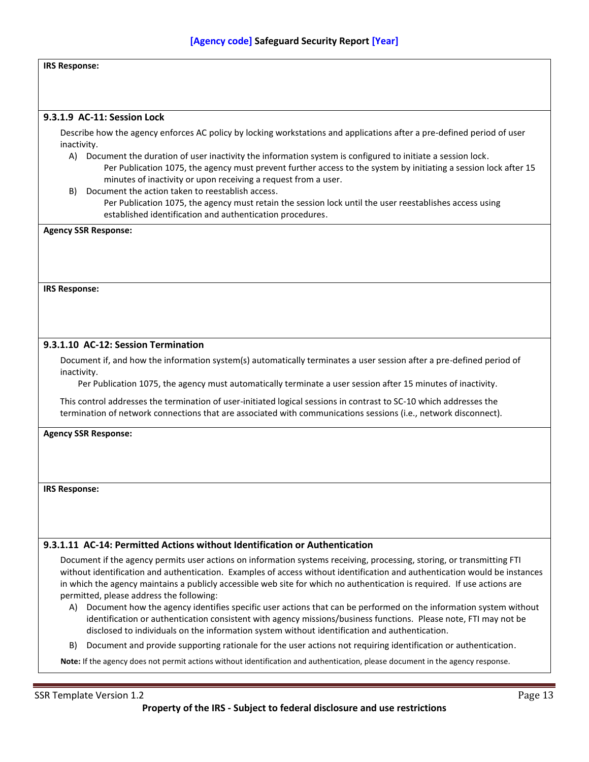**IRS Response:**

#### 9.3.1.9 AC-11: Session Lock

Describe how the agency enforces AC policy by locking workstations and applications after a pre-defined period of user inactivity.

A) Document the duration of user inactivity the information system is configured to initiate a session lock.
   Per Publication 1075, the agency must prevent further access to the system by initiating a session lock after 15 minutes of inactivity or upon receiving a request from a user.

B) Document the action taken to reestablish access.
   Per Publication 1075, the agency must retain the session lock until the user reestablishes access using established identification and authentication procedures.

**Agency SSR Response:**

**IRS Response:**

#### 9.3.1.10 AC-12: Session Termination

Document if, and how the information system(s) automatically terminates a user session after a pre-defined period of inactivity.
   Per Publication 1075, the agency must automatically terminate a user session after 15 minutes of inactivity.

This control addresses the termination of user-initiated logical sessions in contrast to SC-10 which addresses the termination of network connections that are associated with communications sessions (i.e., network disconnect).

**Agency SSR Response:**

**IRS Response:**

#### 9.3.1.11 AC-14: Permitted Actions without Identification or Authentication

Document if the agency permits user actions on information systems receiving, processing, storing, or transmitting FTI without identification and authentication. Examples of access without identification and authentication would be instances in which the agency maintains a publicly accessible web site for which no authentication is required. If use actions are permitted, please address the following:

A) Document how the agency identifies specific user actions that can be performed on the information system without identification or authentication consistent with agency missions/business functions. Please note, FTI may not be disclosed to individuals on the information system without identification and authentication.

B) Document and provide supporting rationale for the user actions not requiring identification or authentication.

**Note:** If the agency does not permit actions without identification and authentication, please document in the agency response.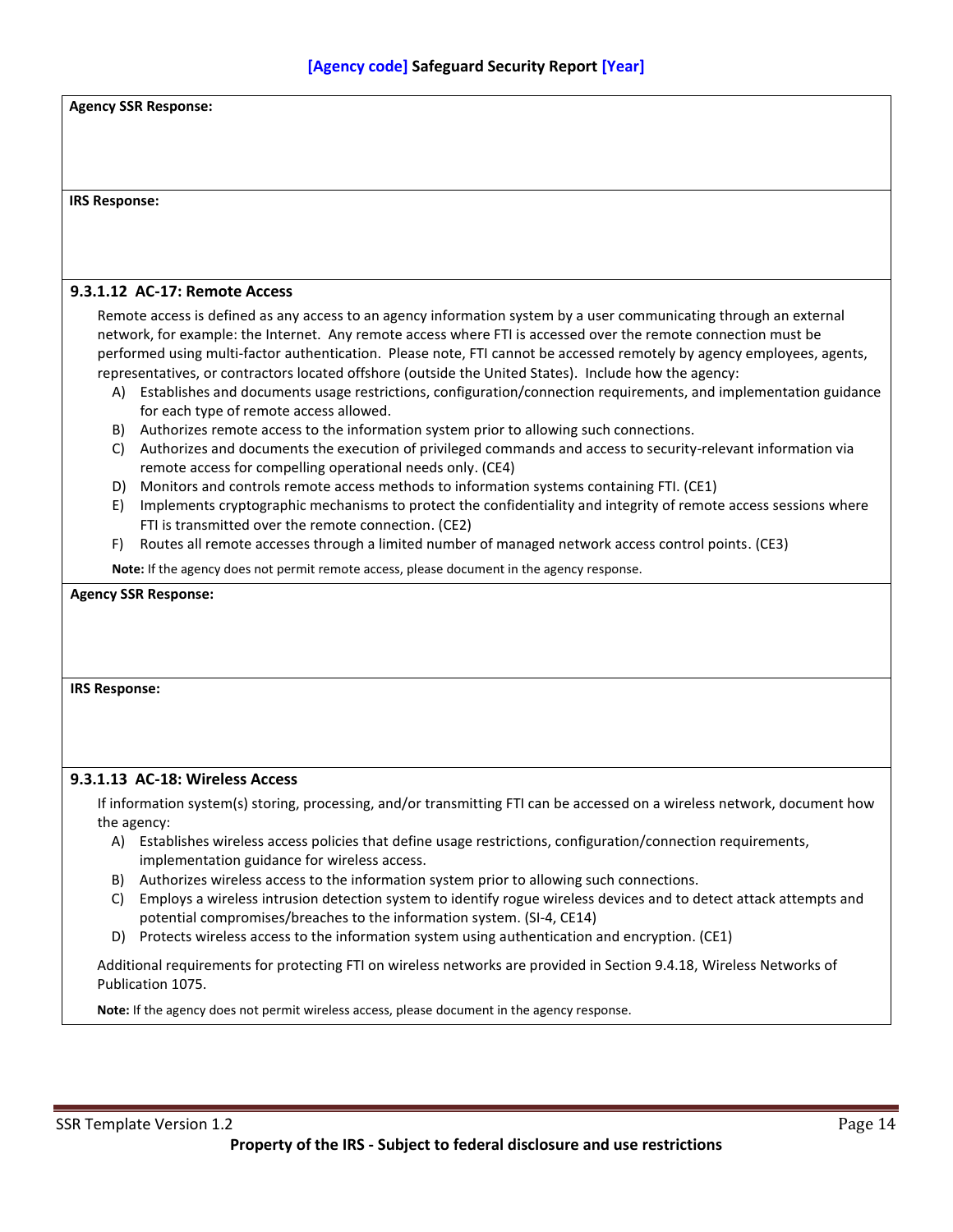**Agency SSR Response:**

**IRS Response:**

#### 9.3.1.12 AC-17: Remote Access

Remote access is defined as any access to an agency information system by a user communicating through an external network, for example: the Internet. Any remote access where FTI is accessed over the remote connection must be performed using multi-factor authentication. Please note, FTI cannot be accessed remotely by agency employees, agents, representatives, or contractors located offshore (outside the United States). Include how the agency:

A) Establishes and documents usage restrictions, configuration/connection requirements, and implementation guidance for each type of remote access allowed.
B) Authorizes remote access to the information system prior to allowing such connections.
C) Authorizes and documents the execution of privileged commands and access to security-relevant information via remote access for compelling operational needs only. (CE4)
D) Monitors and controls remote access methods to information systems containing FTI. (CE1)
E) Implements cryptographic mechanisms to protect the confidentiality and integrity of remote access sessions where FTI is transmitted over the remote connection. (CE2)
F) Routes all remote accesses through a limited number of managed network access control points. (CE3)

**Note:** If the agency does not permit remote access, please document in the agency response.

**Agency SSR Response:**

**IRS Response:**

#### 9.3.1.13 AC-18: Wireless Access

If information system(s) storing, processing, and/or transmitting FTI can be accessed on a wireless network, document how the agency:

A) Establishes wireless access policies that define usage restrictions, configuration/connection requirements, implementation guidance for wireless access.
B) Authorizes wireless access to the information system prior to allowing such connections.
C) Employs a wireless intrusion detection system to identify rogue wireless devices and to detect attack attempts and potential compromises/breaches to the information system. (SI-4, CE14)
D) Protects wireless access to the information system using authentication and encryption. (CE1)

Additional requirements for protecting FTI on wireless networks are provided in Section 9.4.18, Wireless Networks of Publication 1075.

**Note:** If the agency does not permit wireless access, please document in the agency response.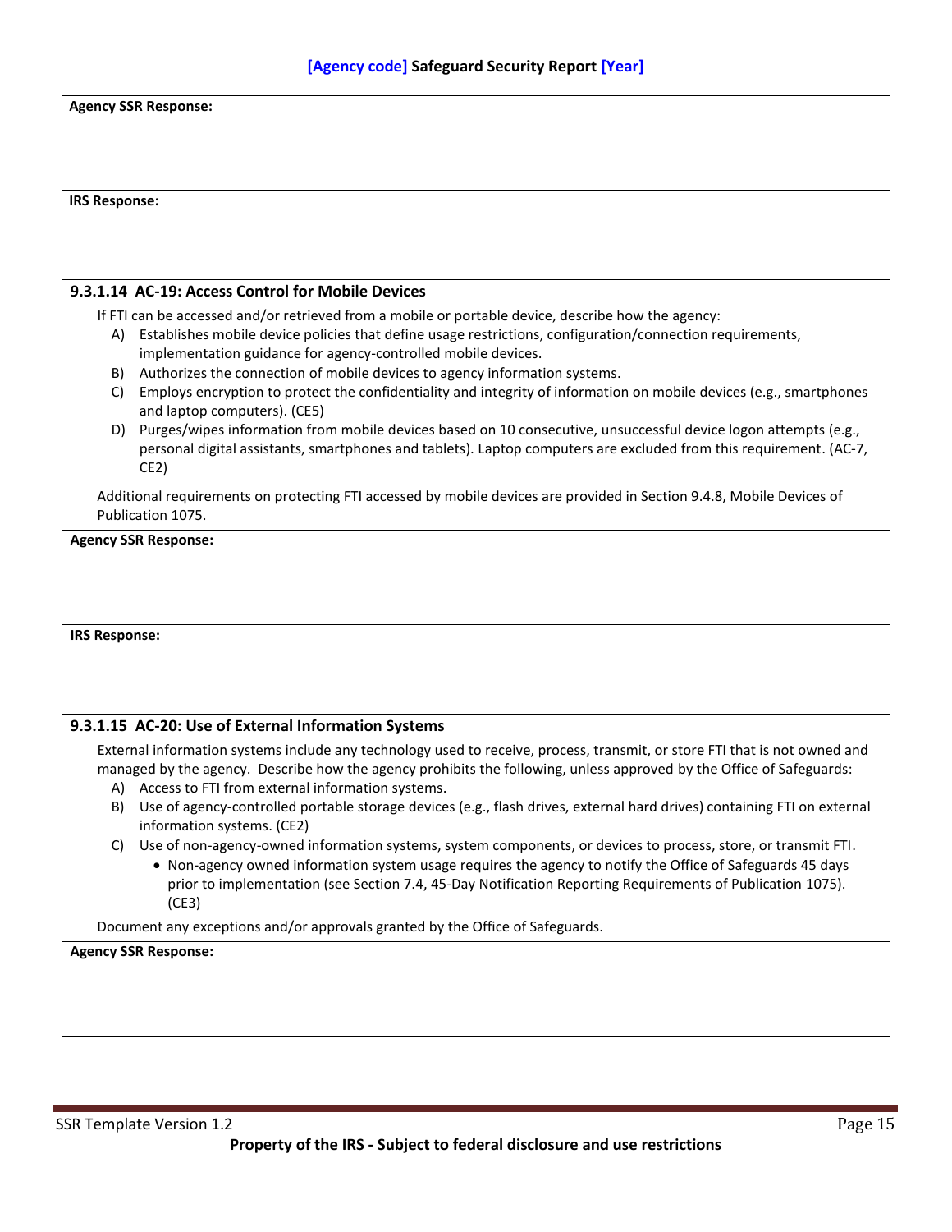**Agency SSR Response:**

**IRS Response:**

### 9.3.1.14 AC-19: Access Control for Mobile Devices

If FTI can be accessed and/or retrieved from a mobile or portable device, describe how the agency:

A) Establishes mobile device policies that define usage restrictions, configuration/connection requirements, implementation guidance for agency-controlled mobile devices.
B) Authorizes the connection of mobile devices to agency information systems.
C) Employs encryption to protect the confidentiality and integrity of information on mobile devices (e.g., smartphones and laptop computers). (CE5)
D) Purges/wipes information from mobile devices based on 10 consecutive, unsuccessful device logon attempts (e.g., personal digital assistants, smartphones and tablets). Laptop computers are excluded from this requirement. (AC-7, CE2)

Additional requirements on protecting FTI accessed by mobile devices are provided in Section 9.4.8, Mobile Devices of Publication 1075.

**Agency SSR Response:**

**IRS Response:**

### 9.3.1.15 AC-20: Use of External Information Systems

External information systems include any technology used to receive, process, transmit, or store FTI that is not owned and managed by the agency. Describe how the agency prohibits the following, unless approved by the Office of Safeguards:

A) Access to FTI from external information systems.
B) Use of agency-controlled portable storage devices (e.g., flash drives, external hard drives) containing FTI on external information systems. (CE2)
C) Use of non-agency-owned information systems, system components, or devices to process, store, or transmit FTI.
   - Non-agency owned information system usage requires the agency to notify the Office of Safeguards 45 days prior to implementation (see Section 7.4, 45-Day Notification Reporting Requirements of Publication 1075). (CE3)

Document any exceptions and/or approvals granted by the Office of Safeguards.

**Agency SSR Response:**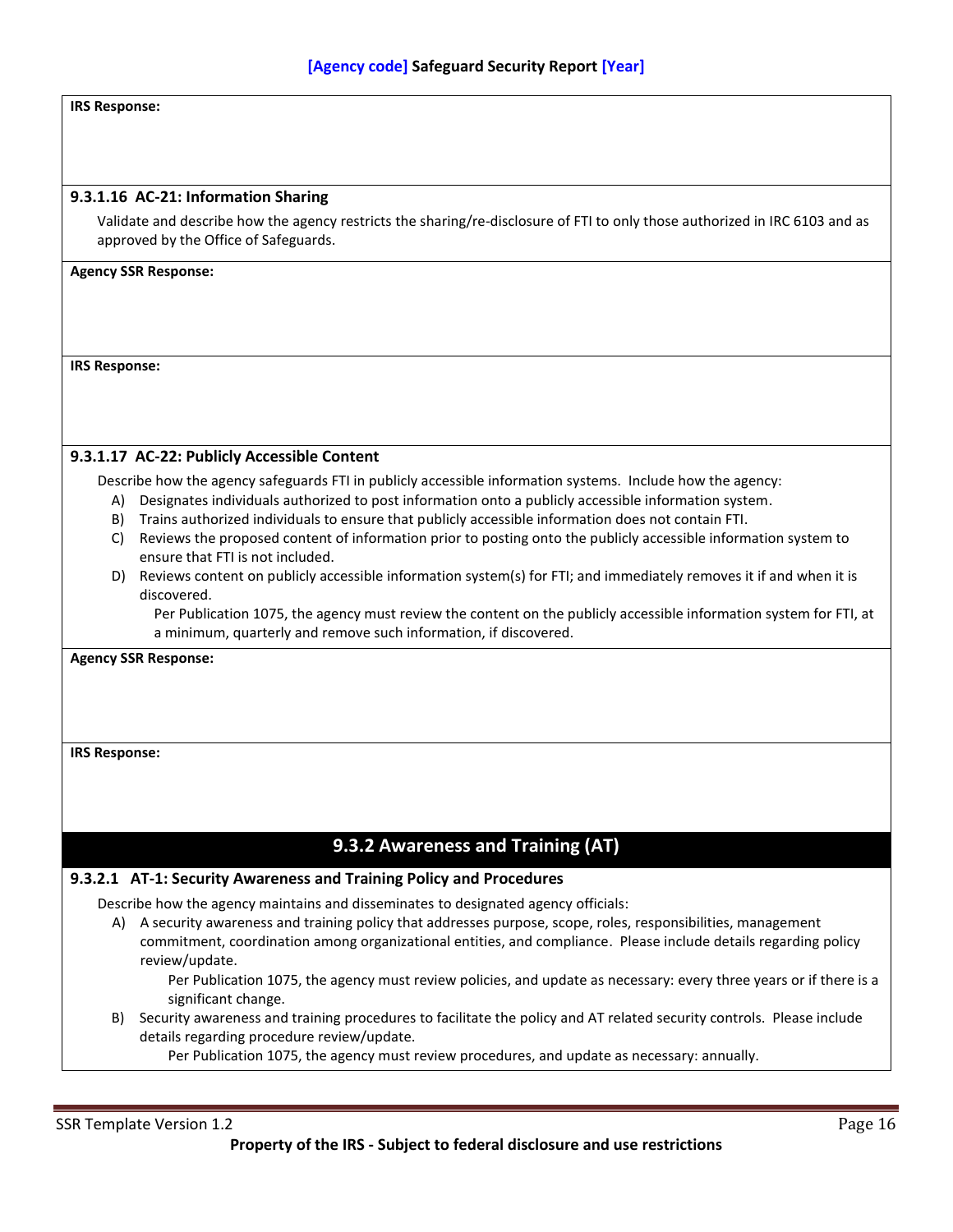**IRS Response:**

#### 9.3.1.16 AC-21: Information Sharing

Validate and describe how the agency restricts the sharing/re-disclosure of FTI to only those authorized in IRC 6103 and as approved by the Office of Safeguards.

**Agency SSR Response:**

**IRS Response:**

#### 9.3.1.17 AC-22: Publicly Accessible Content

Describe how the agency safeguards FTI in publicly accessible information systems. Include how the agency:

A) Designates individuals authorized to post information onto a publicly accessible information system.
B) Trains authorized individuals to ensure that publicly accessible information does not contain FTI.
C) Reviews the proposed content of information prior to posting onto the publicly accessible information system to ensure that FTI is not included.
D) Reviews content on publicly accessible information system(s) for FTI; and immediately removes it if and when it is discovered.

Per Publication 1075, the agency must review the content on the publicly accessible information system for FTI, at a minimum, quarterly and remove such information, if discovered.

**Agency SSR Response:**

**IRS Response:**

### 9.3.2 Awareness and Training (AT)

#### 9.3.2.1 AT-1: Security Awareness and Training Policy and Procedures

Describe how the agency maintains and disseminates to designated agency officials:

A) A security awareness and training policy that addresses purpose, scope, roles, responsibilities, management commitment, coordination among organizational entities, and compliance. Please include details regarding policy review/update.

   Per Publication 1075, the agency must review policies, and update as necessary: every three years or if there is a significant change.

B) Security awareness and training procedures to facilitate the policy and AT related security controls. Please include details regarding procedure review/update.

   Per Publication 1075, the agency must review procedures, and update as necessary: annually.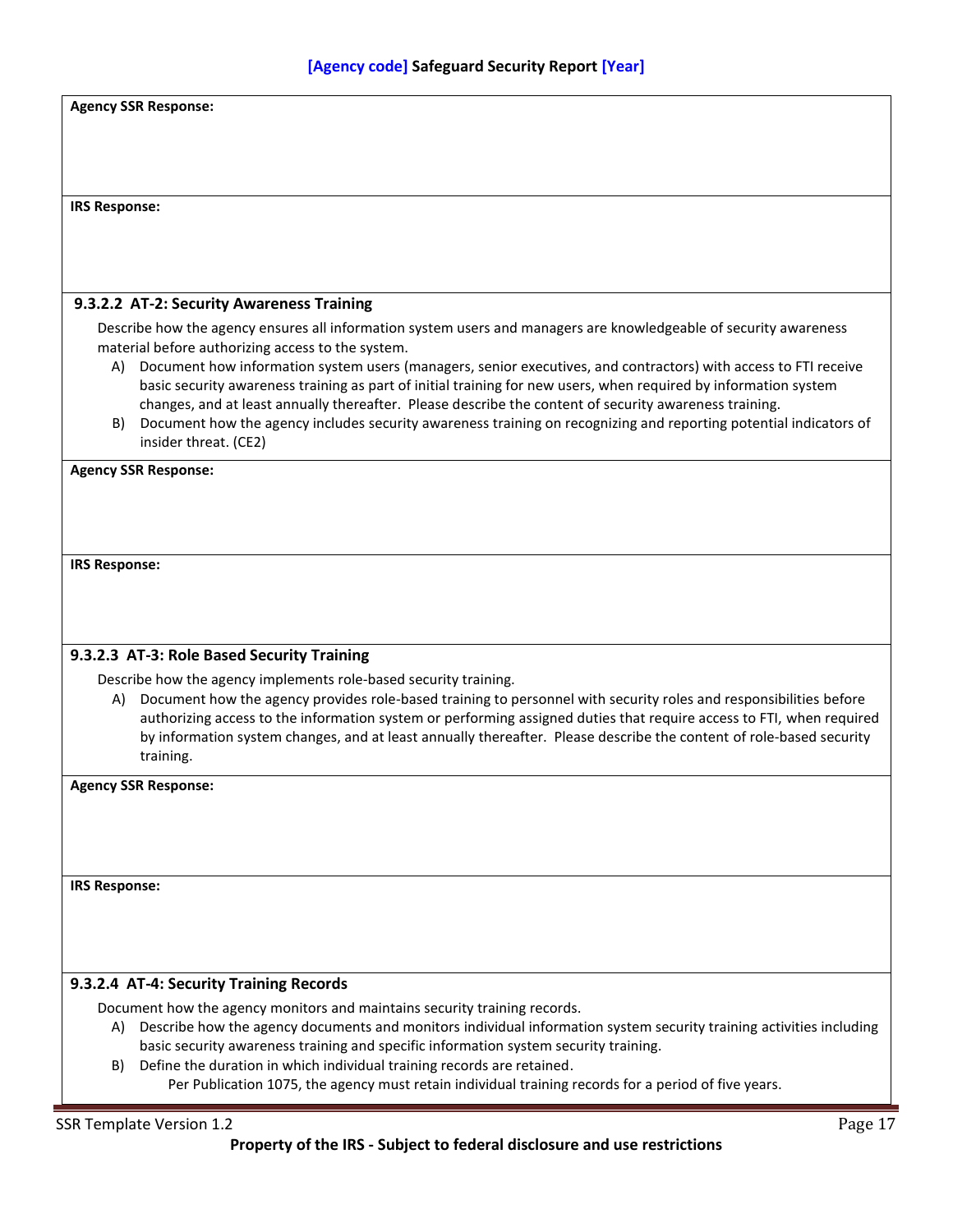**Agency SSR Response:**

**IRS Response:**

#### 9.3.2.2 AT-2: Security Awareness Training

Describe how the agency ensures all information system users and managers are knowledgeable of security awareness material before authorizing access to the system.

A) Document how information system users (managers, senior executives, and contractors) with access to FTI receive basic security awareness training as part of initial training for new users, when required by information system changes, and at least annually thereafter. Please describe the content of security awareness training.

B) Document how the agency includes security awareness training on recognizing and reporting potential indicators of insider threat. (CE2)

**Agency SSR Response:**

**IRS Response:**

#### 9.3.2.3 AT-3: Role Based Security Training

Describe how the agency implements role-based security training.

A) Document how the agency provides role-based training to personnel with security roles and responsibilities before authorizing access to the information system or performing assigned duties that require access to FTI, when required by information system changes, and at least annually thereafter. Please describe the content of role-based security training.

**Agency SSR Response:**

**IRS Response:**

#### 9.3.2.4 AT-4: Security Training Records

Document how the agency monitors and maintains security training records.

A) Describe how the agency documents and monitors individual information system security training activities including basic security awareness training and specific information system security training.

B) Define the duration in which individual training records are retained.

Per Publication 1075, the agency must retain individual training records for a period of five years.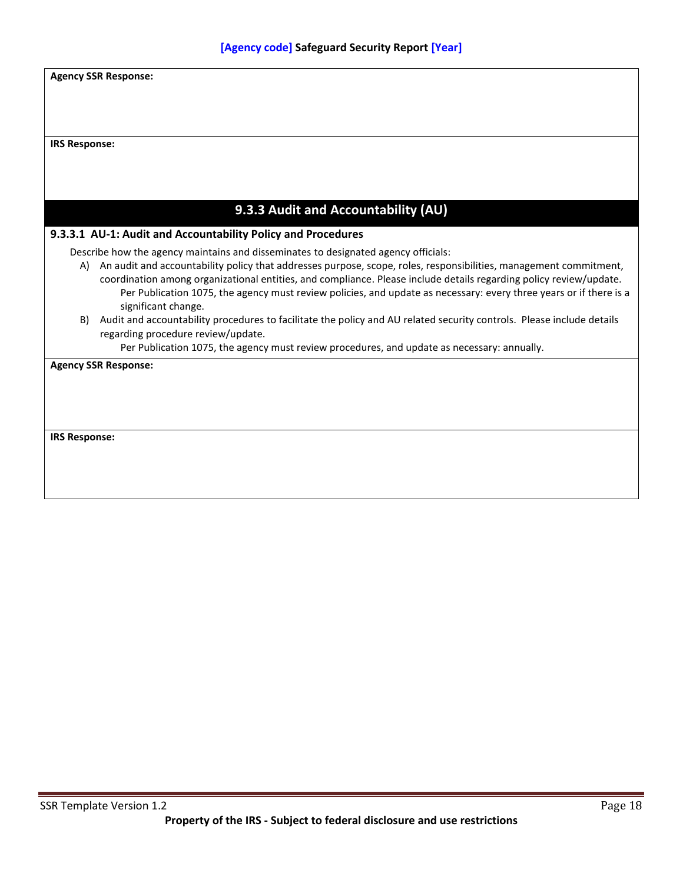**Agency SSR Response:**

**IRS Response:**

## 9.3.3 Audit and Accountability (AU)

### 9.3.3.1 AU-1: Audit and Accountability Policy and Procedures

Describe how the agency maintains and disseminates to designated agency officials:

A) An audit and accountability policy that addresses purpose, scope, roles, responsibilities, management commitment, coordination among organizational entities, and compliance. Please include details regarding policy review/update.
   Per Publication 1075, the agency must review policies, and update as necessary: every three years or if there is a significant change.

B) Audit and accountability procedures to facilitate the policy and AU related security controls. Please include details regarding procedure review/update.
   Per Publication 1075, the agency must review procedures, and update as necessary: annually.

**Agency SSR Response:**

**IRS Response:**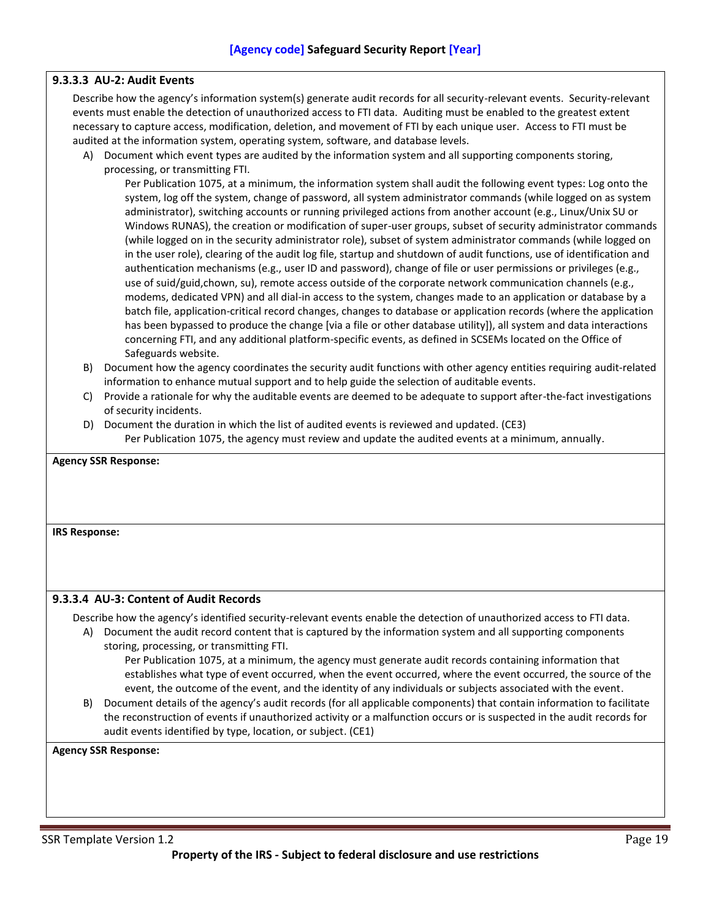#### 9.3.3.3 AU-2: Audit Events

Describe how the agency's information system(s) generate audit records for all security-relevant events. Security-relevant events must enable the detection of unauthorized access to FTI data. Auditing must be enabled to the greatest extent necessary to capture access, modification, deletion, and movement of FTI by each unique user. Access to FTI must be audited at the information system, operating system, software, and database levels.

A) Document which event types are audited by the information system and all supporting components storing, processing, or transmitting FTI.

   Per Publication 1075, at a minimum, the information system shall audit the following event types: Log onto the system, log off the system, change of password, all system administrator commands (while logged on as system administrator), switching accounts or running privileged actions from another account (e.g., Linux/Unix SU or Windows RUNAS), the creation or modification of super-user groups, subset of security administrator commands (while logged on in the security administrator role), subset of system administrator commands (while logged on in the user role), clearing of the audit log file, startup and shutdown of audit functions, use of identification and authentication mechanisms (e.g., user ID and password), change of file or user permissions or privileges (e.g., use of suid/guid,chown, su), remote access outside of the corporate network communication channels (e.g., modems, dedicated VPN) and all dial-in access to the system, changes made to an application or database by a batch file, application-critical record changes, changes to database or application records (where the application has been bypassed to produce the change [via a file or other database utility]), all system and data interactions concerning FTI, and any additional platform-specific events, as defined in SCSEMs located on the Office of Safeguards website.

B) Document how the agency coordinates the security audit functions with other agency entities requiring audit-related information to enhance mutual support and to help guide the selection of auditable events.

C) Provide a rationale for why the auditable events are deemed to be adequate to support after-the-fact investigations of security incidents.

D) Document the duration in which the list of audited events is reviewed and updated. (CE3)

   Per Publication 1075, the agency must review and update the audited events at a minimum, annually.

**Agency SSR Response:**

**IRS Response:**

#### 9.3.3.4 AU-3: Content of Audit Records

Describe how the agency's identified security-relevant events enable the detection of unauthorized access to FTI data.

A) Document the audit record content that is captured by the information system and all supporting components storing, processing, or transmitting FTI.

   Per Publication 1075, at a minimum, the agency must generate audit records containing information that establishes what type of event occurred, when the event occurred, where the event occurred, the source of the event, the outcome of the event, and the identity of any individuals or subjects associated with the event.

B) Document details of the agency's audit records (for all applicable components) that contain information to facilitate the reconstruction of events if unauthorized activity or a malfunction occurs or is suspected in the audit records for audit events identified by type, location, or subject. (CE1)

**Agency SSR Response:**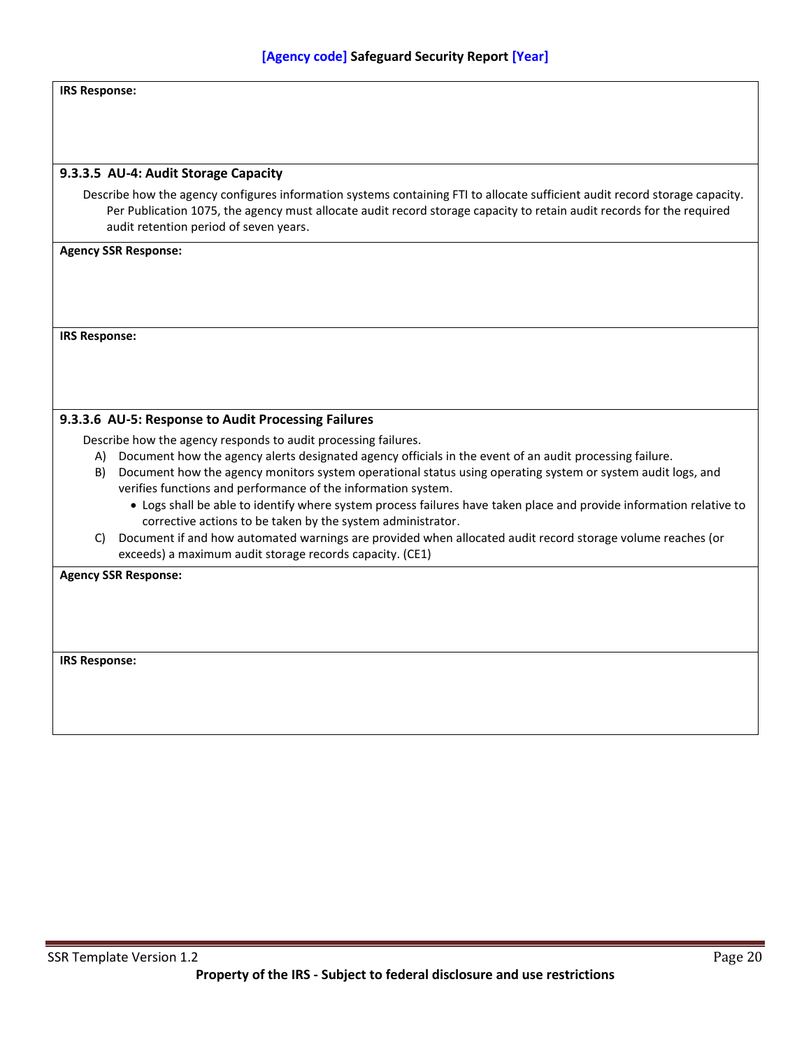**IRS Response:**

#### 9.3.3.5 AU-4: Audit Storage Capacity

Describe how the agency configures information systems containing FTI to allocate sufficient audit record storage capacity. Per Publication 1075, the agency must allocate audit record storage capacity to retain audit records for the required audit retention period of seven years.

**Agency SSR Response:**

**IRS Response:**

#### 9.3.3.6 AU-5: Response to Audit Processing Failures

Describe how the agency responds to audit processing failures.

A) Document how the agency alerts designated agency officials in the event of an audit processing failure.

B) Document how the agency monitors system operational status using operating system or system audit logs, and verifies functions and performance of the information system.

- Logs shall be able to identify where system process failures have taken place and provide information relative to corrective actions to be taken by the system administrator.

C) Document if and how automated warnings are provided when allocated audit record storage volume reaches (or exceeds) a maximum audit storage records capacity. (CE1)

**Agency SSR Response:**

**IRS Response:**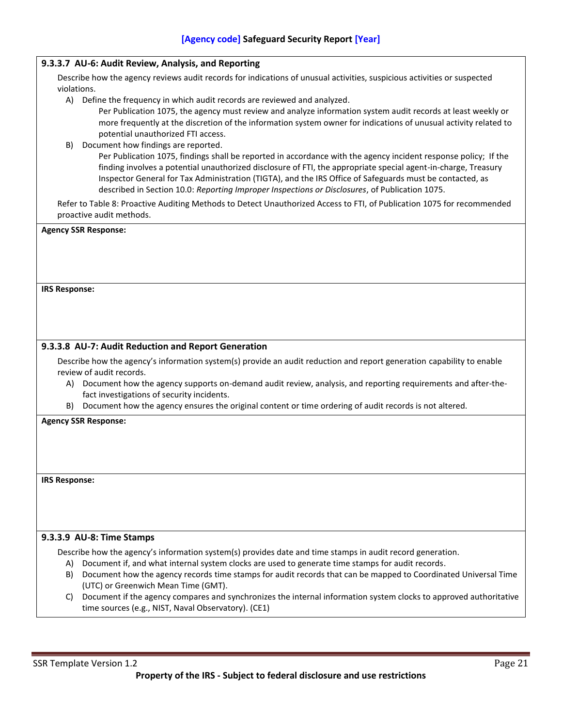#### 9.3.3.7 AU-6: Audit Review, Analysis, and Reporting

Describe how the agency reviews audit records for indications of unusual activities, suspicious activities or suspected violations.

A) Define the frequency in which audit records are reviewed and analyzed.

   Per Publication 1075, the agency must review and analyze information system audit records at least weekly or more frequently at the discretion of the information system owner for indications of unusual activity related to potential unauthorized FTI access.

B) Document how findings are reported.

   Per Publication 1075, findings shall be reported in accordance with the agency incident response policy; If the finding involves a potential unauthorized disclosure of FTI, the appropriate special agent-in-charge, Treasury Inspector General for Tax Administration (TIGTA), and the IRS Office of Safeguards must be contacted, as described in Section 10.0: *Reporting Improper Inspections or Disclosures*, of Publication 1075.

Refer to Table 8: Proactive Auditing Methods to Detect Unauthorized Access to FTI, of Publication 1075 for recommended proactive audit methods.

**Agency SSR Response:**

**IRS Response:**

#### 9.3.3.8 AU-7: Audit Reduction and Report Generation

Describe how the agency's information system(s) provide an audit reduction and report generation capability to enable review of audit records.

A) Document how the agency supports on-demand audit review, analysis, and reporting requirements and after-the-fact investigations of security incidents.

B) Document how the agency ensures the original content or time ordering of audit records is not altered.

**Agency SSR Response:**

**IRS Response:**

#### 9.3.3.9 AU-8: Time Stamps

Describe how the agency's information system(s) provides date and time stamps in audit record generation.

A) Document if, and what internal system clocks are used to generate time stamps for audit records.

B) Document how the agency records time stamps for audit records that can be mapped to Coordinated Universal Time (UTC) or Greenwich Mean Time (GMT).

C) Document if the agency compares and synchronizes the internal information system clocks to approved authoritative time sources (e.g., NIST, Naval Observatory). (CE1)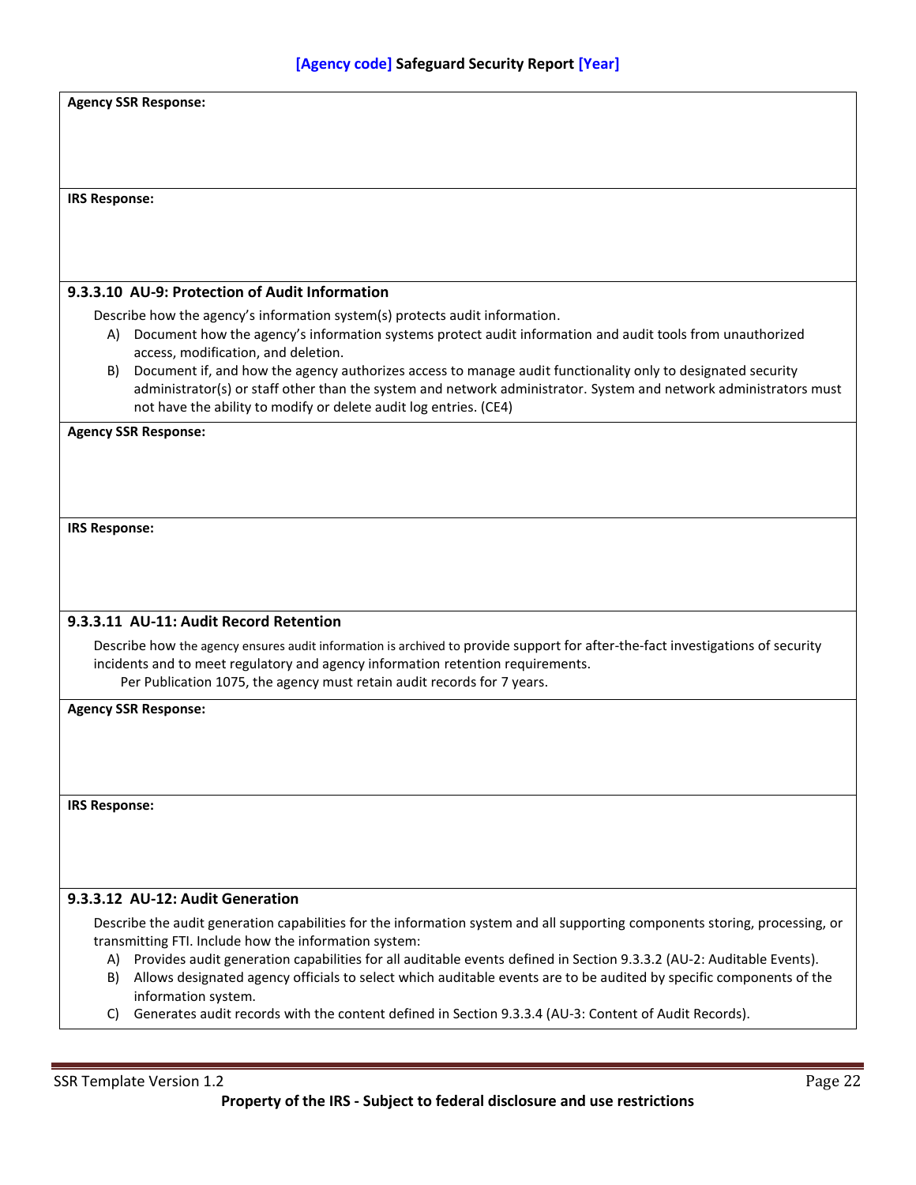**Agency SSR Response:**

**IRS Response:**

### 9.3.3.10 AU-9: Protection of Audit Information

Describe how the agency's information system(s) protects audit information.

A) Document how the agency's information systems protect audit information and audit tools from unauthorized access, modification, and deletion.

B) Document if, and how the agency authorizes access to manage audit functionality only to designated security administrator(s) or staff other than the system and network administrator. System and network administrators must not have the ability to modify or delete audit log entries. (CE4)

**Agency SSR Response:**

**IRS Response:**

### 9.3.3.11 AU-11: Audit Record Retention

Describe how the agency ensures audit information is archived to provide support for after-the-fact investigations of security incidents and to meet regulatory and agency information retention requirements.

Per Publication 1075, the agency must retain audit records for 7 years.

**Agency SSR Response:**

**IRS Response:**

### 9.3.3.12 AU-12: Audit Generation

Describe the audit generation capabilities for the information system and all supporting components storing, processing, or transmitting FTI. Include how the information system:

A) Provides audit generation capabilities for all auditable events defined in Section 9.3.3.2 (AU-2: Auditable Events).

B) Allows designated agency officials to select which auditable events are to be audited by specific components of the information system.

C) Generates audit records with the content defined in Section 9.3.3.4 (AU-3: Content of Audit Records).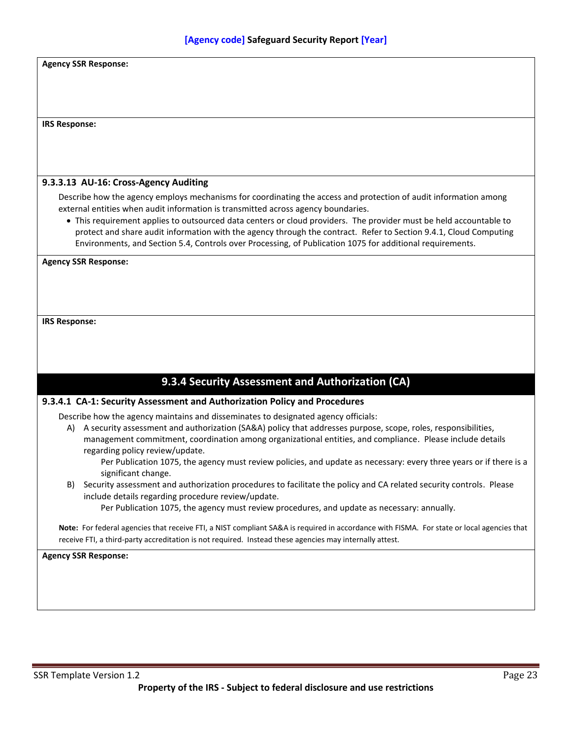**Agency SSR Response:**

**IRS Response:**

#### 9.3.3.13 AU-16: Cross-Agency Auditing

Describe how the agency employs mechanisms for coordinating the access and protection of audit information among external entities when audit information is transmitted across agency boundaries.

- This requirement applies to outsourced data centers or cloud providers. The provider must be held accountable to protect and share audit information with the agency through the contract. Refer to Section 9.4.1, Cloud Computing Environments, and Section 5.4, Controls over Processing, of Publication 1075 for additional requirements.

**Agency SSR Response:**

**IRS Response:**

### 9.3.4 Security Assessment and Authorization (CA)

#### 9.3.4.1 CA-1: Security Assessment and Authorization Policy and Procedures

Describe how the agency maintains and disseminates to designated agency officials:

A) A security assessment and authorization (SA&A) policy that addresses purpose, scope, roles, responsibilities, management commitment, coordination among organizational entities, and compliance. Please include details regarding policy review/update.

  Per Publication 1075, the agency must review policies, and update as necessary: every three years or if there is a significant change.

B) Security assessment and authorization procedures to facilitate the policy and CA related security controls. Please include details regarding procedure review/update.

  Per Publication 1075, the agency must review procedures, and update as necessary: annually.

**Note:** For federal agencies that receive FTI, a NIST compliant SA&A is required in accordance with FISMA. For state or local agencies that receive FTI, a third-party accreditation is not required. Instead these agencies may internally attest.

**Agency SSR Response:**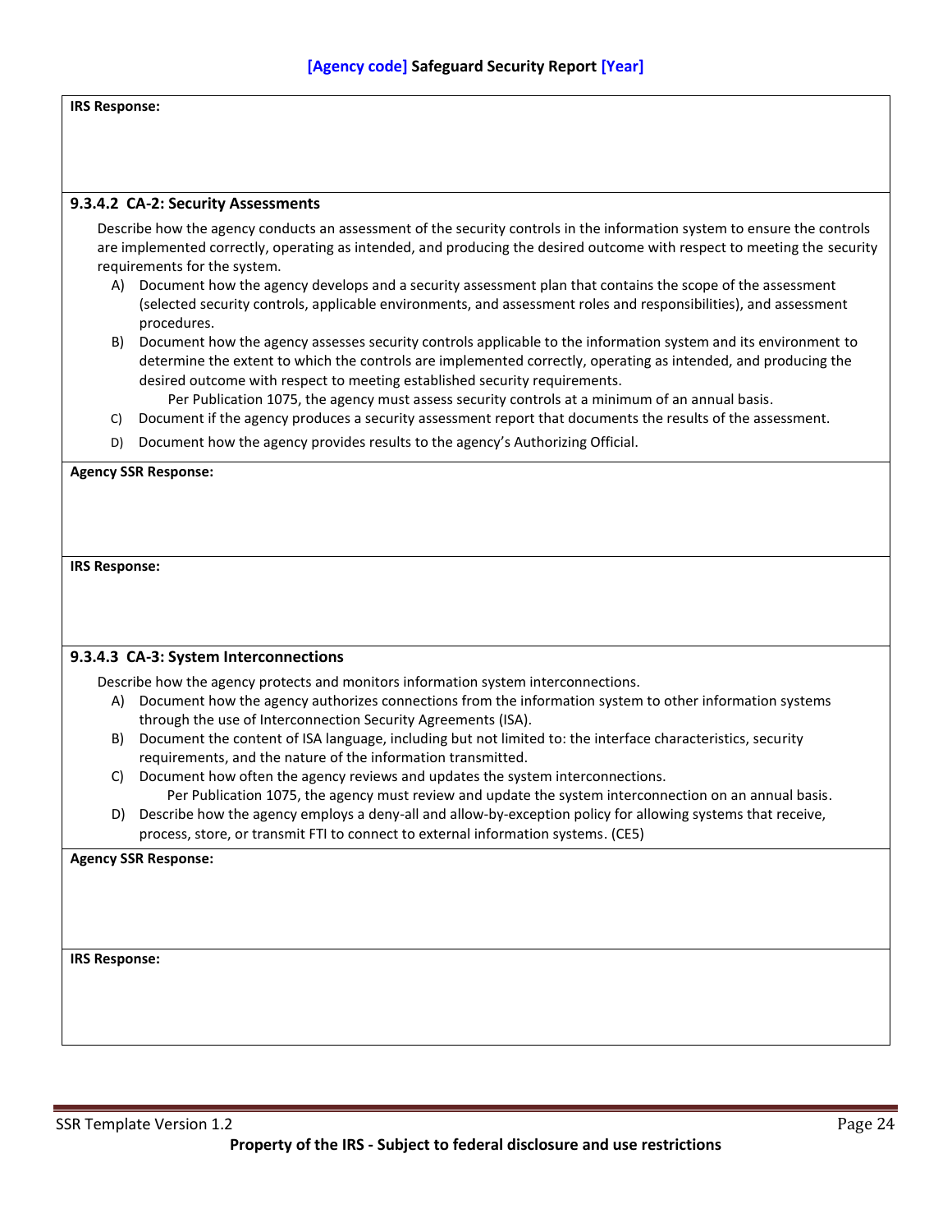**IRS Response:**

#### 9.3.4.2 CA-2: Security Assessments

Describe how the agency conducts an assessment of the security controls in the information system to ensure the controls are implemented correctly, operating as intended, and producing the desired outcome with respect to meeting the security requirements for the system.

A) Document how the agency develops and a security assessment plan that contains the scope of the assessment (selected security controls, applicable environments, and assessment roles and responsibilities), and assessment procedures.

B) Document how the agency assesses security controls applicable to the information system and its environment to determine the extent to which the controls are implemented correctly, operating as intended, and producing the desired outcome with respect to meeting established security requirements.

   Per Publication 1075, the agency must assess security controls at a minimum of an annual basis.

C) Document if the agency produces a security assessment report that documents the results of the assessment.

D) Document how the agency provides results to the agency's Authorizing Official.

**Agency SSR Response:**

**IRS Response:**

#### 9.3.4.3 CA-3: System Interconnections

Describe how the agency protects and monitors information system interconnections.

A) Document how the agency authorizes connections from the information system to other information systems through the use of Interconnection Security Agreements (ISA).

B) Document the content of ISA language, including but not limited to: the interface characteristics, security requirements, and the nature of the information transmitted.

C) Document how often the agency reviews and updates the system interconnections.

   Per Publication 1075, the agency must review and update the system interconnection on an annual basis.

D) Describe how the agency employs a deny-all and allow-by-exception policy for allowing systems that receive, process, store, or transmit FTI to connect to external information systems. (CE5)

**Agency SSR Response:**

**IRS Response:**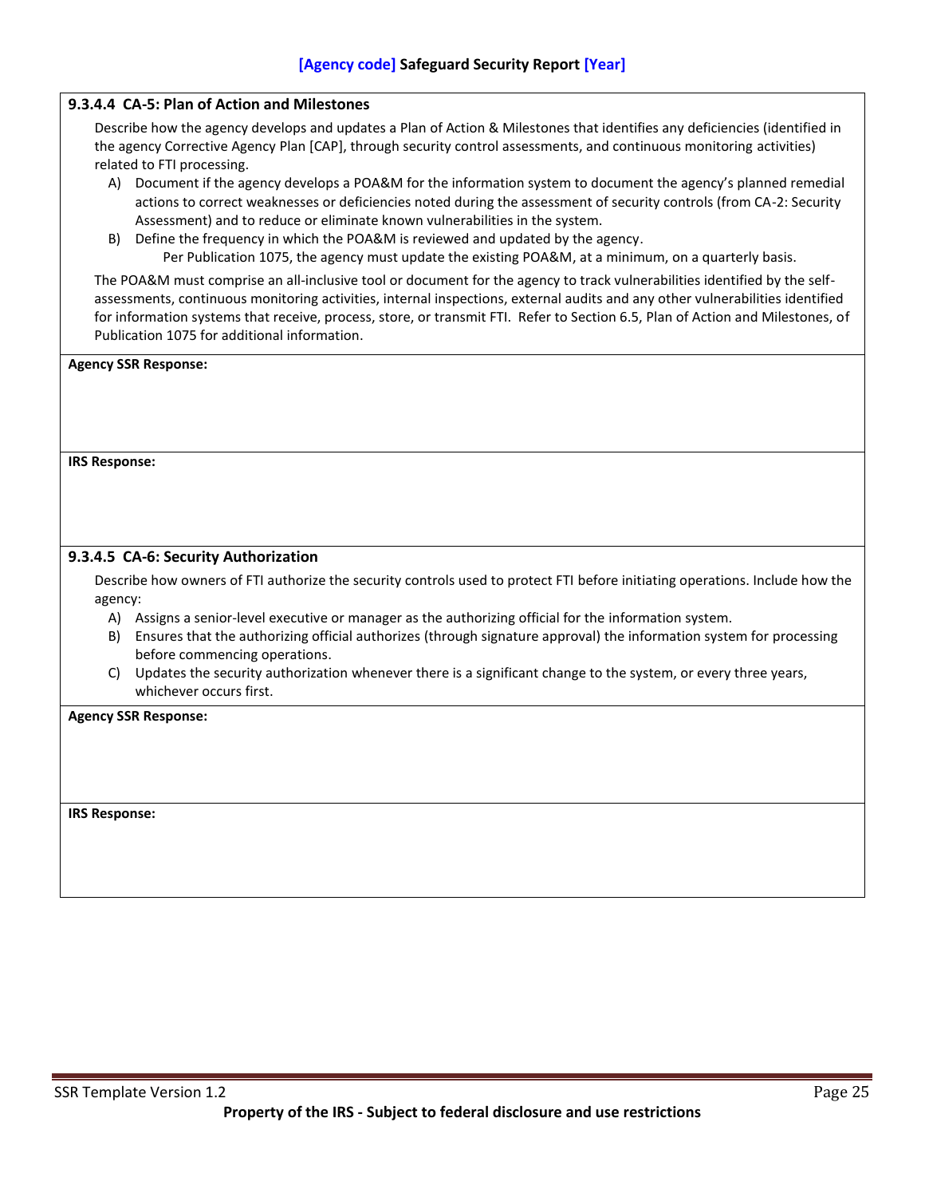#### 9.3.4.4 CA-5: Plan of Action and Milestones

Describe how the agency develops and updates a Plan of Action & Milestones that identifies any deficiencies (identified in the agency Corrective Agency Plan [CAP], through security control assessments, and continuous monitoring activities) related to FTI processing.

A) Document if the agency develops a POA&M for the information system to document the agency's planned remedial actions to correct weaknesses or deficiencies noted during the assessment of security controls (from CA-2: Security Assessment) and to reduce or eliminate known vulnerabilities in the system.

B) Define the frequency in which the POA&M is reviewed and updated by the agency.
   Per Publication 1075, the agency must update the existing POA&M, at a minimum, on a quarterly basis.

The POA&M must comprise an all-inclusive tool or document for the agency to track vulnerabilities identified by the self-assessments, continuous monitoring activities, internal inspections, external audits and any other vulnerabilities identified for information systems that receive, process, store, or transmit FTI. Refer to Section 6.5, Plan of Action and Milestones, of Publication 1075 for additional information.

**Agency SSR Response:**

**IRS Response:**

#### 9.3.4.5 CA-6: Security Authorization

Describe how owners of FTI authorize the security controls used to protect FTI before initiating operations. Include how the agency:

A) Assigns a senior-level executive or manager as the authorizing official for the information system.

B) Ensures that the authorizing official authorizes (through signature approval) the information system for processing before commencing operations.

C) Updates the security authorization whenever there is a significant change to the system, or every three years, whichever occurs first.

**Agency SSR Response:**

**IRS Response:**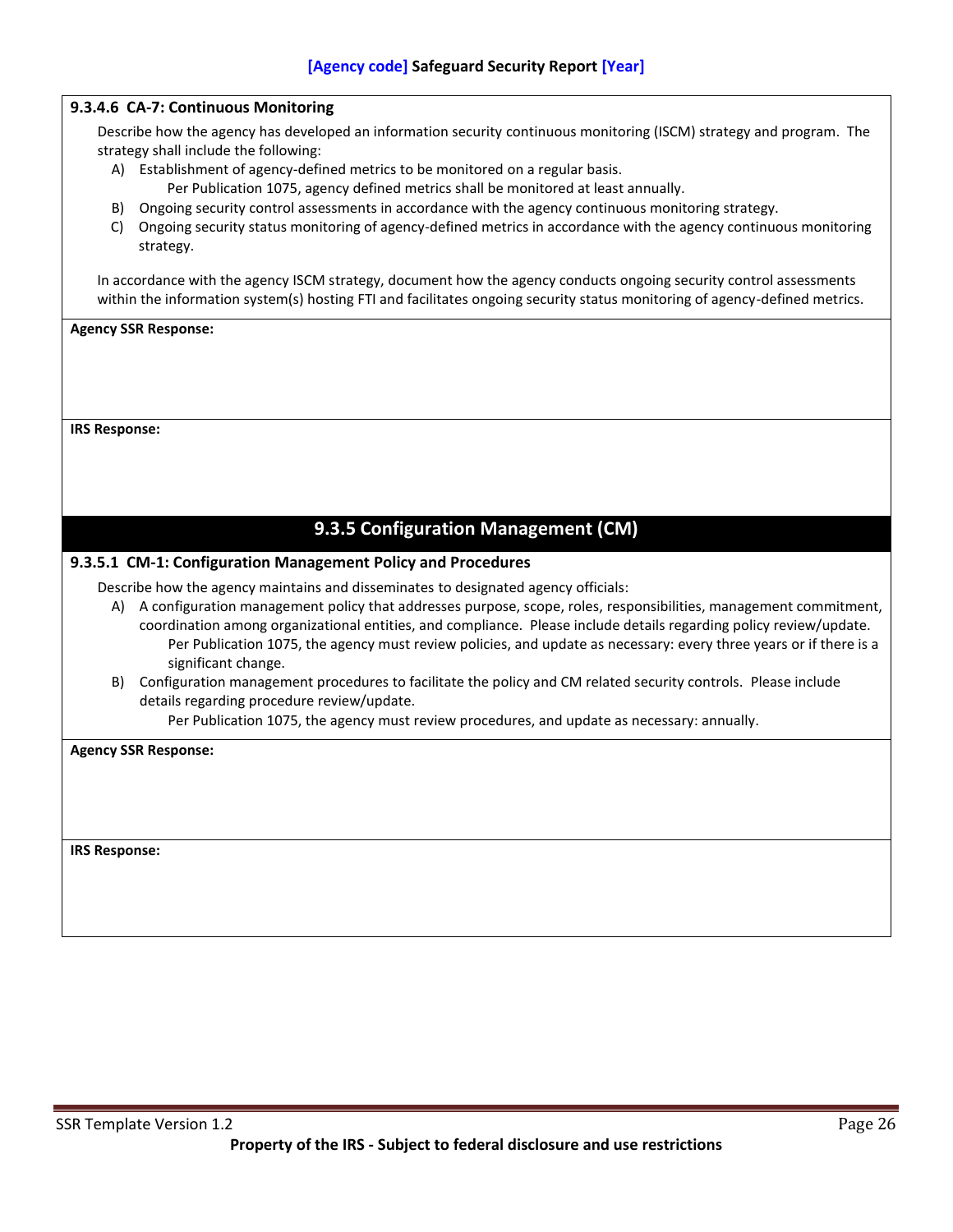#### 9.3.4.6 CA-7: Continuous Monitoring

Describe how the agency has developed an information security continuous monitoring (ISCM) strategy and program. The strategy shall include the following:

A) Establishment of agency-defined metrics to be monitored on a regular basis.
   Per Publication 1075, agency defined metrics shall be monitored at least annually.
B) Ongoing security control assessments in accordance with the agency continuous monitoring strategy.
C) Ongoing security status monitoring of agency-defined metrics in accordance with the agency continuous monitoring strategy.

In accordance with the agency ISCM strategy, document how the agency conducts ongoing security control assessments within the information system(s) hosting FTI and facilitates ongoing security status monitoring of agency-defined metrics.

**Agency SSR Response:**

**IRS Response:**

## 9.3.5 Configuration Management (CM)

#### 9.3.5.1 CM-1: Configuration Management Policy and Procedures

Describe how the agency maintains and disseminates to designated agency officials:

A) A configuration management policy that addresses purpose, scope, roles, responsibilities, management commitment, coordination among organizational entities, and compliance. Please include details regarding policy review/update.
   Per Publication 1075, the agency must review policies, and update as necessary: every three years or if there is a significant change.
B) Configuration management procedures to facilitate the policy and CM related security controls. Please include details regarding procedure review/update.
   Per Publication 1075, the agency must review procedures, and update as necessary: annually.

**Agency SSR Response:**

**IRS Response:**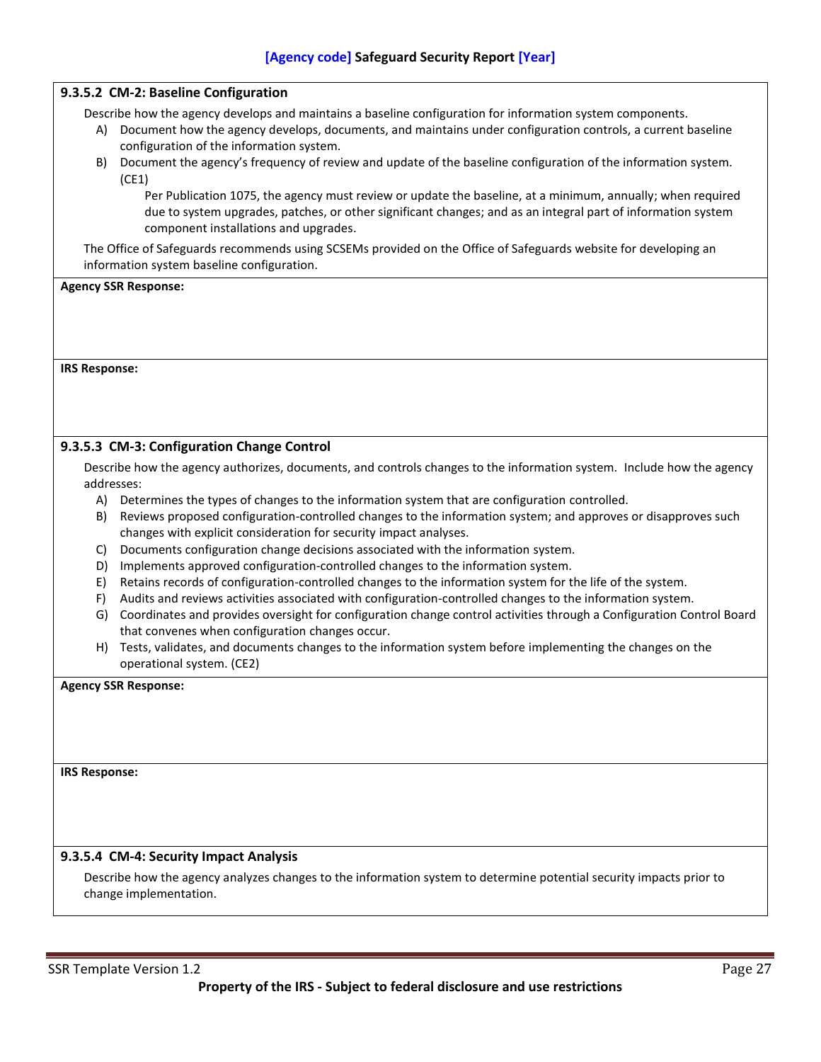#### 9.3.5.2 CM-2: Baseline Configuration

Describe how the agency develops and maintains a baseline configuration for information system components.

A) Document how the agency develops, documents, and maintains under configuration controls, a current baseline configuration of the information system.

B) Document the agency's frequency of review and update of the baseline configuration of the information system. (CE1)

> Per Publication 1075, the agency must review or update the baseline, at a minimum, annually; when required due to system upgrades, patches, or other significant changes; and as an integral part of information system component installations and upgrades.

The Office of Safeguards recommends using SCSEMs provided on the Office of Safeguards website for developing an information system baseline configuration.

**Agency SSR Response:**

**IRS Response:**

#### 9.3.5.3 CM-3: Configuration Change Control

Describe how the agency authorizes, documents, and controls changes to the information system. Include how the agency addresses:

A) Determines the types of changes to the information system that are configuration controlled.

B) Reviews proposed configuration-controlled changes to the information system; and approves or disapproves such changes with explicit consideration for security impact analyses.

C) Documents configuration change decisions associated with the information system.

D) Implements approved configuration-controlled changes to the information system.

E) Retains records of configuration-controlled changes to the information system for the life of the system.

F) Audits and reviews activities associated with configuration-controlled changes to the information system.

G) Coordinates and provides oversight for configuration change control activities through a Configuration Control Board that convenes when configuration changes occur.

H) Tests, validates, and documents changes to the information system before implementing the changes on the operational system. (CE2)

**Agency SSR Response:**

**IRS Response:**

#### 9.3.5.4 CM-4: Security Impact Analysis

Describe how the agency analyzes changes to the information system to determine potential security impacts prior to change implementation.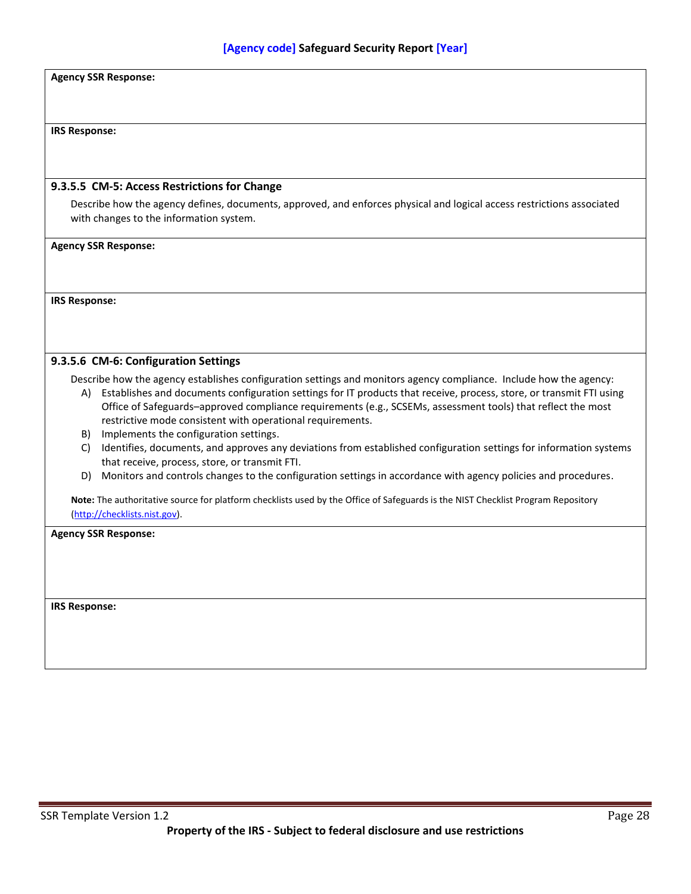**Agency SSR Response:**

**IRS Response:**

#### 9.3.5.5 CM-5: Access Restrictions for Change

Describe how the agency defines, documents, approved, and enforces physical and logical access restrictions associated with changes to the information system.

**Agency SSR Response:**

**IRS Response:**

#### 9.3.5.6 CM-6: Configuration Settings

Describe how the agency establishes configuration settings and monitors agency compliance. Include how the agency:

A) Establishes and documents configuration settings for IT products that receive, process, store, or transmit FTI using Office of Safeguards–approved compliance requirements (e.g., SCSEMs, assessment tools) that reflect the most restrictive mode consistent with operational requirements.
B) Implements the configuration settings.
C) Identifies, documents, and approves any deviations from established configuration settings for information systems that receive, process, store, or transmit FTI.
D) Monitors and controls changes to the configuration settings in accordance with agency policies and procedures.

**Note:** The authoritative source for platform checklists used by the Office of Safeguards is the NIST Checklist Program Repository (http://checklists.nist.gov).

**Agency SSR Response:**

**IRS Response:**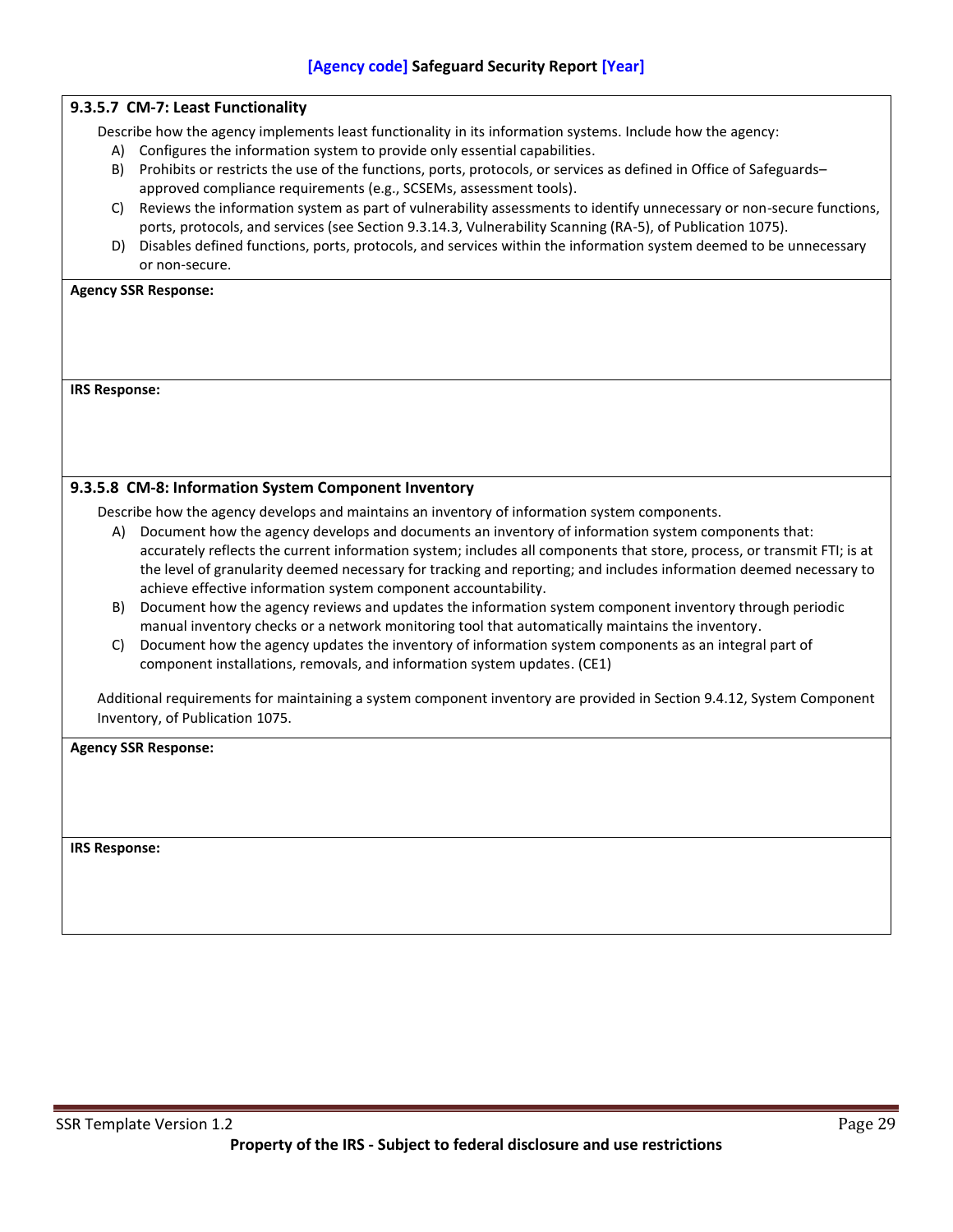#### 9.3.5.7 CM-7: Least Functionality

Describe how the agency implements least functionality in its information systems. Include how the agency:

A) Configures the information system to provide only essential capabilities.
B) Prohibits or restricts the use of the functions, ports, protocols, or services as defined in Office of Safeguards–approved compliance requirements (e.g., SCSEMs, assessment tools).
C) Reviews the information system as part of vulnerability assessments to identify unnecessary or non-secure functions, ports, protocols, and services (see Section 9.3.14.3, Vulnerability Scanning (RA-5), of Publication 1075).
D) Disables defined functions, ports, protocols, and services within the information system deemed to be unnecessary or non-secure.

**Agency SSR Response:**

**IRS Response:**

#### 9.3.5.8 CM-8: Information System Component Inventory

Describe how the agency develops and maintains an inventory of information system components.

A) Document how the agency develops and documents an inventory of information system components that: accurately reflects the current information system; includes all components that store, process, or transmit FTI; is at the level of granularity deemed necessary for tracking and reporting; and includes information deemed necessary to achieve effective information system component accountability.
B) Document how the agency reviews and updates the information system component inventory through periodic manual inventory checks or a network monitoring tool that automatically maintains the inventory.
C) Document how the agency updates the inventory of information system components as an integral part of component installations, removals, and information system updates. (CE1)

Additional requirements for maintaining a system component inventory are provided in Section 9.4.12, System Component Inventory, of Publication 1075.

**Agency SSR Response:**

**IRS Response:**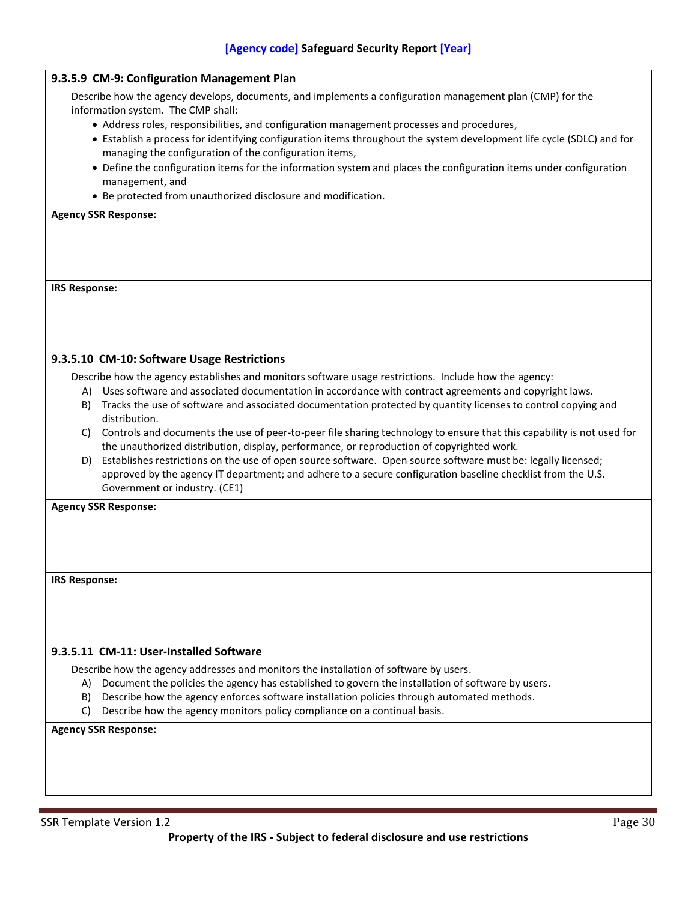**9.3.5.9 CM-9: Configuration Management Plan**

Describe how the agency develops, documents, and implements a configuration management plan (CMP) for the information system. The CMP shall:

- Address roles, responsibilities, and configuration management processes and procedures,
- Establish a process for identifying configuration items throughout the system development life cycle (SDLC) and for managing the configuration of the configuration items,
- Define the configuration items for the information system and places the configuration items under configuration management, and
- Be protected from unauthorized disclosure and modification.

**Agency SSR Response:**

**IRS Response:**

**9.3.5.10 CM-10: Software Usage Restrictions**

Describe how the agency establishes and monitors software usage restrictions. Include how the agency:

A) Uses software and associated documentation in accordance with contract agreements and copyright laws.

B) Tracks the use of software and associated documentation protected by quantity licenses to control copying and distribution.

C) Controls and documents the use of peer-to-peer file sharing technology to ensure that this capability is not used for the unauthorized distribution, display, performance, or reproduction of copyrighted work.

D) Establishes restrictions on the use of open source software. Open source software must be: legally licensed; approved by the agency IT department; and adhere to a secure configuration baseline checklist from the U.S. Government or industry. (CE1)

**Agency SSR Response:**

**IRS Response:**

**9.3.5.11 CM-11: User-Installed Software**

Describe how the agency addresses and monitors the installation of software by users.

A) Document the policies the agency has established to govern the installation of software by users.

B) Describe how the agency enforces software installation policies through automated methods.

C) Describe how the agency monitors policy compliance on a continual basis.

**Agency SSR Response:**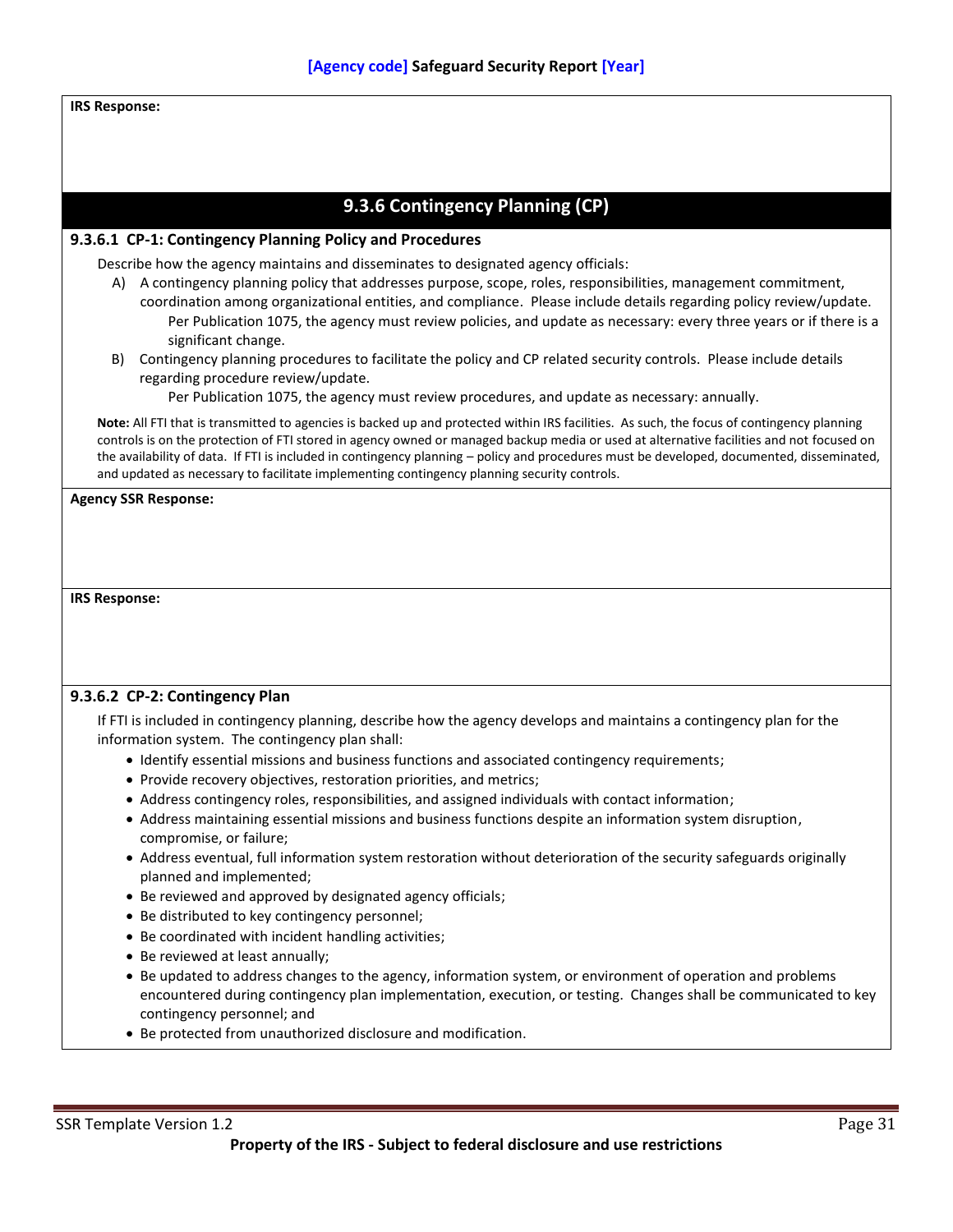**IRS Response:**

## 9.3.6 Contingency Planning (CP)

### 9.3.6.1 CP-1: Contingency Planning Policy and Procedures

Describe how the agency maintains and disseminates to designated agency officials:

A) A contingency planning policy that addresses purpose, scope, roles, responsibilities, management commitment, coordination among organizational entities, and compliance. Please include details regarding policy review/update.

Per Publication 1075, the agency must review policies, and update as necessary: every three years or if there is a significant change.

B) Contingency planning procedures to facilitate the policy and CP related security controls. Please include details regarding procedure review/update.

Per Publication 1075, the agency must review procedures, and update as necessary: annually.

**Note:** All FTI that is transmitted to agencies is backed up and protected within IRS facilities. As such, the focus of contingency planning controls is on the protection of FTI stored in agency owned or managed backup media or used at alternative facilities and not focused on the availability of data. If FTI is included in contingency planning – policy and procedures must be developed, documented, disseminated, and updated as necessary to facilitate implementing contingency planning security controls.

**Agency SSR Response:**

**IRS Response:**

### 9.3.6.2 CP-2: Contingency Plan

If FTI is included in contingency planning, describe how the agency develops and maintains a contingency plan for the information system. The contingency plan shall:

- Identify essential missions and business functions and associated contingency requirements;
- Provide recovery objectives, restoration priorities, and metrics;
- Address contingency roles, responsibilities, and assigned individuals with contact information;
- Address maintaining essential missions and business functions despite an information system disruption, compromise, or failure;
- Address eventual, full information system restoration without deterioration of the security safeguards originally planned and implemented;
- Be reviewed and approved by designated agency officials;
- Be distributed to key contingency personnel;
- Be coordinated with incident handling activities;
- Be reviewed at least annually;
- Be updated to address changes to the agency, information system, or environment of operation and problems encountered during contingency plan implementation, execution, or testing. Changes shall be communicated to key contingency personnel; and
- Be protected from unauthorized disclosure and modification.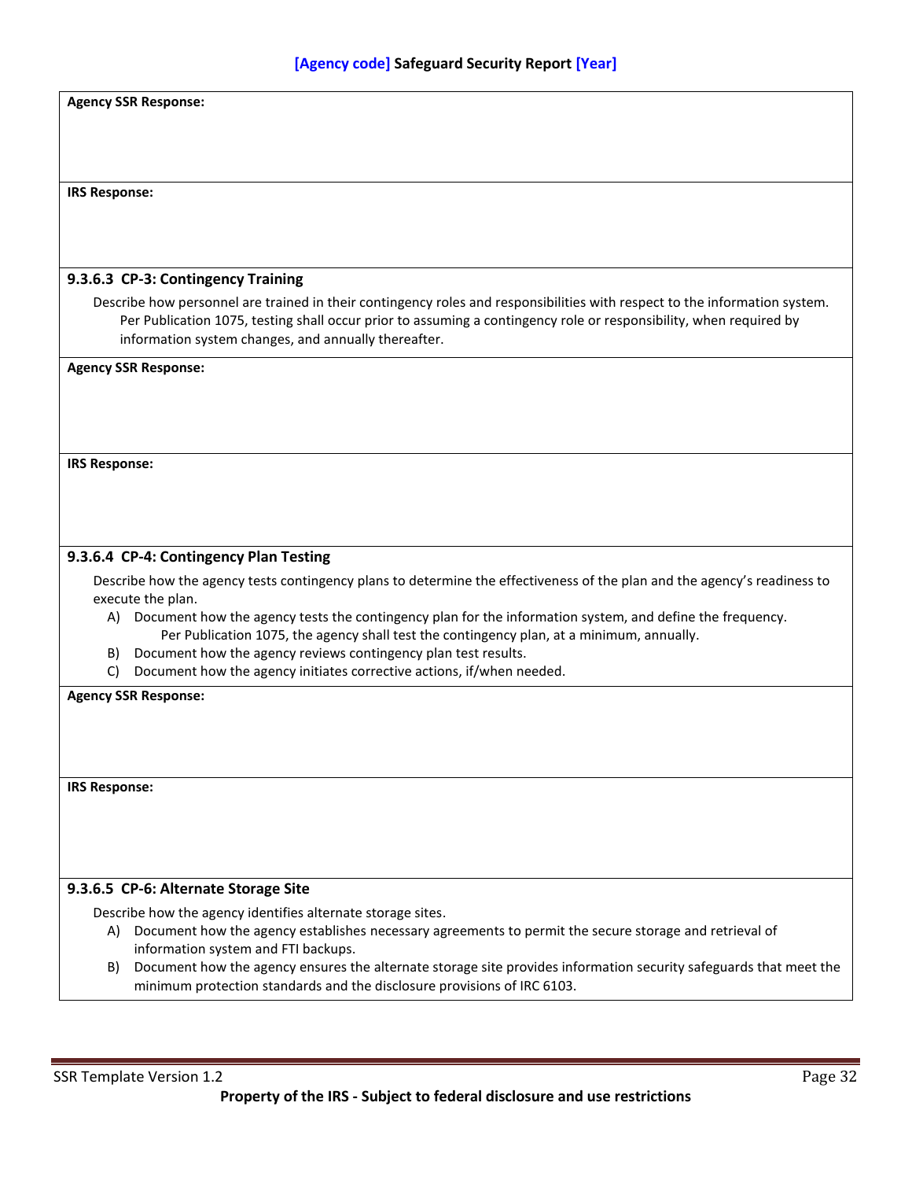**Agency SSR Response:**

**IRS Response:**

#### 9.3.6.3 CP-3: Contingency Training

Describe how personnel are trained in their contingency roles and responsibilities with respect to the information system. Per Publication 1075, testing shall occur prior to assuming a contingency role or responsibility, when required by information system changes, and annually thereafter.

**Agency SSR Response:**

**IRS Response:**

#### 9.3.6.4 CP-4: Contingency Plan Testing

Describe how the agency tests contingency plans to determine the effectiveness of the plan and the agency's readiness to execute the plan.

A) Document how the agency tests the contingency plan for the information system, and define the frequency. Per Publication 1075, the agency shall test the contingency plan, at a minimum, annually.
B) Document how the agency reviews contingency plan test results.
C) Document how the agency initiates corrective actions, if/when needed.

**Agency SSR Response:**

**IRS Response:**

#### 9.3.6.5 CP-6: Alternate Storage Site

Describe how the agency identifies alternate storage sites.

A) Document how the agency establishes necessary agreements to permit the secure storage and retrieval of information system and FTI backups.
B) Document how the agency ensures the alternate storage site provides information security safeguards that meet the minimum protection standards and the disclosure provisions of IRC 6103.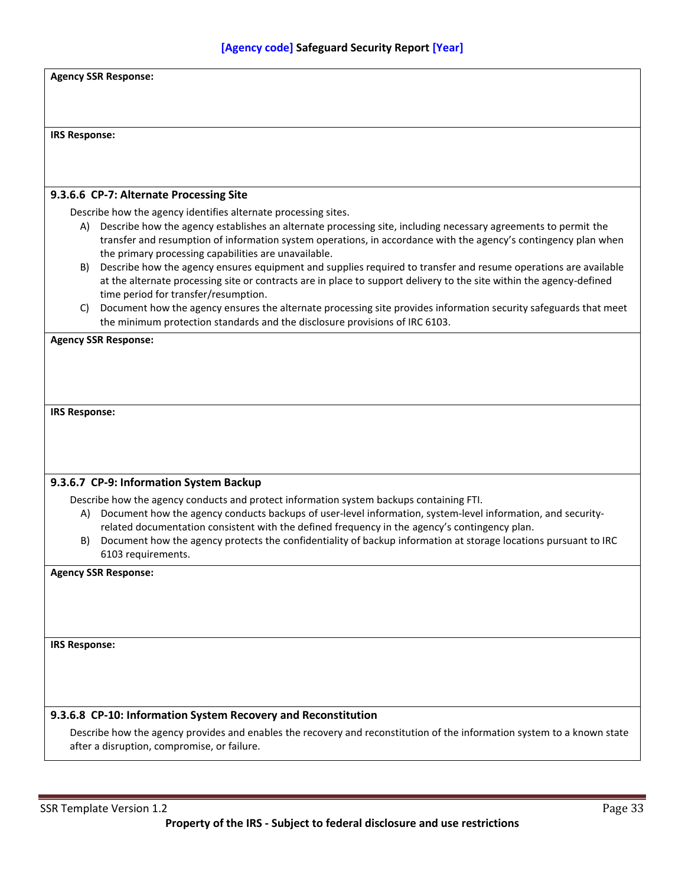**Agency SSR Response:**

**IRS Response:**

#### 9.3.6.6 CP-7: Alternate Processing Site

Describe how the agency identifies alternate processing sites.

A) Describe how the agency establishes an alternate processing site, including necessary agreements to permit the transfer and resumption of information system operations, in accordance with the agency's contingency plan when the primary processing capabilities are unavailable.

B) Describe how the agency ensures equipment and supplies required to transfer and resume operations are available at the alternate processing site or contracts are in place to support delivery to the site within the agency-defined time period for transfer/resumption.

C) Document how the agency ensures the alternate processing site provides information security safeguards that meet the minimum protection standards and the disclosure provisions of IRC 6103.

**Agency SSR Response:**

**IRS Response:**

#### 9.3.6.7 CP-9: Information System Backup

Describe how the agency conducts and protect information system backups containing FTI.

A) Document how the agency conducts backups of user-level information, system-level information, and security-related documentation consistent with the defined frequency in the agency's contingency plan.

B) Document how the agency protects the confidentiality of backup information at storage locations pursuant to IRC 6103 requirements.

**Agency SSR Response:**

**IRS Response:**

#### 9.3.6.8 CP-10: Information System Recovery and Reconstitution

Describe how the agency provides and enables the recovery and reconstitution of the information system to a known state after a disruption, compromise, or failure.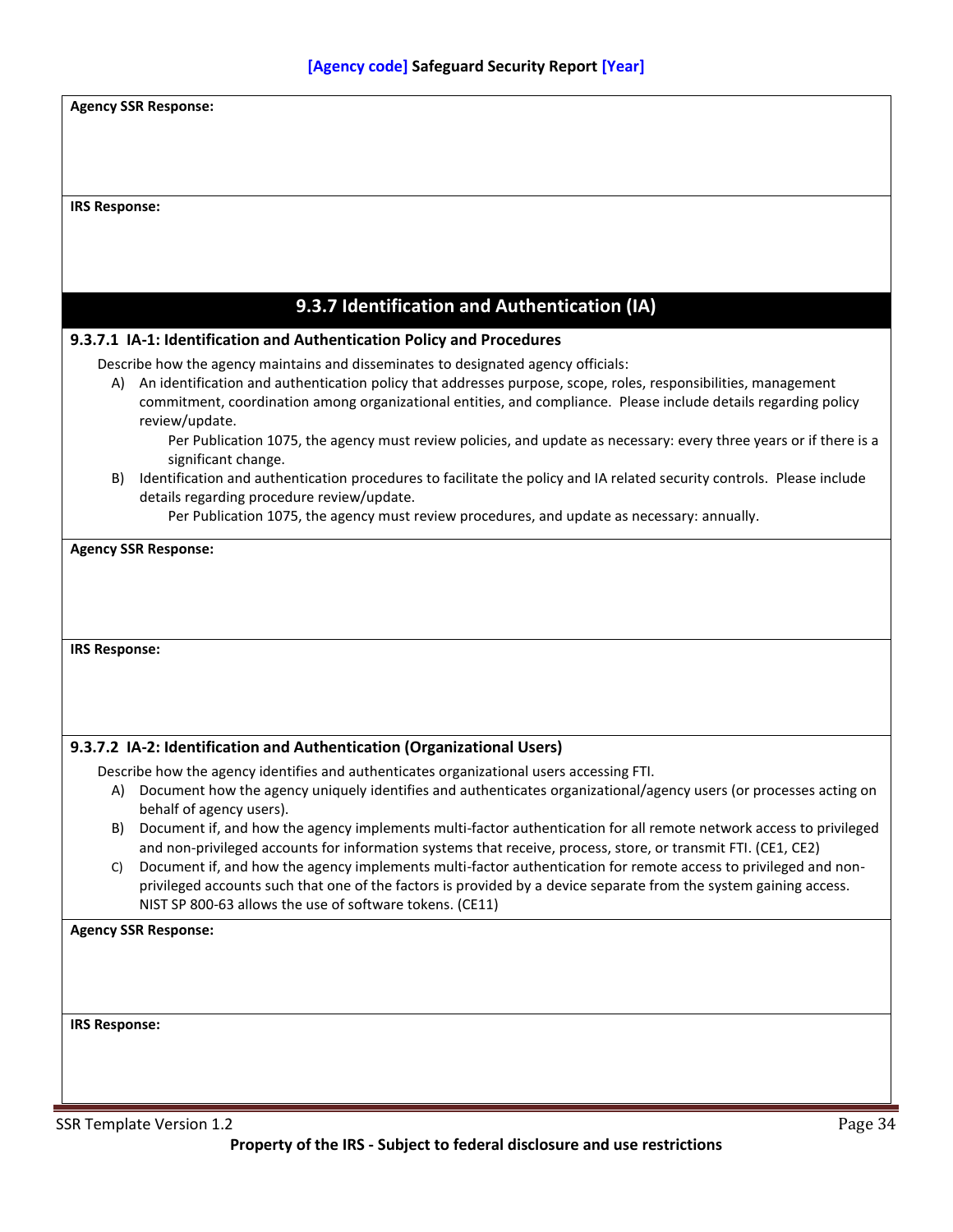**Agency SSR Response:**

**IRS Response:**

## 9.3.7 Identification and Authentication (IA)

### 9.3.7.1 IA-1: Identification and Authentication Policy and Procedures

Describe how the agency maintains and disseminates to designated agency officials:

A) An identification and authentication policy that addresses purpose, scope, roles, responsibilities, management commitment, coordination among organizational entities, and compliance. Please include details regarding policy review/update.

   Per Publication 1075, the agency must review policies, and update as necessary: every three years or if there is a significant change.

B) Identification and authentication procedures to facilitate the policy and IA related security controls. Please include details regarding procedure review/update.

   Per Publication 1075, the agency must review procedures, and update as necessary: annually.

**Agency SSR Response:**

**IRS Response:**

### 9.3.7.2 IA-2: Identification and Authentication (Organizational Users)

Describe how the agency identifies and authenticates organizational users accessing FTI.

A) Document how the agency uniquely identifies and authenticates organizational/agency users (or processes acting on behalf of agency users).

B) Document if, and how the agency implements multi-factor authentication for all remote network access to privileged and non-privileged accounts for information systems that receive, process, store, or transmit FTI. (CE1, CE2)

C) Document if, and how the agency implements multi-factor authentication for remote access to privileged and non-privileged accounts such that one of the factors is provided by a device separate from the system gaining access. NIST SP 800-63 allows the use of software tokens. (CE11)

**Agency SSR Response:**

**IRS Response:**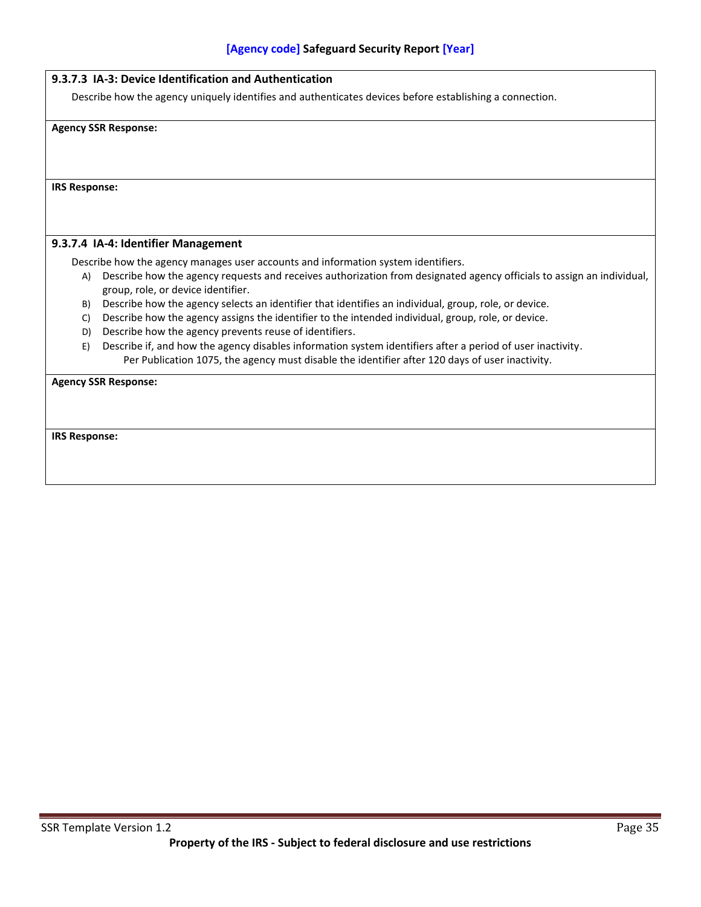#### 9.3.7.3 IA-3: Device Identification and Authentication

Describe how the agency uniquely identifies and authenticates devices before establishing a connection.

**Agency SSR Response:**

**IRS Response:**

#### 9.3.7.4 IA-4: Identifier Management

Describe how the agency manages user accounts and information system identifiers.

A) Describe how the agency requests and receives authorization from designated agency officials to assign an individual, group, role, or device identifier.
B) Describe how the agency selects an identifier that identifies an individual, group, role, or device.
C) Describe how the agency assigns the identifier to the intended individual, group, role, or device.
D) Describe how the agency prevents reuse of identifiers.
E) Describe if, and how the agency disables information system identifiers after a period of user inactivity.
   Per Publication 1075, the agency must disable the identifier after 120 days of user inactivity.

**Agency SSR Response:**

**IRS Response:**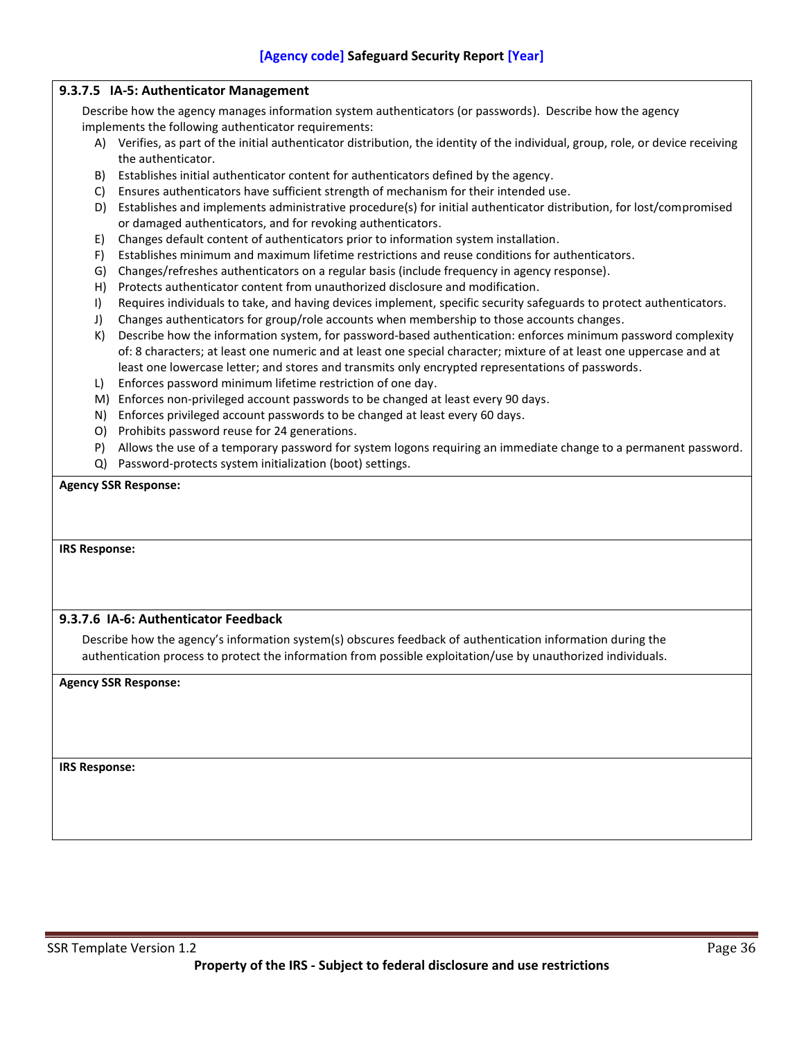#### 9.3.7.5 IA-5: Authenticator Management

Describe how the agency manages information system authenticators (or passwords). Describe how the agency implements the following authenticator requirements:

A) Verifies, as part of the initial authenticator distribution, the identity of the individual, group, role, or device receiving the authenticator.
B) Establishes initial authenticator content for authenticators defined by the agency.
C) Ensures authenticators have sufficient strength of mechanism for their intended use.
D) Establishes and implements administrative procedure(s) for initial authenticator distribution, for lost/compromised or damaged authenticators, and for revoking authenticators.
E) Changes default content of authenticators prior to information system installation.
F) Establishes minimum and maximum lifetime restrictions and reuse conditions for authenticators.
G) Changes/refreshes authenticators on a regular basis (include frequency in agency response).
H) Protects authenticator content from unauthorized disclosure and modification.
I) Requires individuals to take, and having devices implement, specific security safeguards to protect authenticators.
J) Changes authenticators for group/role accounts when membership to those accounts changes.
K) Describe how the information system, for password-based authentication: enforces minimum password complexity of: 8 characters; at least one numeric and at least one special character; mixture of at least one uppercase and at least one lowercase letter; and stores and transmits only encrypted representations of passwords.
L) Enforces password minimum lifetime restriction of one day.
M) Enforces non-privileged account passwords to be changed at least every 90 days.
N) Enforces privileged account passwords to be changed at least every 60 days.
O) Prohibits password reuse for 24 generations.
P) Allows the use of a temporary password for system logons requiring an immediate change to a permanent password.
Q) Password-protects system initialization (boot) settings.

**Agency SSR Response:**

**IRS Response:**

#### 9.3.7.6 IA-6: Authenticator Feedback

Describe how the agency's information system(s) obscures feedback of authentication information during the authentication process to protect the information from possible exploitation/use by unauthorized individuals.

**Agency SSR Response:**

**IRS Response:**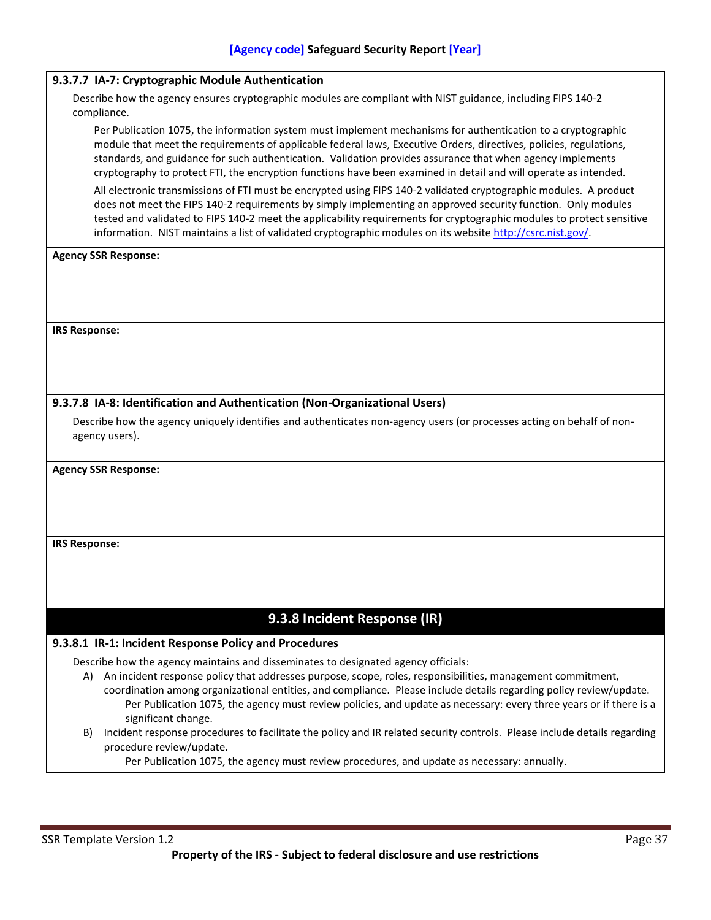#### 9.3.7.7 IA-7: Cryptographic Module Authentication

Describe how the agency ensures cryptographic modules are compliant with NIST guidance, including FIPS 140-2 compliance.

Per Publication 1075, the information system must implement mechanisms for authentication to a cryptographic module that meet the requirements of applicable federal laws, Executive Orders, directives, policies, regulations, standards, and guidance for such authentication. Validation provides assurance that when agency implements cryptography to protect FTI, the encryption functions have been examined in detail and will operate as intended.

All electronic transmissions of FTI must be encrypted using FIPS 140-2 validated cryptographic modules. A product does not meet the FIPS 140-2 requirements by simply implementing an approved security function. Only modules tested and validated to FIPS 140-2 meet the applicability requirements for cryptographic modules to protect sensitive information. NIST maintains a list of validated cryptographic modules on its website http://csrc.nist.gov/.

**Agency SSR Response:**

**IRS Response:**

#### 9.3.7.8 IA-8: Identification and Authentication (Non-Organizational Users)

Describe how the agency uniquely identifies and authenticates non-agency users (or processes acting on behalf of non-agency users).

**Agency SSR Response:**

**IRS Response:**

### 9.3.8 Incident Response (IR)

#### 9.3.8.1 IR-1: Incident Response Policy and Procedures

Describe how the agency maintains and disseminates to designated agency officials:

A) An incident response policy that addresses purpose, scope, roles, responsibilities, management commitment, coordination among organizational entities, and compliance. Please include details regarding policy review/update.
   Per Publication 1075, the agency must review policies, and update as necessary: every three years or if there is a significant change.

B) Incident response procedures to facilitate the policy and IR related security controls. Please include details regarding procedure review/update.
   Per Publication 1075, the agency must review procedures, and update as necessary: annually.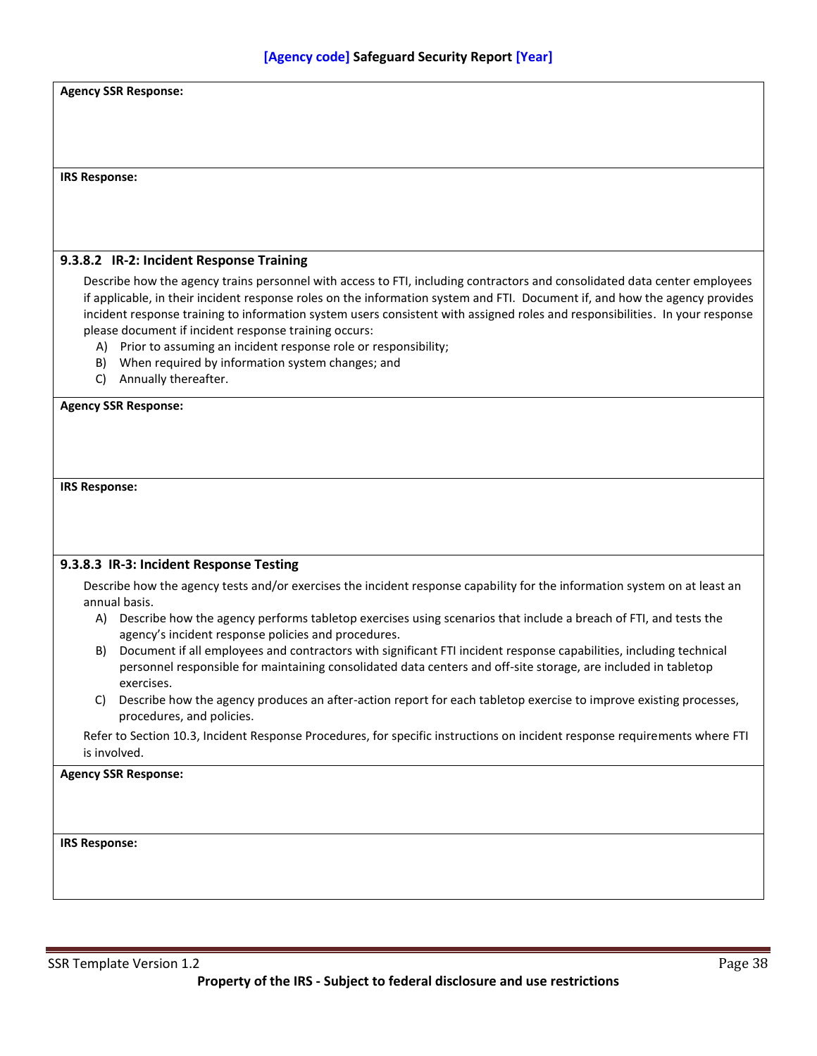**Agency SSR Response:**

**IRS Response:**

### 9.3.8.2 IR-2: Incident Response Training

Describe how the agency trains personnel with access to FTI, including contractors and consolidated data center employees if applicable, in their incident response roles on the information system and FTI. Document if, and how the agency provides incident response training to information system users consistent with assigned roles and responsibilities. In your response please document if incident response training occurs:

A) Prior to assuming an incident response role or responsibility;
B) When required by information system changes; and
C) Annually thereafter.

**Agency SSR Response:**

**IRS Response:**

### 9.3.8.3 IR-3: Incident Response Testing

Describe how the agency tests and/or exercises the incident response capability for the information system on at least an annual basis.

A) Describe how the agency performs tabletop exercises using scenarios that include a breach of FTI, and tests the agency's incident response policies and procedures.
B) Document if all employees and contractors with significant FTI incident response capabilities, including technical personnel responsible for maintaining consolidated data centers and off-site storage, are included in tabletop exercises.
C) Describe how the agency produces an after-action report for each tabletop exercise to improve existing processes, procedures, and policies.

Refer to Section 10.3, Incident Response Procedures, for specific instructions on incident response requirements where FTI is involved.

**Agency SSR Response:**

**IRS Response:**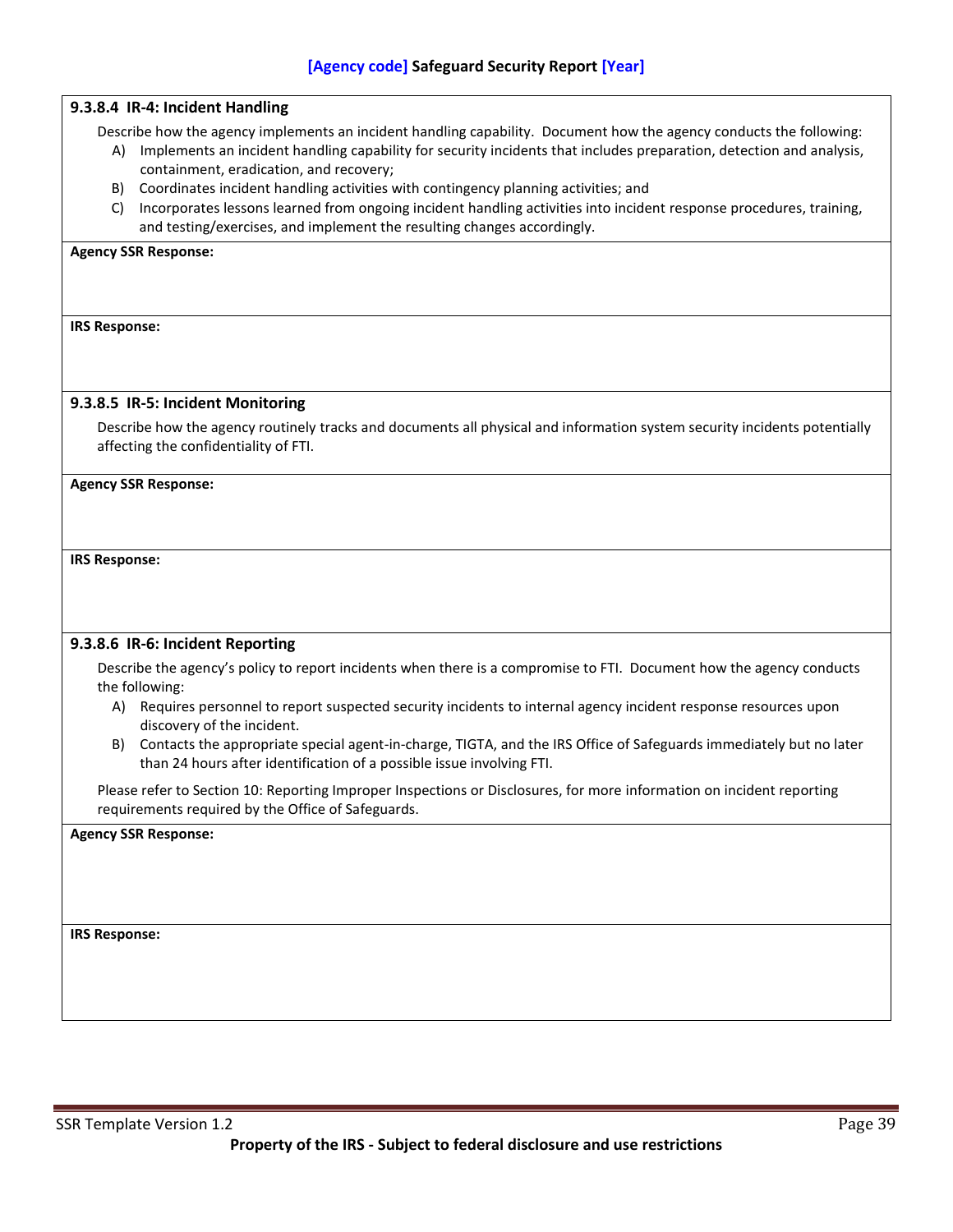### 9.3.8.4 IR-4: Incident Handling

Describe how the agency implements an incident handling capability. Document how the agency conducts the following:

A) Implements an incident handling capability for security incidents that includes preparation, detection and analysis, containment, eradication, and recovery;

B) Coordinates incident handling activities with contingency planning activities; and

C) Incorporates lessons learned from ongoing incident handling activities into incident response procedures, training, and testing/exercises, and implement the resulting changes accordingly.

**Agency SSR Response:**

**IRS Response:**

### 9.3.8.5 IR-5: Incident Monitoring

Describe how the agency routinely tracks and documents all physical and information system security incidents potentially affecting the confidentiality of FTI.

**Agency SSR Response:**

**IRS Response:**

### 9.3.8.6 IR-6: Incident Reporting

Describe the agency's policy to report incidents when there is a compromise to FTI. Document how the agency conducts the following:

A) Requires personnel to report suspected security incidents to internal agency incident response resources upon discovery of the incident.

B) Contacts the appropriate special agent-in-charge, TIGTA, and the IRS Office of Safeguards immediately but no later than 24 hours after identification of a possible issue involving FTI.

Please refer to Section 10: Reporting Improper Inspections or Disclosures, for more information on incident reporting requirements required by the Office of Safeguards.

**Agency SSR Response:**

**IRS Response:**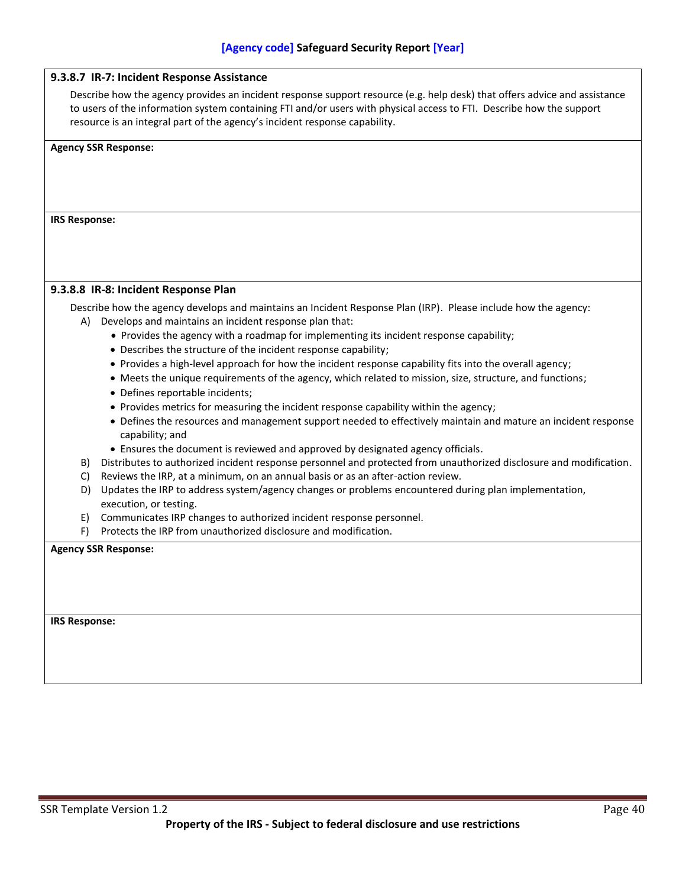#### 9.3.8.7 IR-7: Incident Response Assistance

Describe how the agency provides an incident response support resource (e.g. help desk) that offers advice and assistance to users of the information system containing FTI and/or users with physical access to FTI. Describe how the support resource is an integral part of the agency's incident response capability.

**Agency SSR Response:**

**IRS Response:**

#### 9.3.8.8 IR-8: Incident Response Plan

Describe how the agency develops and maintains an Incident Response Plan (IRP). Please include how the agency:

A) Develops and maintains an incident response plan that:
   - Provides the agency with a roadmap for implementing its incident response capability;
   - Describes the structure of the incident response capability;
   - Provides a high-level approach for how the incident response capability fits into the overall agency;
   - Meets the unique requirements of the agency, which related to mission, size, structure, and functions;
   - Defines reportable incidents;
   - Provides metrics for measuring the incident response capability within the agency;
   - Defines the resources and management support needed to effectively maintain and mature an incident response capability; and
   - Ensures the document is reviewed and approved by designated agency officials.

B) Distributes to authorized incident response personnel and protected from unauthorized disclosure and modification.

C) Reviews the IRP, at a minimum, on an annual basis or as an after-action review.

D) Updates the IRP to address system/agency changes or problems encountered during plan implementation, execution, or testing.

E) Communicates IRP changes to authorized incident response personnel.

F) Protects the IRP from unauthorized disclosure and modification.

**Agency SSR Response:**

**IRS Response:**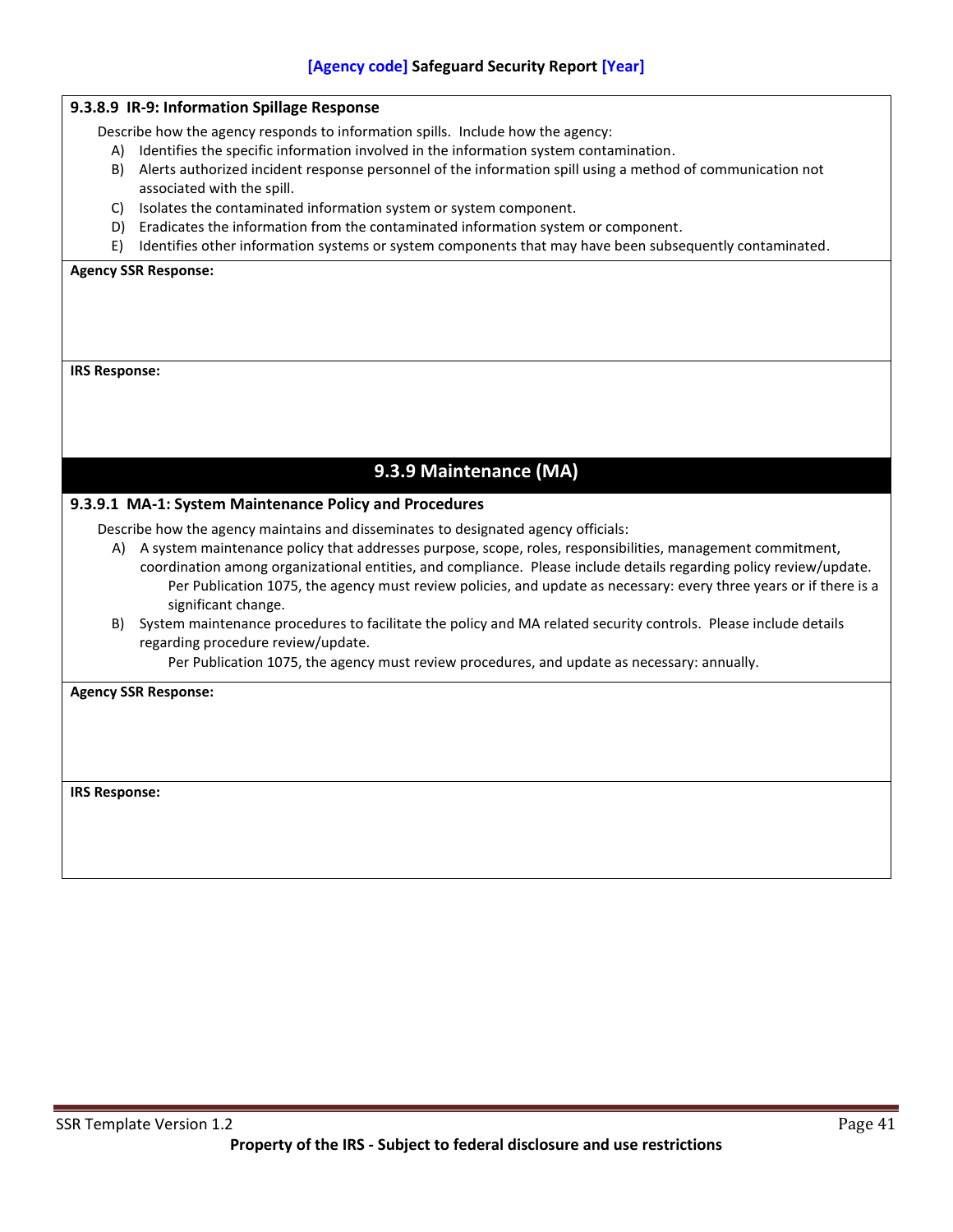#### 9.3.8.9 IR-9: Information Spillage Response

Describe how the agency responds to information spills. Include how the agency:

A) Identifies the specific information involved in the information system contamination.
B) Alerts authorized incident response personnel of the information spill using a method of communication not associated with the spill.
C) Isolates the contaminated information system or system component.
D) Eradicates the information from the contaminated information system or component.
E) Identifies other information systems or system components that may have been subsequently contaminated.

**Agency SSR Response:**

**IRS Response:**

### 9.3.9 Maintenance (MA)

#### 9.3.9.1 MA-1: System Maintenance Policy and Procedures

Describe how the agency maintains and disseminates to designated agency officials:

A) A system maintenance policy that addresses purpose, scope, roles, responsibilities, management commitment, coordination among organizational entities, and compliance. Please include details regarding policy review/update.
   Per Publication 1075, the agency must review policies, and update as necessary: every three years or if there is a significant change.
B) System maintenance procedures to facilitate the policy and MA related security controls. Please include details regarding procedure review/update.
   Per Publication 1075, the agency must review procedures, and update as necessary: annually.

**Agency SSR Response:**

**IRS Response:**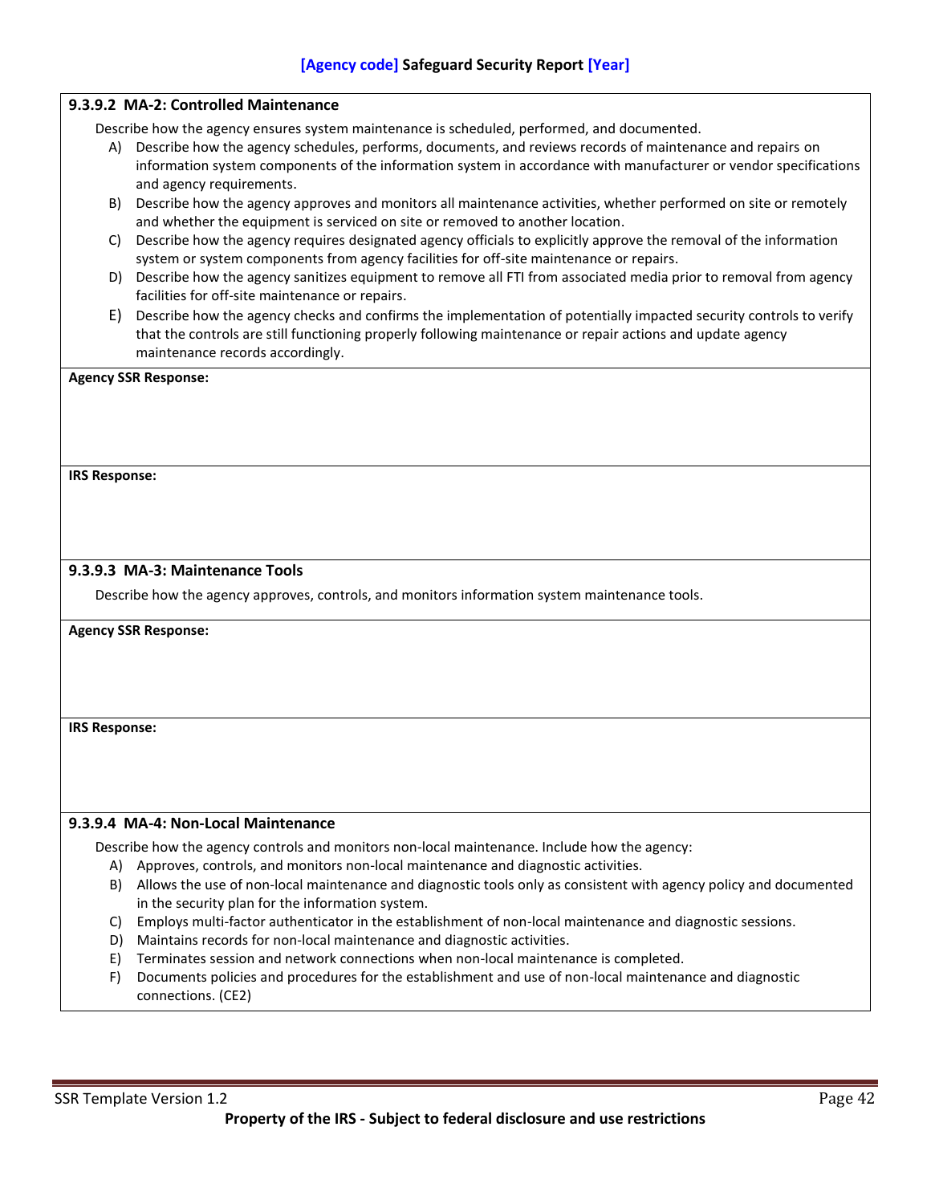#### 9.3.9.2 MA-2: Controlled Maintenance

Describe how the agency ensures system maintenance is scheduled, performed, and documented.

A) Describe how the agency schedules, performs, documents, and reviews records of maintenance and repairs on information system components of the information system in accordance with manufacturer or vendor specifications and agency requirements.

B) Describe how the agency approves and monitors all maintenance activities, whether performed on site or remotely and whether the equipment is serviced on site or removed to another location.

C) Describe how the agency requires designated agency officials to explicitly approve the removal of the information system or system components from agency facilities for off-site maintenance or repairs.

D) Describe how the agency sanitizes equipment to remove all FTI from associated media prior to removal from agency facilities for off-site maintenance or repairs.

E) Describe how the agency checks and confirms the implementation of potentially impacted security controls to verify that the controls are still functioning properly following maintenance or repair actions and update agency maintenance records accordingly.

**Agency SSR Response:**

**IRS Response:**

#### 9.3.9.3 MA-3: Maintenance Tools

Describe how the agency approves, controls, and monitors information system maintenance tools.

**Agency SSR Response:**

**IRS Response:**

#### 9.3.9.4 MA-4: Non-Local Maintenance

Describe how the agency controls and monitors non-local maintenance. Include how the agency:

A) Approves, controls, and monitors non-local maintenance and diagnostic activities.

B) Allows the use of non-local maintenance and diagnostic tools only as consistent with agency policy and documented in the security plan for the information system.

C) Employs multi-factor authenticator in the establishment of non-local maintenance and diagnostic sessions.

D) Maintains records for non-local maintenance and diagnostic activities.

E) Terminates session and network connections when non-local maintenance is completed.

F) Documents policies and procedures for the establishment and use of non-local maintenance and diagnostic connections. (CE2)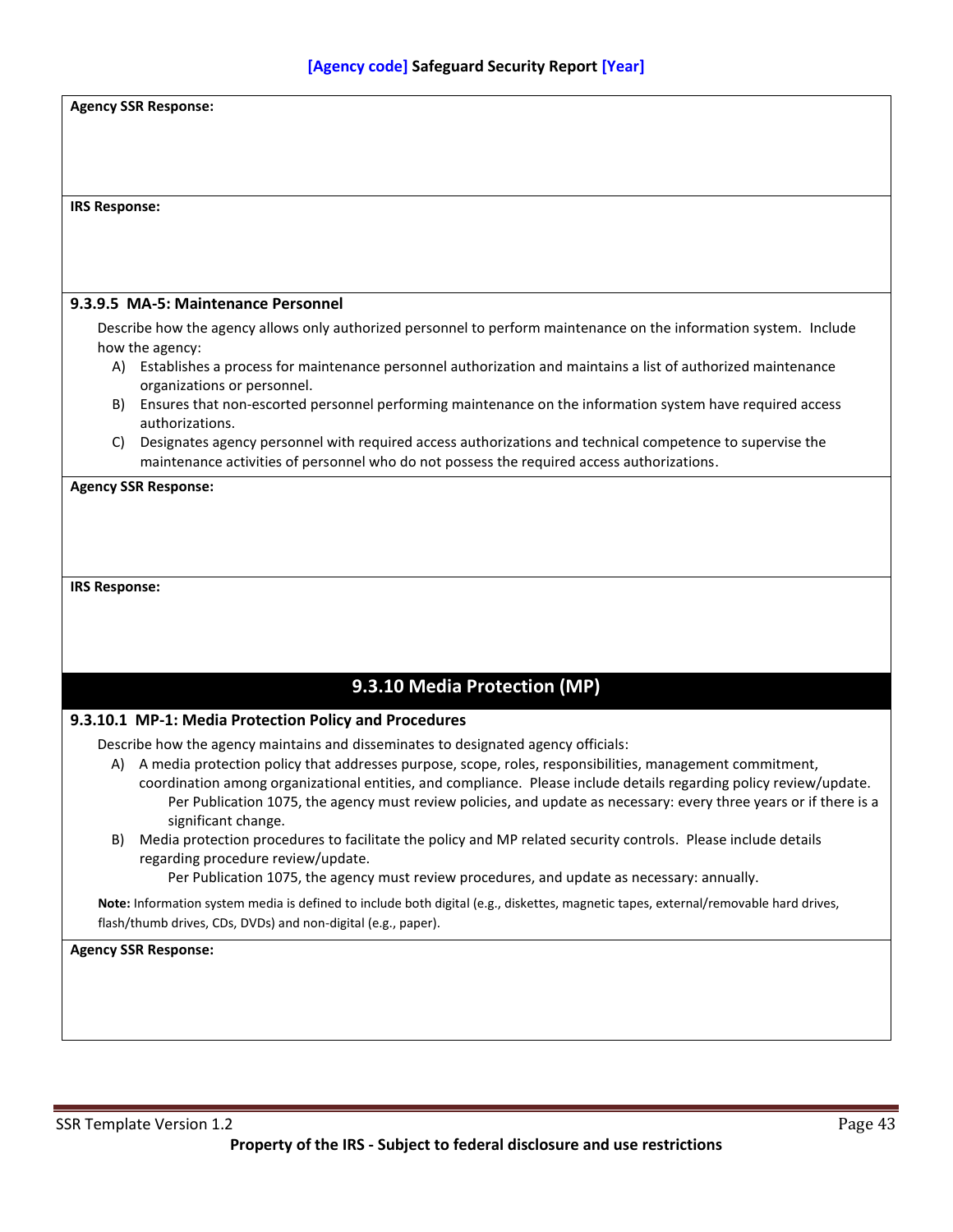**Agency SSR Response:**

**IRS Response:**

**9.3.9.5 MA-5: Maintenance Personnel**

Describe how the agency allows only authorized personnel to perform maintenance on the information system. Include how the agency:

A) Establishes a process for maintenance personnel authorization and maintains a list of authorized maintenance organizations or personnel.
B) Ensures that non-escorted personnel performing maintenance on the information system have required access authorizations.
C) Designates agency personnel with required access authorizations and technical competence to supervise the maintenance activities of personnel who do not possess the required access authorizations.

**Agency SSR Response:**

**IRS Response:**

## 9.3.10 Media Protection (MP)

**9.3.10.1 MP-1: Media Protection Policy and Procedures**

Describe how the agency maintains and disseminates to designated agency officials:

A) A media protection policy that addresses purpose, scope, roles, responsibilities, management commitment, coordination among organizational entities, and compliance. Please include details regarding policy review/update.
   Per Publication 1075, the agency must review policies, and update as necessary: every three years or if there is a significant change.
B) Media protection procedures to facilitate the policy and MP related security controls. Please include details regarding procedure review/update.
   Per Publication 1075, the agency must review procedures, and update as necessary: annually.

**Note:** Information system media is defined to include both digital (e.g., diskettes, magnetic tapes, external/removable hard drives, flash/thumb drives, CDs, DVDs) and non-digital (e.g., paper).

**Agency SSR Response:**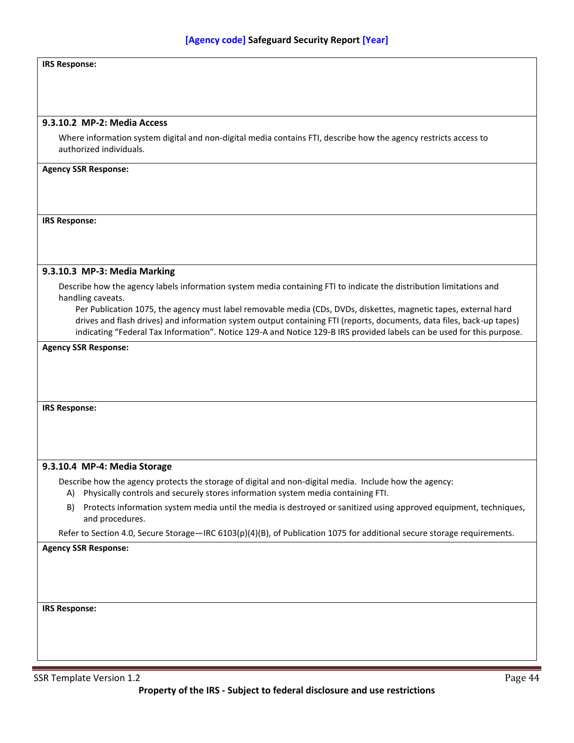**IRS Response:**

#### 9.3.10.2 MP-2: Media Access

Where information system digital and non-digital media contains FTI, describe how the agency restricts access to authorized individuals.

**Agency SSR Response:**

**IRS Response:**

#### 9.3.10.3 MP-3: Media Marking

Describe how the agency labels information system media containing FTI to indicate the distribution limitations and handling caveats.

Per Publication 1075, the agency must label removable media (CDs, DVDs, diskettes, magnetic tapes, external hard drives and flash drives) and information system output containing FTI (reports, documents, data files, back-up tapes) indicating "Federal Tax Information". Notice 129-A and Notice 129-B IRS provided labels can be used for this purpose.

**Agency SSR Response:**

**IRS Response:**

#### 9.3.10.4 MP-4: Media Storage

Describe how the agency protects the storage of digital and non-digital media. Include how the agency:

A) Physically controls and securely stores information system media containing FTI.

B) Protects information system media until the media is destroyed or sanitized using approved equipment, techniques, and procedures.

Refer to Section 4.0, Secure Storage—IRC 6103(p)(4)(B), of Publication 1075 for additional secure storage requirements.

**Agency SSR Response:**

**IRS Response:**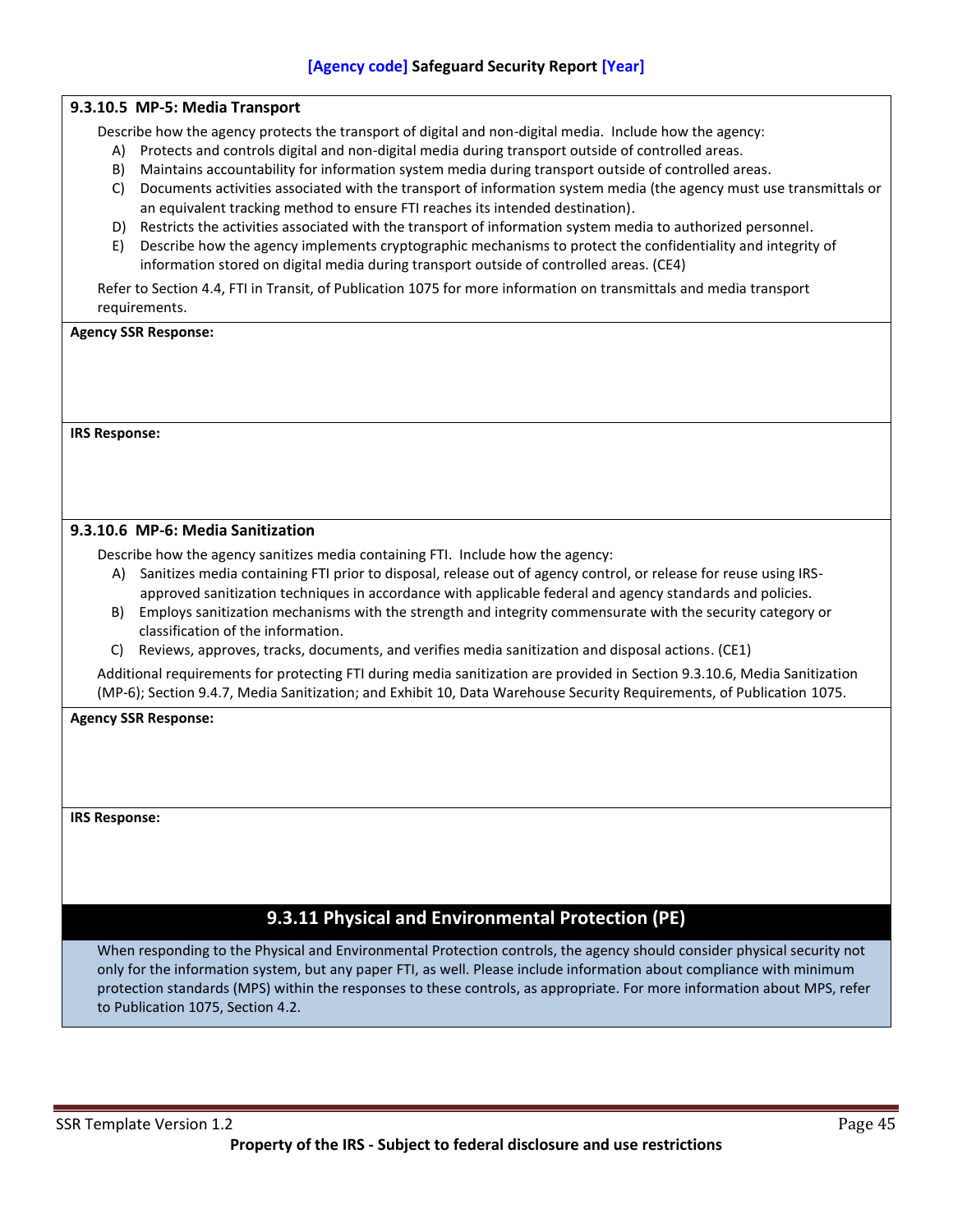#### 9.3.10.5 MP-5: Media Transport

Describe how the agency protects the transport of digital and non-digital media. Include how the agency:

A) Protects and controls digital and non-digital media during transport outside of controlled areas.
B) Maintains accountability for information system media during transport outside of controlled areas.
C) Documents activities associated with the transport of information system media (the agency must use transmittals or an equivalent tracking method to ensure FTI reaches its intended destination).
D) Restricts the activities associated with the transport of information system media to authorized personnel.
E) Describe how the agency implements cryptographic mechanisms to protect the confidentiality and integrity of information stored on digital media during transport outside of controlled areas. (CE4)

Refer to Section 4.4, FTI in Transit, of Publication 1075 for more information on transmittals and media transport requirements.

**Agency SSR Response:**

**IRS Response:**

#### 9.3.10.6 MP-6: Media Sanitization

Describe how the agency sanitizes media containing FTI. Include how the agency:

A) Sanitizes media containing FTI prior to disposal, release out of agency control, or release for reuse using IRS-approved sanitization techniques in accordance with applicable federal and agency standards and policies.
B) Employs sanitization mechanisms with the strength and integrity commensurate with the security category or classification of the information.
C) Reviews, approves, tracks, documents, and verifies media sanitization and disposal actions. (CE1)

Additional requirements for protecting FTI during media sanitization are provided in Section 9.3.10.6, Media Sanitization (MP-6); Section 9.4.7, Media Sanitization; and Exhibit 10, Data Warehouse Security Requirements, of Publication 1075.

**Agency SSR Response:**

**IRS Response:**

### 9.3.11 Physical and Environmental Protection (PE)

When responding to the Physical and Environmental Protection controls, the agency should consider physical security not only for the information system, but any paper FTI, as well. Please include information about compliance with minimum protection standards (MPS) within the responses to these controls, as appropriate. For more information about MPS, refer to Publication 1075, Section 4.2.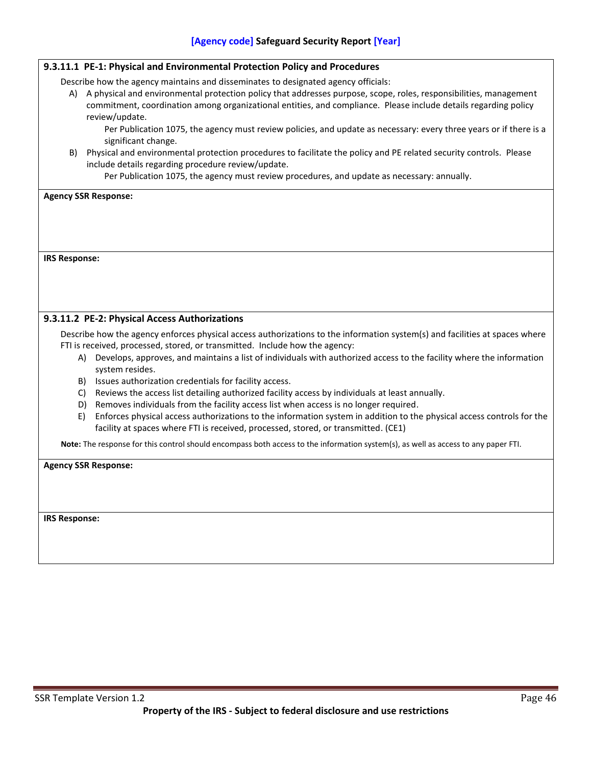### 9.3.11.1 PE-1: Physical and Environmental Protection Policy and Procedures

Describe how the agency maintains and disseminates to designated agency officials:

A) A physical and environmental protection policy that addresses purpose, scope, roles, responsibilities, management commitment, coordination among organizational entities, and compliance. Please include details regarding policy review/update.

   Per Publication 1075, the agency must review policies, and update as necessary: every three years or if there is a significant change.

B) Physical and environmental protection procedures to facilitate the policy and PE related security controls. Please include details regarding procedure review/update.

   Per Publication 1075, the agency must review procedures, and update as necessary: annually.

**Agency SSR Response:**

**IRS Response:**

### 9.3.11.2 PE-2: Physical Access Authorizations

Describe how the agency enforces physical access authorizations to the information system(s) and facilities at spaces where FTI is received, processed, stored, or transmitted. Include how the agency:

A) Develops, approves, and maintains a list of individuals with authorized access to the facility where the information system resides.
B) Issues authorization credentials for facility access.
C) Reviews the access list detailing authorized facility access by individuals at least annually.
D) Removes individuals from the facility access list when access is no longer required.
E) Enforces physical access authorizations to the information system in addition to the physical access controls for the facility at spaces where FTI is received, processed, stored, or transmitted. (CE1)

**Note:** The response for this control should encompass both access to the information system(s), as well as access to any paper FTI.

**Agency SSR Response:**

**IRS Response:**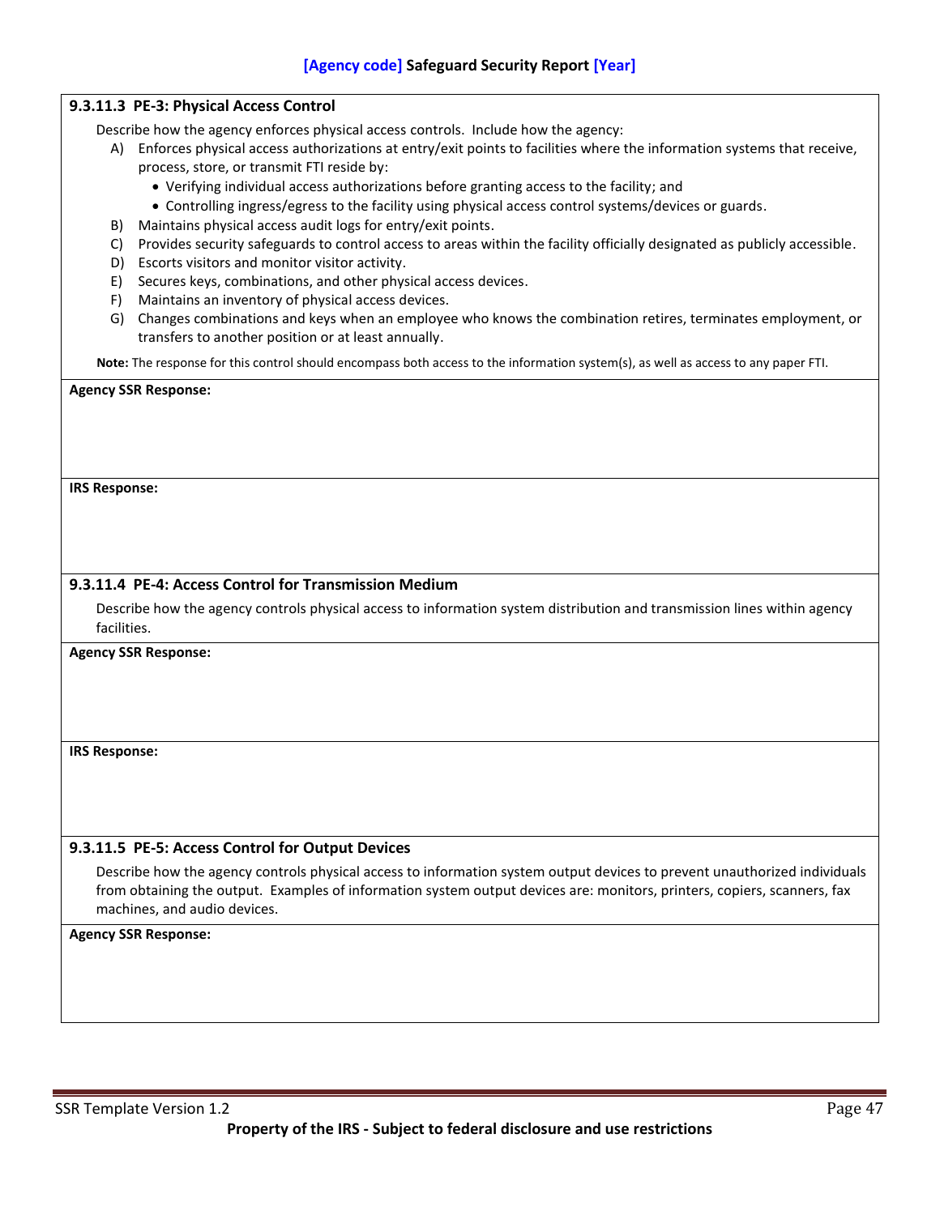#### 9.3.11.3 PE-3: Physical Access Control

Describe how the agency enforces physical access controls. Include how the agency:

A) Enforces physical access authorizations at entry/exit points to facilities where the information systems that receive, process, store, or transmit FTI reside by:
   - Verifying individual access authorizations before granting access to the facility; and
   - Controlling ingress/egress to the facility using physical access control systems/devices or guards.

B) Maintains physical access audit logs for entry/exit points.

C) Provides security safeguards to control access to areas within the facility officially designated as publicly accessible.

D) Escorts visitors and monitor visitor activity.

E) Secures keys, combinations, and other physical access devices.

F) Maintains an inventory of physical access devices.

G) Changes combinations and keys when an employee who knows the combination retires, terminates employment, or transfers to another position or at least annually.

**Note:** The response for this control should encompass both access to the information system(s), as well as access to any paper FTI.

**Agency SSR Response:**

**IRS Response:**

#### 9.3.11.4 PE-4: Access Control for Transmission Medium

Describe how the agency controls physical access to information system distribution and transmission lines within agency facilities.

**Agency SSR Response:**

**IRS Response:**

#### 9.3.11.5 PE-5: Access Control for Output Devices

Describe how the agency controls physical access to information system output devices to prevent unauthorized individuals from obtaining the output. Examples of information system output devices are: monitors, printers, copiers, scanners, fax machines, and audio devices.

**Agency SSR Response:**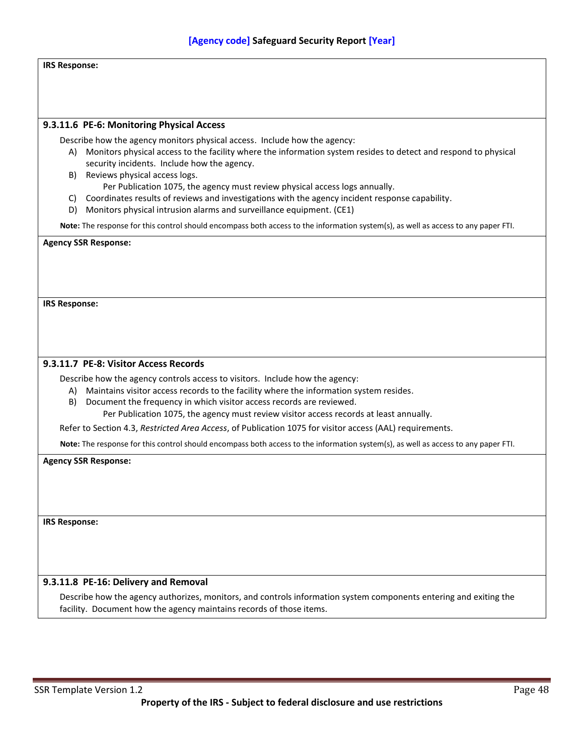**IRS Response:**

#### 9.3.11.6 PE-6: Monitoring Physical Access

Describe how the agency monitors physical access. Include how the agency:

A) Monitors physical access to the facility where the information system resides to detect and respond to physical security incidents. Include how the agency.

B) Reviews physical access logs.

   Per Publication 1075, the agency must review physical access logs annually.

C) Coordinates results of reviews and investigations with the agency incident response capability.

D) Monitors physical intrusion alarms and surveillance equipment. (CE1)

**Note:** The response for this control should encompass both access to the information system(s), as well as access to any paper FTI.

**Agency SSR Response:**

**IRS Response:**

#### 9.3.11.7 PE-8: Visitor Access Records

Describe how the agency controls access to visitors. Include how the agency:

A) Maintains visitor access records to the facility where the information system resides.

B) Document the frequency in which visitor access records are reviewed.

   Per Publication 1075, the agency must review visitor access records at least annually.

Refer to Section 4.3, *Restricted Area Access*, of Publication 1075 for visitor access (AAL) requirements.

**Note:** The response for this control should encompass both access to the information system(s), as well as access to any paper FTI.

**Agency SSR Response:**

**IRS Response:**

#### 9.3.11.8 PE-16: Delivery and Removal

Describe how the agency authorizes, monitors, and controls information system components entering and exiting the facility. Document how the agency maintains records of those items.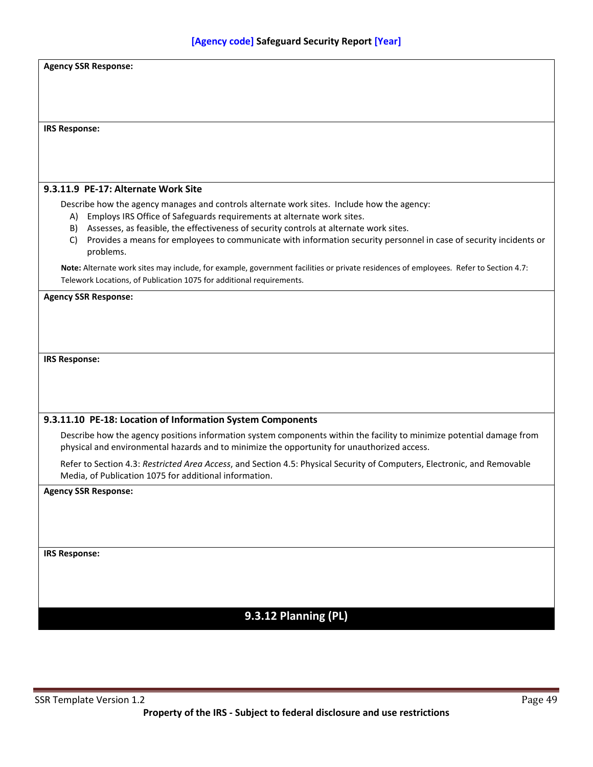**Agency SSR Response:**

**IRS Response:**

### 9.3.11.9 PE-17: Alternate Work Site

Describe how the agency manages and controls alternate work sites. Include how the agency:

A) Employs IRS Office of Safeguards requirements at alternate work sites.
B) Assesses, as feasible, the effectiveness of security controls at alternate work sites.
C) Provides a means for employees to communicate with information security personnel in case of security incidents or problems.

**Note:** Alternate work sites may include, for example, government facilities or private residences of employees. Refer to Section 4.7: Telework Locations, of Publication 1075 for additional requirements.

**Agency SSR Response:**

**IRS Response:**

### 9.3.11.10 PE-18: Location of Information System Components

Describe how the agency positions information system components within the facility to minimize potential damage from physical and environmental hazards and to minimize the opportunity for unauthorized access.

Refer to Section 4.3: *Restricted Area Access*, and Section 4.5: Physical Security of Computers, Electronic, and Removable Media, of Publication 1075 for additional information.

**Agency SSR Response:**

**IRS Response:**

## 9.3.12 Planning (PL)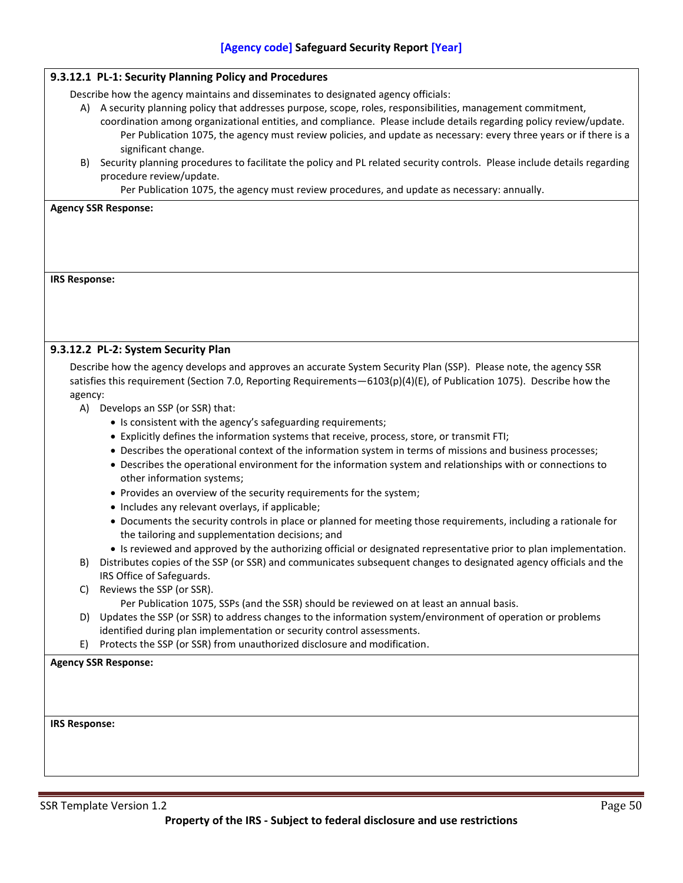#### 9.3.12.1 PL-1: Security Planning Policy and Procedures

Describe how the agency maintains and disseminates to designated agency officials:

A) A security planning policy that addresses purpose, scope, roles, responsibilities, management commitment, coordination among organizational entities, and compliance. Please include details regarding policy review/update.
   Per Publication 1075, the agency must review policies, and update as necessary: every three years or if there is a significant change.

B) Security planning procedures to facilitate the policy and PL related security controls. Please include details regarding procedure review/update.
   Per Publication 1075, the agency must review procedures, and update as necessary: annually.

**Agency SSR Response:**

**IRS Response:**

#### 9.3.12.2 PL-2: System Security Plan

Describe how the agency develops and approves an accurate System Security Plan (SSP). Please note, the agency SSR satisfies this requirement (Section 7.0, Reporting Requirements—6103(p)(4)(E), of Publication 1075). Describe how the agency:

A) Develops an SSP (or SSR) that:
   - Is consistent with the agency's safeguarding requirements;
   - Explicitly defines the information systems that receive, process, store, or transmit FTI;
   - Describes the operational context of the information system in terms of missions and business processes;
   - Describes the operational environment for the information system and relationships with or connections to other information systems;
   - Provides an overview of the security requirements for the system;
   - Includes any relevant overlays, if applicable;
   - Documents the security controls in place or planned for meeting those requirements, including a rationale for the tailoring and supplementation decisions; and
   - Is reviewed and approved by the authorizing official or designated representative prior to plan implementation.

B) Distributes copies of the SSP (or SSR) and communicates subsequent changes to designated agency officials and the IRS Office of Safeguards.

C) Reviews the SSP (or SSR).
   Per Publication 1075, SSPs (and the SSR) should be reviewed on at least an annual basis.

D) Updates the SSP (or SSR) to address changes to the information system/environment of operation or problems identified during plan implementation or security control assessments.

E) Protects the SSP (or SSR) from unauthorized disclosure and modification.

**Agency SSR Response:**

**IRS Response:**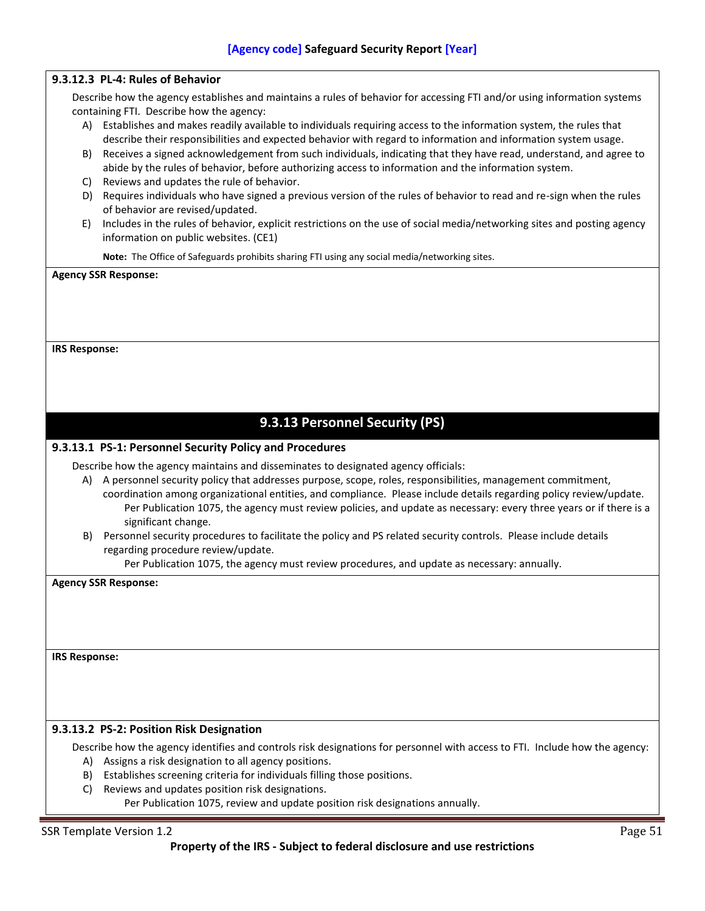#### 9.3.12.3 PL-4: Rules of Behavior

Describe how the agency establishes and maintains a rules of behavior for accessing FTI and/or using information systems containing FTI. Describe how the agency:

A) Establishes and makes readily available to individuals requiring access to the information system, the rules that describe their responsibilities and expected behavior with regard to information and information system usage.
B) Receives a signed acknowledgement from such individuals, indicating that they have read, understand, and agree to abide by the rules of behavior, before authorizing access to information and the information system.
C) Reviews and updates the rule of behavior.
D) Requires individuals who have signed a previous version of the rules of behavior to read and re-sign when the rules of behavior are revised/updated.
E) Includes in the rules of behavior, explicit restrictions on the use of social media/networking sites and posting agency information on public websites. (CE1)

**Note:** The Office of Safeguards prohibits sharing FTI using any social media/networking sites.

**Agency SSR Response:**

**IRS Response:**

### 9.3.13 Personnel Security (PS)

#### 9.3.13.1 PS-1: Personnel Security Policy and Procedures

Describe how the agency maintains and disseminates to designated agency officials:

A) A personnel security policy that addresses purpose, scope, roles, responsibilities, management commitment, coordination among organizational entities, and compliance. Please include details regarding policy review/update.
   Per Publication 1075, the agency must review policies, and update as necessary: every three years or if there is a significant change.
B) Personnel security procedures to facilitate the policy and PS related security controls. Please include details regarding procedure review/update.
   Per Publication 1075, the agency must review procedures, and update as necessary: annually.

**Agency SSR Response:**

**IRS Response:**

#### 9.3.13.2 PS-2: Position Risk Designation

Describe how the agency identifies and controls risk designations for personnel with access to FTI. Include how the agency:

A) Assigns a risk designation to all agency positions.
B) Establishes screening criteria for individuals filling those positions.
C) Reviews and updates position risk designations.
   Per Publication 1075, review and update position risk designations annually.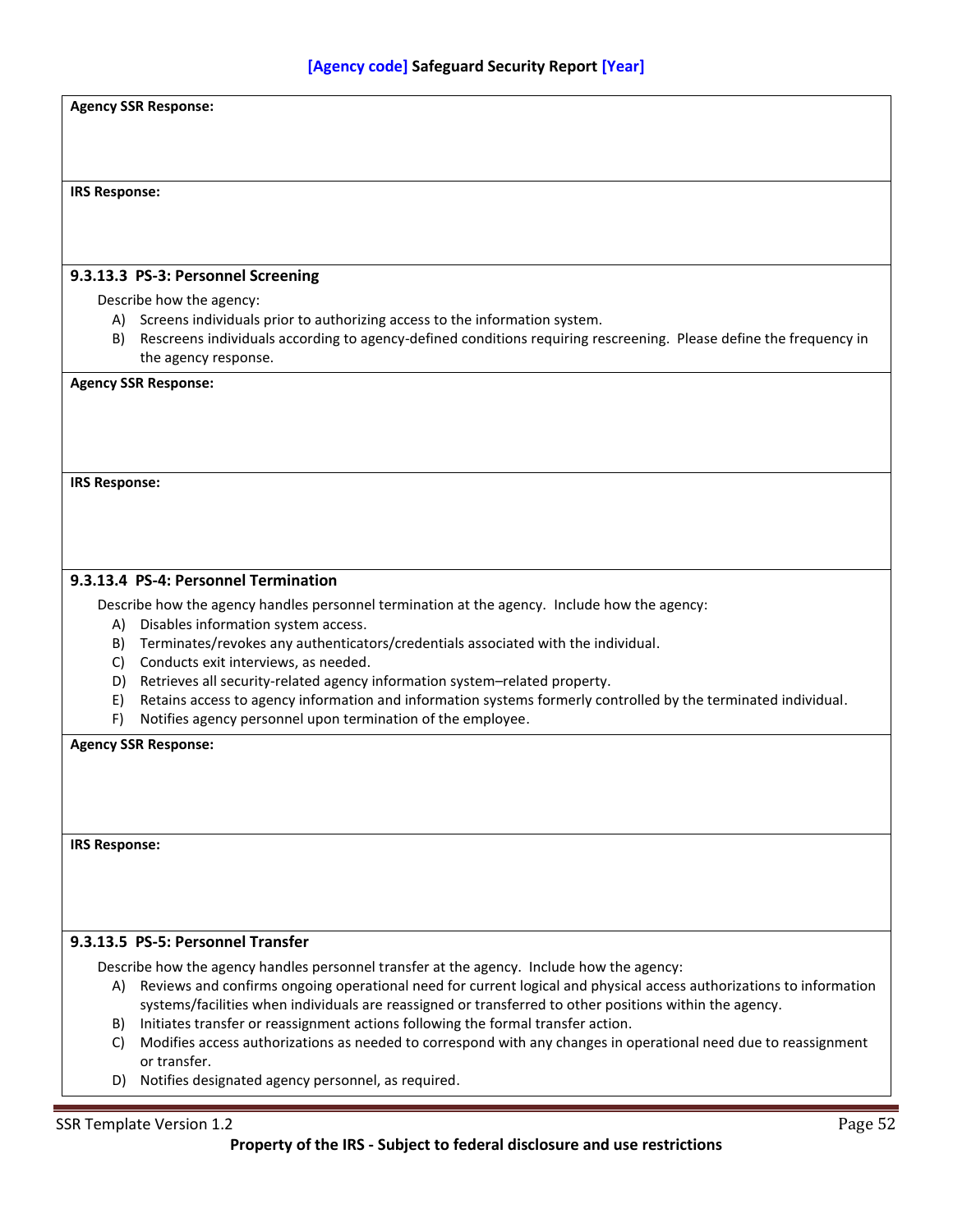**Agency SSR Response:**

**IRS Response:**

### 9.3.13.3 PS-3: Personnel Screening

Describe how the agency:

A) Screens individuals prior to authorizing access to the information system.
B) Rescreens individuals according to agency-defined conditions requiring rescreening. Please define the frequency in the agency response.

**Agency SSR Response:**

**IRS Response:**

### 9.3.13.4 PS-4: Personnel Termination

Describe how the agency handles personnel termination at the agency. Include how the agency:

A) Disables information system access.
B) Terminates/revokes any authenticators/credentials associated with the individual.
C) Conducts exit interviews, as needed.
D) Retrieves all security-related agency information system–related property.
E) Retains access to agency information and information systems formerly controlled by the terminated individual.
F) Notifies agency personnel upon termination of the employee.

**Agency SSR Response:**

**IRS Response:**

### 9.3.13.5 PS-5: Personnel Transfer

Describe how the agency handles personnel transfer at the agency. Include how the agency:

A) Reviews and confirms ongoing operational need for current logical and physical access authorizations to information systems/facilities when individuals are reassigned or transferred to other positions within the agency.
B) Initiates transfer or reassignment actions following the formal transfer action.
C) Modifies access authorizations as needed to correspond with any changes in operational need due to reassignment or transfer.
D) Notifies designated agency personnel, as required.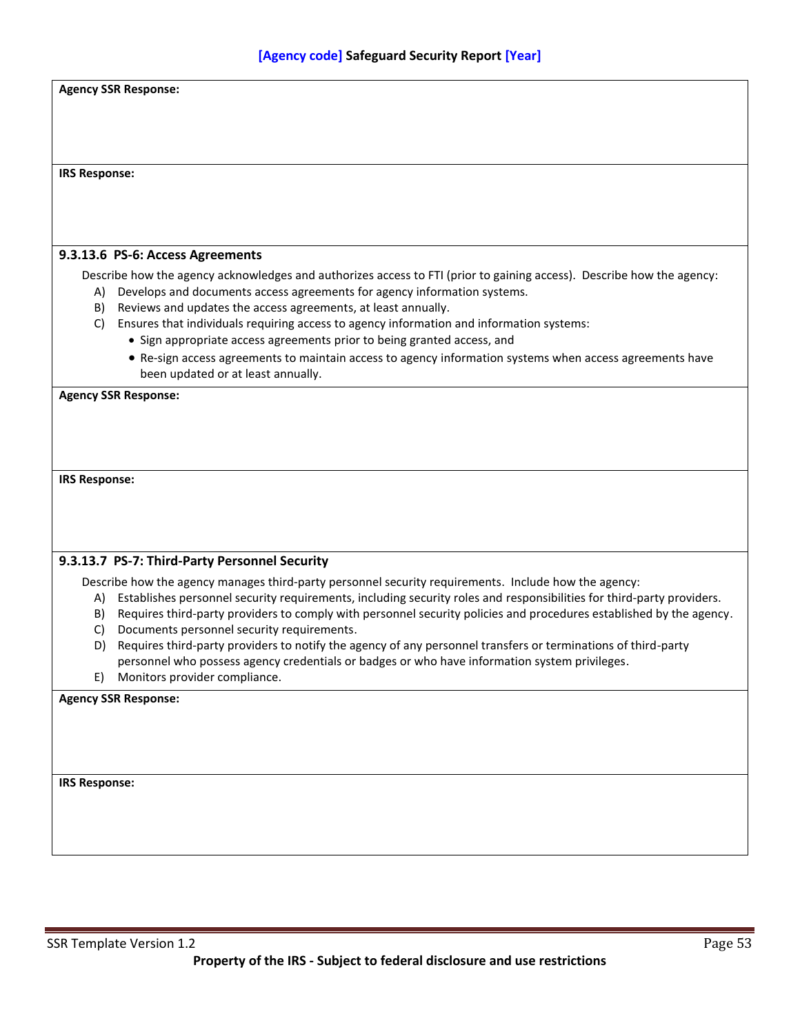**Agency SSR Response:**

**IRS Response:**

### 9.3.13.6 PS-6: Access Agreements

Describe how the agency acknowledges and authorizes access to FTI (prior to gaining access). Describe how the agency:

A) Develops and documents access agreements for agency information systems.
B) Reviews and updates the access agreements, at least annually.
C) Ensures that individuals requiring access to agency information and information systems:
   - Sign appropriate access agreements prior to being granted access, and
   - Re-sign access agreements to maintain access to agency information systems when access agreements have been updated or at least annually.

**Agency SSR Response:**

**IRS Response:**

### 9.3.13.7 PS-7: Third-Party Personnel Security

Describe how the agency manages third-party personnel security requirements. Include how the agency:

A) Establishes personnel security requirements, including security roles and responsibilities for third-party providers.
B) Requires third-party providers to comply with personnel security policies and procedures established by the agency.
C) Documents personnel security requirements.
D) Requires third-party providers to notify the agency of any personnel transfers or terminations of third-party personnel who possess agency credentials or badges or who have information system privileges.
E) Monitors provider compliance.

**Agency SSR Response:**

**IRS Response:**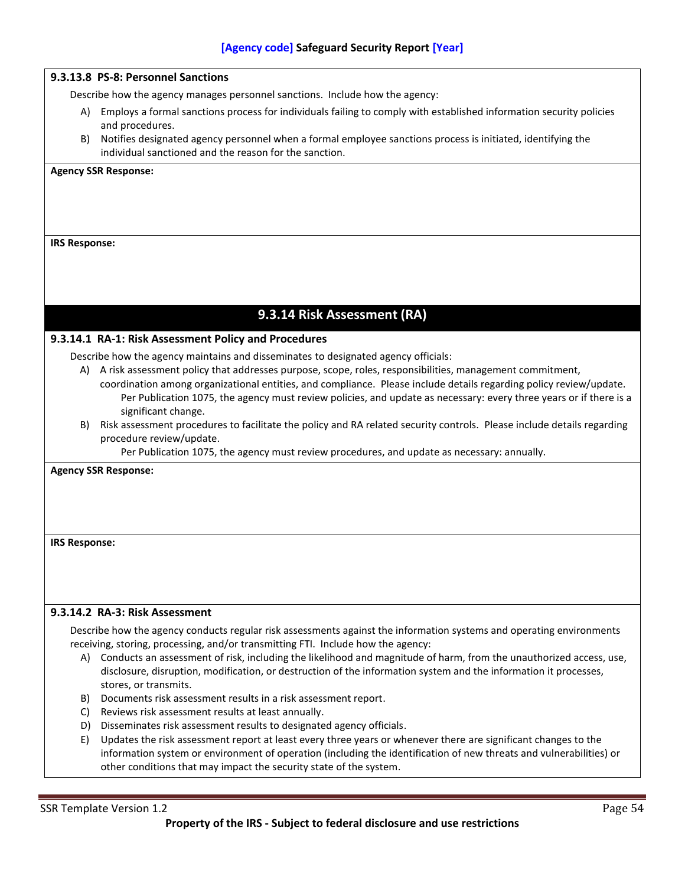#### 9.3.13.8 PS-8: Personnel Sanctions

Describe how the agency manages personnel sanctions. Include how the agency:

A) Employs a formal sanctions process for individuals failing to comply with established information security policies and procedures.
B) Notifies designated agency personnel when a formal employee sanctions process is initiated, identifying the individual sanctioned and the reason for the sanction.

**Agency SSR Response:**

**IRS Response:**

## 9.3.14 Risk Assessment (RA)

#### 9.3.14.1 RA-1: Risk Assessment Policy and Procedures

Describe how the agency maintains and disseminates to designated agency officials:

A) A risk assessment policy that addresses purpose, scope, roles, responsibilities, management commitment, coordination among organizational entities, and compliance. Please include details regarding policy review/update.
   Per Publication 1075, the agency must review policies, and update as necessary: every three years or if there is a significant change.
B) Risk assessment procedures to facilitate the policy and RA related security controls. Please include details regarding procedure review/update.
   Per Publication 1075, the agency must review procedures, and update as necessary: annually.

**Agency SSR Response:**

**IRS Response:**

#### 9.3.14.2 RA-3: Risk Assessment

Describe how the agency conducts regular risk assessments against the information systems and operating environments receiving, storing, processing, and/or transmitting FTI. Include how the agency:

A) Conducts an assessment of risk, including the likelihood and magnitude of harm, from the unauthorized access, use, disclosure, disruption, modification, or destruction of the information system and the information it processes, stores, or transmits.
B) Documents risk assessment results in a risk assessment report.
C) Reviews risk assessment results at least annually.
D) Disseminates risk assessment results to designated agency officials.
E) Updates the risk assessment report at least every three years or whenever there are significant changes to the information system or environment of operation (including the identification of new threats and vulnerabilities) or other conditions that may impact the security state of the system.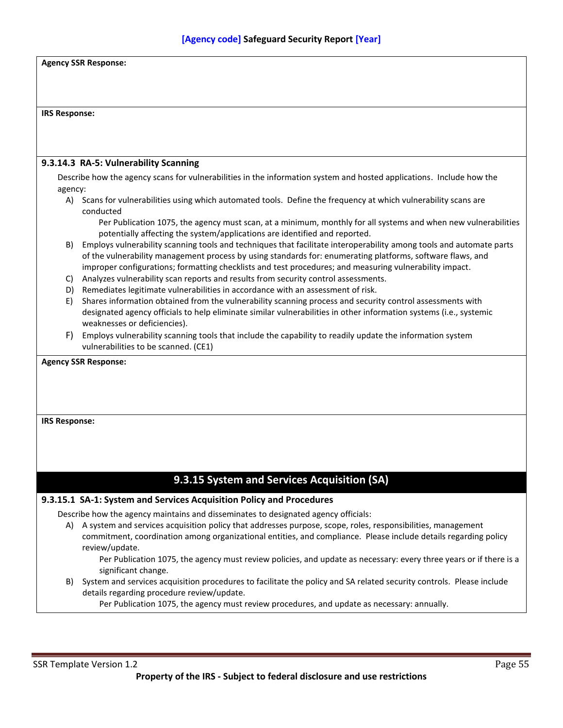**Agency SSR Response:**

**IRS Response:**

### 9.3.14.3 RA-5: Vulnerability Scanning

Describe how the agency scans for vulnerabilities in the information system and hosted applications. Include how the agency:

A) Scans for vulnerabilities using which automated tools. Define the frequency at which vulnerability scans are conducted

   Per Publication 1075, the agency must scan, at a minimum, monthly for all systems and when new vulnerabilities potentially affecting the system/applications are identified and reported.

B) Employs vulnerability scanning tools and techniques that facilitate interoperability among tools and automate parts of the vulnerability management process by using standards for: enumerating platforms, software flaws, and improper configurations; formatting checklists and test procedures; and measuring vulnerability impact.

C) Analyzes vulnerability scan reports and results from security control assessments.

D) Remediates legitimate vulnerabilities in accordance with an assessment of risk.

E) Shares information obtained from the vulnerability scanning process and security control assessments with designated agency officials to help eliminate similar vulnerabilities in other information systems (i.e., systemic weaknesses or deficiencies).

F) Employs vulnerability scanning tools that include the capability to readily update the information system vulnerabilities to be scanned. (CE1)

**Agency SSR Response:**

**IRS Response:**

## 9.3.15 System and Services Acquisition (SA)

### 9.3.15.1 SA-1: System and Services Acquisition Policy and Procedures

Describe how the agency maintains and disseminates to designated agency officials:

A) A system and services acquisition policy that addresses purpose, scope, roles, responsibilities, management commitment, coordination among organizational entities, and compliance. Please include details regarding policy review/update.

   Per Publication 1075, the agency must review policies, and update as necessary: every three years or if there is a significant change.

B) System and services acquisition procedures to facilitate the policy and SA related security controls. Please include details regarding procedure review/update.

   Per Publication 1075, the agency must review procedures, and update as necessary: annually.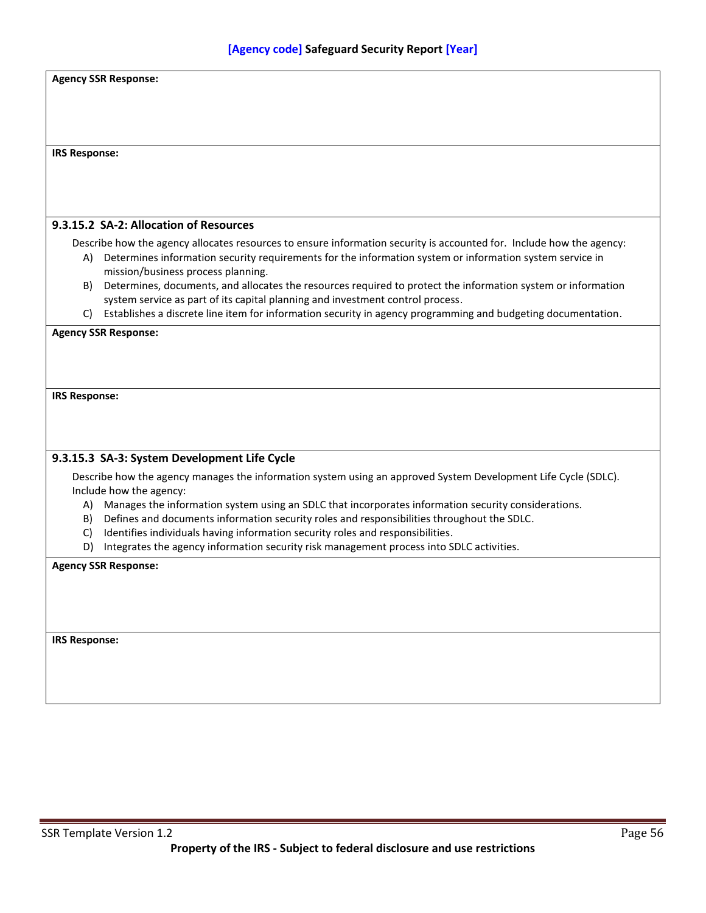**Agency SSR Response:**

**IRS Response:**

### 9.3.15.2 SA-2: Allocation of Resources

Describe how the agency allocates resources to ensure information security is accounted for. Include how the agency:

A) Determines information security requirements for the information system or information system service in mission/business process planning.
B) Determines, documents, and allocates the resources required to protect the information system or information system service as part of its capital planning and investment control process.
C) Establishes a discrete line item for information security in agency programming and budgeting documentation.

**Agency SSR Response:**

**IRS Response:**

### 9.3.15.3 SA-3: System Development Life Cycle

Describe how the agency manages the information system using an approved System Development Life Cycle (SDLC). Include how the agency:

A) Manages the information system using an SDLC that incorporates information security considerations.
B) Defines and documents information security roles and responsibilities throughout the SDLC.
C) Identifies individuals having information security roles and responsibilities.
D) Integrates the agency information security risk management process into SDLC activities.

**Agency SSR Response:**

**IRS Response:**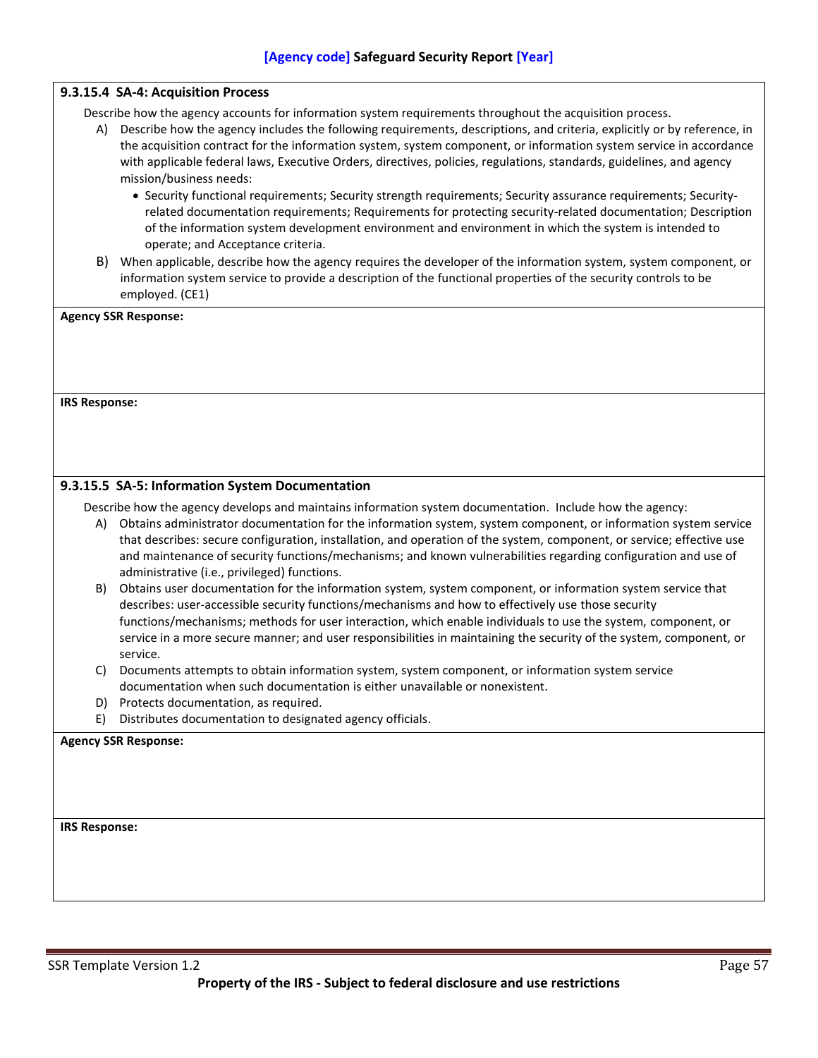### 9.3.15.4 SA-4: Acquisition Process

Describe how the agency accounts for information system requirements throughout the acquisition process.

A) Describe how the agency includes the following requirements, descriptions, and criteria, explicitly or by reference, in the acquisition contract for the information system, system component, or information system service in accordance with applicable federal laws, Executive Orders, directives, policies, regulations, standards, guidelines, and agency mission/business needs:
   - Security functional requirements; Security strength requirements; Security assurance requirements; Security-related documentation requirements; Requirements for protecting security-related documentation; Description of the information system development environment and environment in which the system is intended to operate; and Acceptance criteria.

B) When applicable, describe how the agency requires the developer of the information system, system component, or information system service to provide a description of the functional properties of the security controls to be employed. (CE1)

**Agency SSR Response:**

**IRS Response:**

### 9.3.15.5 SA-5: Information System Documentation

Describe how the agency develops and maintains information system documentation. Include how the agency:

A) Obtains administrator documentation for the information system, system component, or information system service that describes: secure configuration, installation, and operation of the system, component, or service; effective use and maintenance of security functions/mechanisms; and known vulnerabilities regarding configuration and use of administrative (i.e., privileged) functions.

B) Obtains user documentation for the information system, system component, or information system service that describes: user-accessible security functions/mechanisms and how to effectively use those security functions/mechanisms; methods for user interaction, which enable individuals to use the system, component, or service in a more secure manner; and user responsibilities in maintaining the security of the system, component, or service.

C) Documents attempts to obtain information system, system component, or information system service documentation when such documentation is either unavailable or nonexistent.

D) Protects documentation, as required.

E) Distributes documentation to designated agency officials.

**Agency SSR Response:**

**IRS Response:**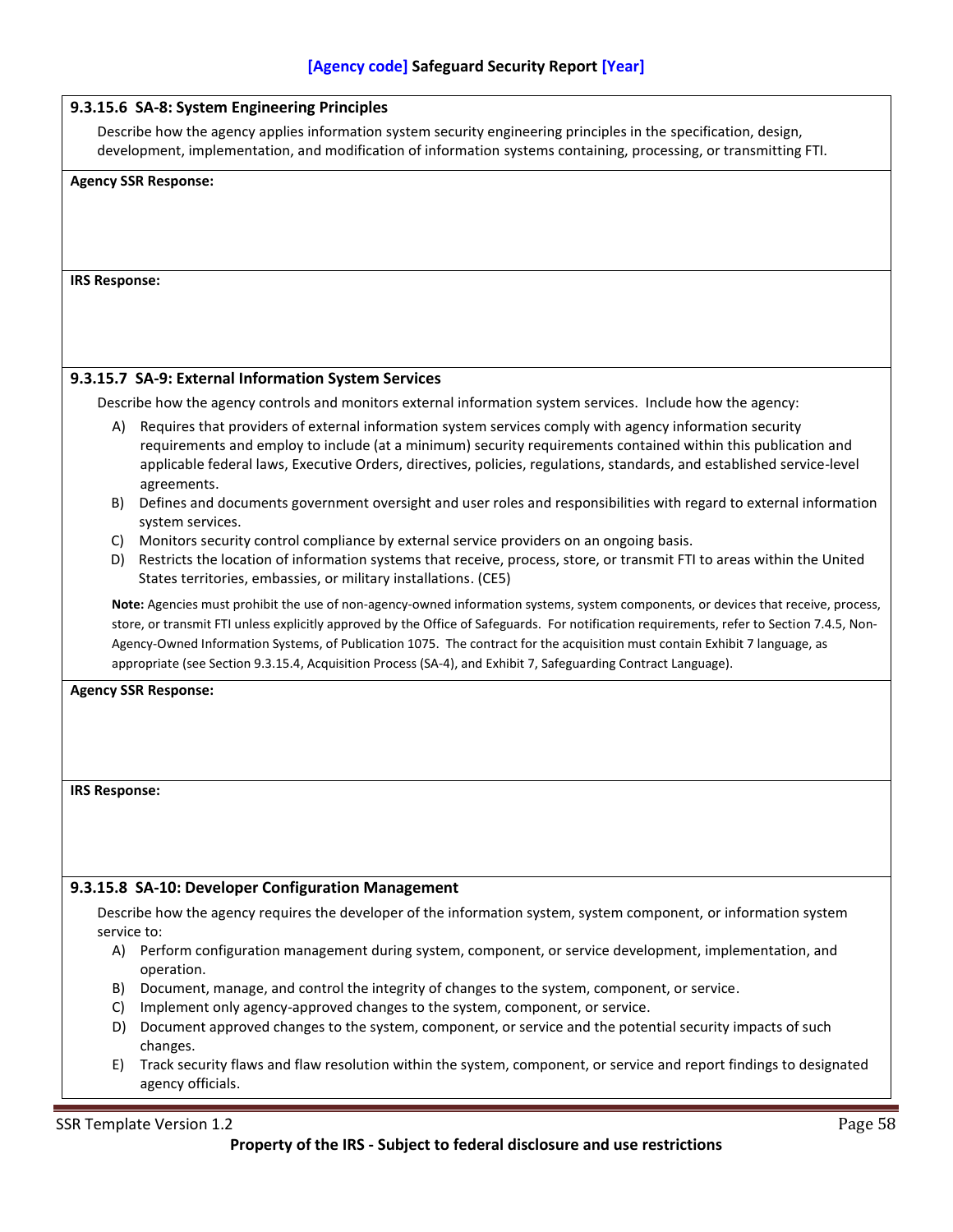### 9.3.15.6 SA-8: System Engineering Principles

Describe how the agency applies information system security engineering principles in the specification, design, development, implementation, and modification of information systems containing, processing, or transmitting FTI.

**Agency SSR Response:**

**IRS Response:**

### 9.3.15.7 SA-9: External Information System Services

Describe how the agency controls and monitors external information system services. Include how the agency:

A) Requires that providers of external information system services comply with agency information security requirements and employ to include (at a minimum) security requirements contained within this publication and applicable federal laws, Executive Orders, directives, policies, regulations, standards, and established service-level agreements.
B) Defines and documents government oversight and user roles and responsibilities with regard to external information system services.
C) Monitors security control compliance by external service providers on an ongoing basis.
D) Restricts the location of information systems that receive, process, store, or transmit FTI to areas within the United States territories, embassies, or military installations. (CE5)

**Note:** Agencies must prohibit the use of non-agency-owned information systems, system components, or devices that receive, process, store, or transmit FTI unless explicitly approved by the Office of Safeguards. For notification requirements, refer to Section 7.4.5, Non-Agency-Owned Information Systems, of Publication 1075. The contract for the acquisition must contain Exhibit 7 language, as appropriate (see Section 9.3.15.4, Acquisition Process (SA-4), and Exhibit 7, Safeguarding Contract Language).

**Agency SSR Response:**

**IRS Response:**

### 9.3.15.8 SA-10: Developer Configuration Management

Describe how the agency requires the developer of the information system, system component, or information system service to:

A) Perform configuration management during system, component, or service development, implementation, and operation.
B) Document, manage, and control the integrity of changes to the system, component, or service.
C) Implement only agency-approved changes to the system, component, or service.
D) Document approved changes to the system, component, or service and the potential security impacts of such changes.
E) Track security flaws and flaw resolution within the system, component, or service and report findings to designated agency officials.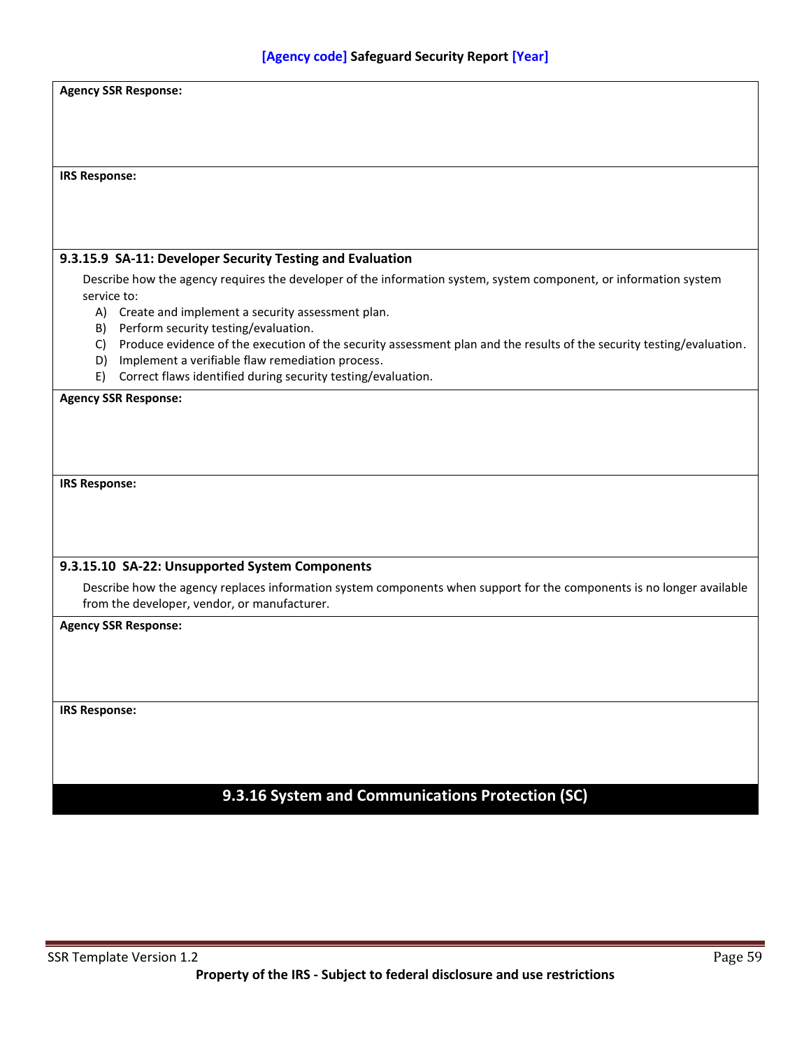**Agency SSR Response:**

**IRS Response:**

#### 9.3.15.9 SA-11: Developer Security Testing and Evaluation

Describe how the agency requires the developer of the information system, system component, or information system service to:

A) Create and implement a security assessment plan.
B) Perform security testing/evaluation.
C) Produce evidence of the execution of the security assessment plan and the results of the security testing/evaluation.
D) Implement a verifiable flaw remediation process.
E) Correct flaws identified during security testing/evaluation.

**Agency SSR Response:**

**IRS Response:**

#### 9.3.15.10 SA-22: Unsupported System Components

Describe how the agency replaces information system components when support for the components is no longer available from the developer, vendor, or manufacturer.

**Agency SSR Response:**

**IRS Response:**

### 9.3.16 System and Communications Protection (SC)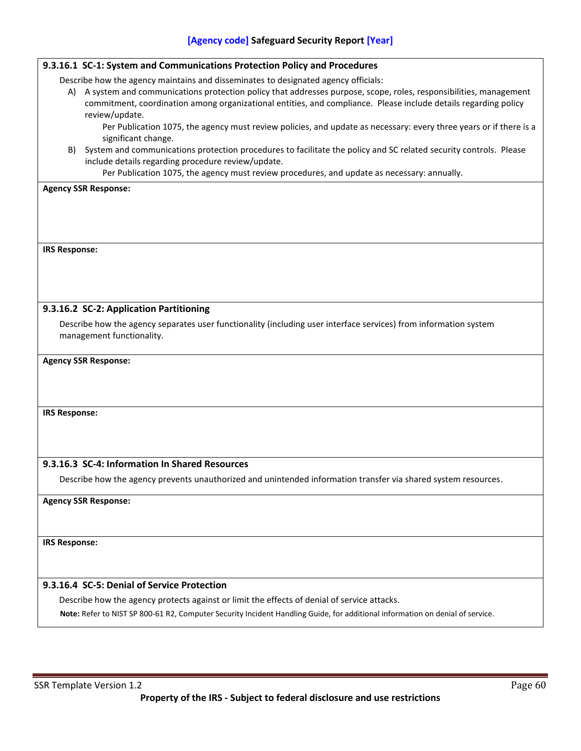#### 9.3.16.1 SC-1: System and Communications Protection Policy and Procedures

Describe how the agency maintains and disseminates to designated agency officials:

A) A system and communications protection policy that addresses purpose, scope, roles, responsibilities, management commitment, coordination among organizational entities, and compliance. Please include details regarding policy review/update.

   Per Publication 1075, the agency must review policies, and update as necessary: every three years or if there is a significant change.

B) System and communications protection procedures to facilitate the policy and SC related security controls. Please include details regarding procedure review/update.

   Per Publication 1075, the agency must review procedures, and update as necessary: annually.

**Agency SSR Response:**

**IRS Response:**

#### 9.3.16.2 SC-2: Application Partitioning

Describe how the agency separates user functionality (including user interface services) from information system management functionality.

**Agency SSR Response:**

**IRS Response:**

#### 9.3.16.3 SC-4: Information In Shared Resources

Describe how the agency prevents unauthorized and unintended information transfer via shared system resources.

**Agency SSR Response:**

**IRS Response:**

#### 9.3.16.4 SC-5: Denial of Service Protection

Describe how the agency protects against or limit the effects of denial of service attacks.

**Note:** Refer to NIST SP 800-61 R2, Computer Security Incident Handling Guide, for additional information on denial of service.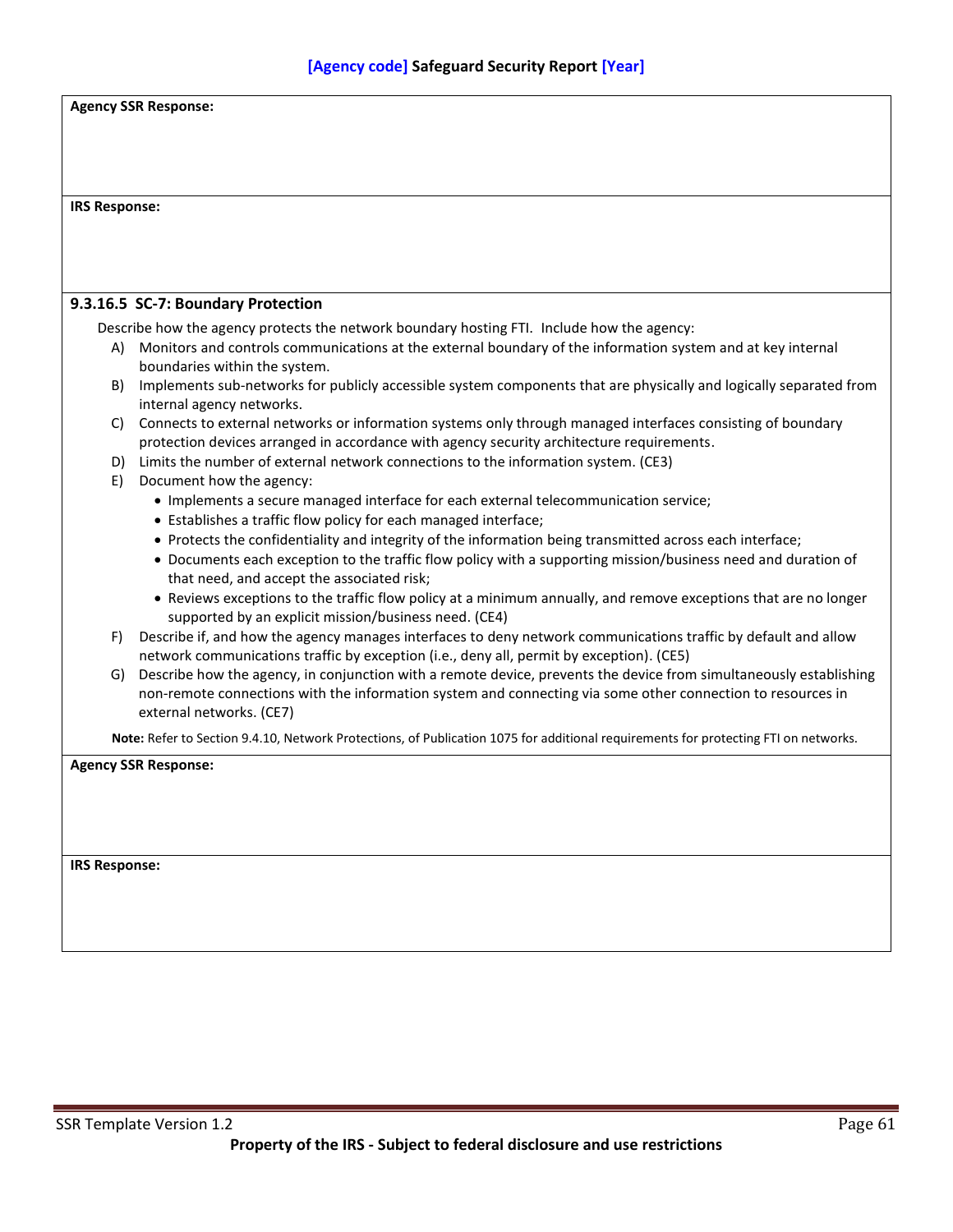**Agency SSR Response:**

**IRS Response:**

### 9.3.16.5 SC-7: Boundary Protection

Describe how the agency protects the network boundary hosting FTI. Include how the agency:

A) Monitors and controls communications at the external boundary of the information system and at key internal boundaries within the system.

B) Implements sub-networks for publicly accessible system components that are physically and logically separated from internal agency networks.

C) Connects to external networks or information systems only through managed interfaces consisting of boundary protection devices arranged in accordance with agency security architecture requirements.

D) Limits the number of external network connections to the information system. (CE3)

E) Document how the agency:
- Implements a secure managed interface for each external telecommunication service;
- Establishes a traffic flow policy for each managed interface;
- Protects the confidentiality and integrity of the information being transmitted across each interface;
- Documents each exception to the traffic flow policy with a supporting mission/business need and duration of that need, and accept the associated risk;
- Reviews exceptions to the traffic flow policy at a minimum annually, and remove exceptions that are no longer supported by an explicit mission/business need. (CE4)

F) Describe if, and how the agency manages interfaces to deny network communications traffic by default and allow network communications traffic by exception (i.e., deny all, permit by exception). (CE5)

G) Describe how the agency, in conjunction with a remote device, prevents the device from simultaneously establishing non-remote connections with the information system and connecting via some other connection to resources in external networks. (CE7)

**Note:** Refer to Section 9.4.10, Network Protections, of Publication 1075 for additional requirements for protecting FTI on networks.

**Agency SSR Response:**

**IRS Response:**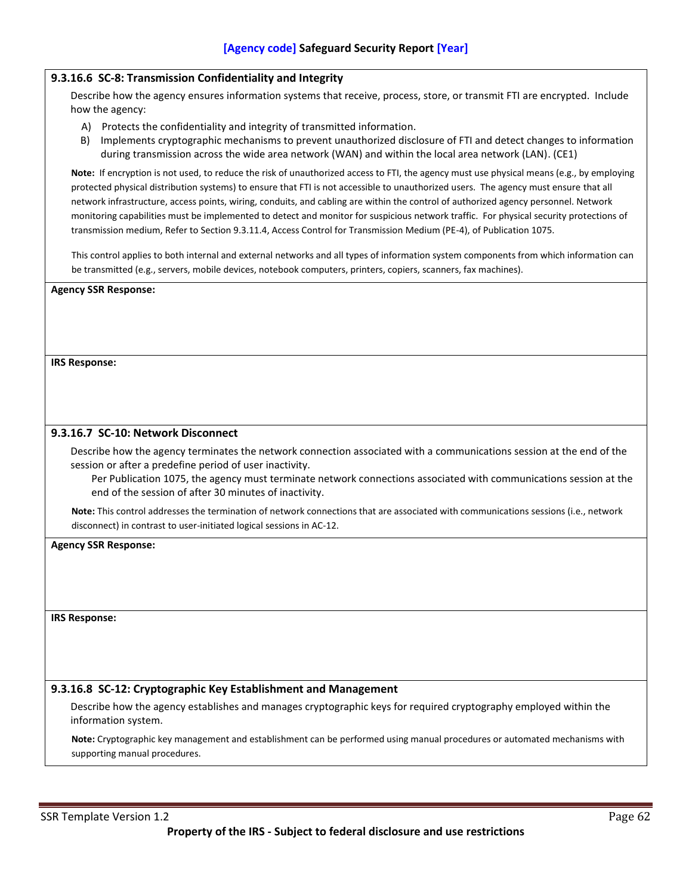#### 9.3.16.6 SC-8: Transmission Confidentiality and Integrity

Describe how the agency ensures information systems that receive, process, store, or transmit FTI are encrypted. Include how the agency:

A) Protects the confidentiality and integrity of transmitted information.
B) Implements cryptographic mechanisms to prevent unauthorized disclosure of FTI and detect changes to information during transmission across the wide area network (WAN) and within the local area network (LAN). (CE1)

**Note:** If encryption is not used, to reduce the risk of unauthorized access to FTI, the agency must use physical means (e.g., by employing protected physical distribution systems) to ensure that FTI is not accessible to unauthorized users. The agency must ensure that all network infrastructure, access points, wiring, conduits, and cabling are within the control of authorized agency personnel. Network monitoring capabilities must be implemented to detect and monitor for suspicious network traffic. For physical security protections of transmission medium, Refer to Section 9.3.11.4, Access Control for Transmission Medium (PE-4), of Publication 1075.

This control applies to both internal and external networks and all types of information system components from which information can be transmitted (e.g., servers, mobile devices, notebook computers, printers, copiers, scanners, fax machines).

**Agency SSR Response:**

**IRS Response:**

#### 9.3.16.7 SC-10: Network Disconnect

Describe how the agency terminates the network connection associated with a communications session at the end of the session or after a predefine period of user inactivity.

Per Publication 1075, the agency must terminate network connections associated with communications session at the end of the session of after 30 minutes of inactivity.

**Note:** This control addresses the termination of network connections that are associated with communications sessions (i.e., network disconnect) in contrast to user-initiated logical sessions in AC-12.

**Agency SSR Response:**

**IRS Response:**

#### 9.3.16.8 SC-12: Cryptographic Key Establishment and Management

Describe how the agency establishes and manages cryptographic keys for required cryptography employed within the information system.

**Note:** Cryptographic key management and establishment can be performed using manual procedures or automated mechanisms with supporting manual procedures.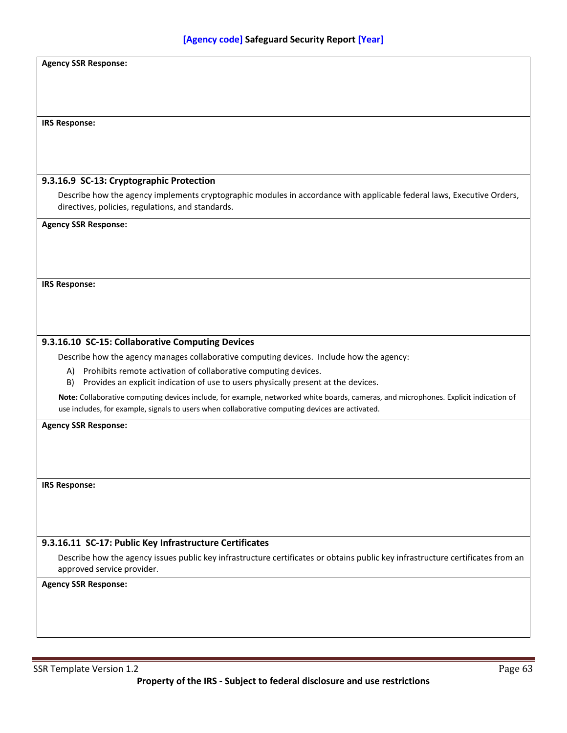**Agency SSR Response:**

**IRS Response:**

#### 9.3.16.9 SC-13: Cryptographic Protection

Describe how the agency implements cryptographic modules in accordance with applicable federal laws, Executive Orders, directives, policies, regulations, and standards.

**Agency SSR Response:**

**IRS Response:**

#### 9.3.16.10 SC-15: Collaborative Computing Devices

Describe how the agency manages collaborative computing devices. Include how the agency:

A) Prohibits remote activation of collaborative computing devices.
B) Provides an explicit indication of use to users physically present at the devices.

**Note:** Collaborative computing devices include, for example, networked white boards, cameras, and microphones. Explicit indication of use includes, for example, signals to users when collaborative computing devices are activated.

**Agency SSR Response:**

**IRS Response:**

#### 9.3.16.11 SC-17: Public Key Infrastructure Certificates

Describe how the agency issues public key infrastructure certificates or obtains public key infrastructure certificates from an approved service provider.

**Agency SSR Response:**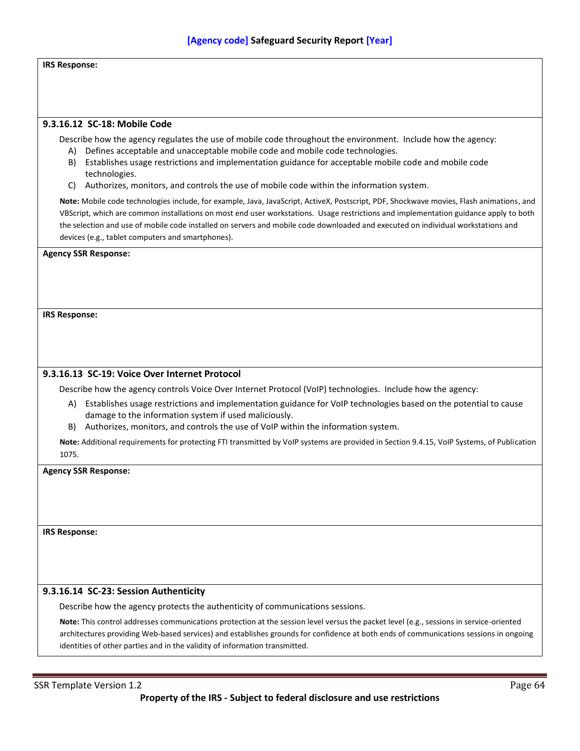**IRS Response:**

#### 9.3.16.12 SC-18: Mobile Code

Describe how the agency regulates the use of mobile code throughout the environment. Include how the agency:

A) Defines acceptable and unacceptable mobile code and mobile code technologies.
B) Establishes usage restrictions and implementation guidance for acceptable mobile code and mobile code technologies.
C) Authorizes, monitors, and controls the use of mobile code within the information system.

**Note:** Mobile code technologies include, for example, Java, JavaScript, ActiveX, Postscript, PDF, Shockwave movies, Flash animations, and VBScript, which are common installations on most end user workstations. Usage restrictions and implementation guidance apply to both the selection and use of mobile code installed on servers and mobile code downloaded and executed on individual workstations and devices (e.g., tablet computers and smartphones).

**Agency SSR Response:**

**IRS Response:**

#### 9.3.16.13 SC-19: Voice Over Internet Protocol

Describe how the agency controls Voice Over Internet Protocol (VoIP) technologies. Include how the agency:

A) Establishes usage restrictions and implementation guidance for VoIP technologies based on the potential to cause damage to the information system if used maliciously.
B) Authorizes, monitors, and controls the use of VoIP within the information system.

**Note:** Additional requirements for protecting FTI transmitted by VoIP systems are provided in Section 9.4.15, VoIP Systems, of Publication 1075.

**Agency SSR Response:**

**IRS Response:**

#### 9.3.16.14 SC-23: Session Authenticity

Describe how the agency protects the authenticity of communications sessions.

**Note:** This control addresses communications protection at the session level versus the packet level (e.g., sessions in service-oriented architectures providing Web-based services) and establishes grounds for confidence at both ends of communications sessions in ongoing identities of other parties and in the validity of information transmitted.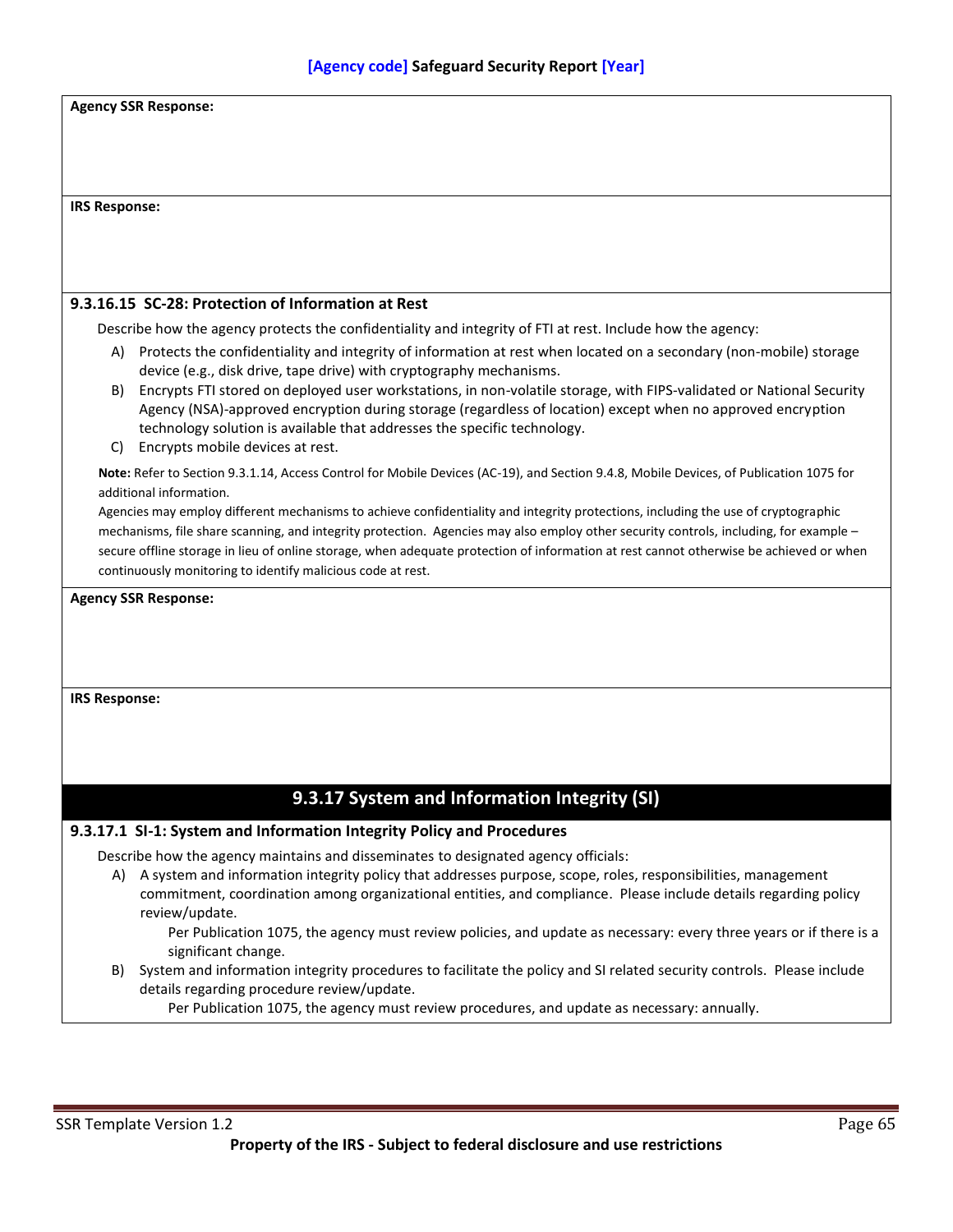**Agency SSR Response:**

**IRS Response:**

#### 9.3.16.15 SC-28: Protection of Information at Rest

Describe how the agency protects the confidentiality and integrity of FTI at rest. Include how the agency:

A) Protects the confidentiality and integrity of information at rest when located on a secondary (non-mobile) storage device (e.g., disk drive, tape drive) with cryptography mechanisms.

B) Encrypts FTI stored on deployed user workstations, in non-volatile storage, with FIPS-validated or National Security Agency (NSA)-approved encryption during storage (regardless of location) except when no approved encryption technology solution is available that addresses the specific technology.

C) Encrypts mobile devices at rest.

**Note:** Refer to Section 9.3.1.14, Access Control for Mobile Devices (AC-19), and Section 9.4.8, Mobile Devices, of Publication 1075 for additional information.

Agencies may employ different mechanisms to achieve confidentiality and integrity protections, including the use of cryptographic mechanisms, file share scanning, and integrity protection. Agencies may also employ other security controls, including, for example – secure offline storage in lieu of online storage, when adequate protection of information at rest cannot otherwise be achieved or when continuously monitoring to identify malicious code at rest.

**Agency SSR Response:**

**IRS Response:**

### 9.3.17 System and Information Integrity (SI)

#### 9.3.17.1 SI-1: System and Information Integrity Policy and Procedures

Describe how the agency maintains and disseminates to designated agency officials:

A) A system and information integrity policy that addresses purpose, scope, roles, responsibilities, management commitment, coordination among organizational entities, and compliance. Please include details regarding policy review/update.

   Per Publication 1075, the agency must review policies, and update as necessary: every three years or if there is a significant change.

B) System and information integrity procedures to facilitate the policy and SI related security controls. Please include details regarding procedure review/update.

   Per Publication 1075, the agency must review procedures, and update as necessary: annually.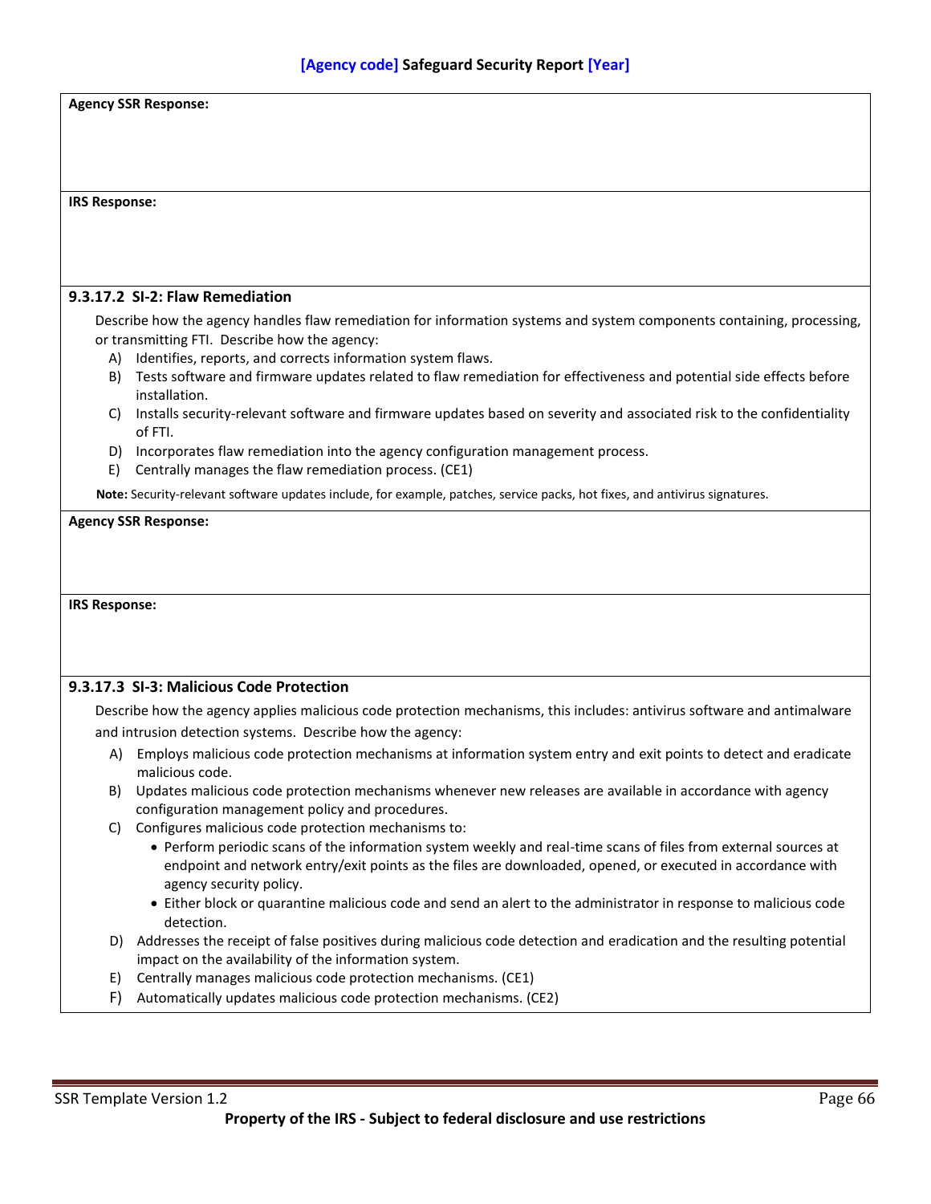**Agency SSR Response:**

**IRS Response:**

#### 9.3.17.2 SI-2: Flaw Remediation

Describe how the agency handles flaw remediation for information systems and system components containing, processing, or transmitting FTI. Describe how the agency:

A) Identifies, reports, and corrects information system flaws.
B) Tests software and firmware updates related to flaw remediation for effectiveness and potential side effects before installation.
C) Installs security-relevant software and firmware updates based on severity and associated risk to the confidentiality of FTI.
D) Incorporates flaw remediation into the agency configuration management process.
E) Centrally manages the flaw remediation process. (CE1)

**Note:** Security-relevant software updates include, for example, patches, service packs, hot fixes, and antivirus signatures.

**Agency SSR Response:**

**IRS Response:**

#### 9.3.17.3 SI-3: Malicious Code Protection

Describe how the agency applies malicious code protection mechanisms, this includes: antivirus software and antimalware and intrusion detection systems. Describe how the agency:

A) Employs malicious code protection mechanisms at information system entry and exit points to detect and eradicate malicious code.
B) Updates malicious code protection mechanisms whenever new releases are available in accordance with agency configuration management policy and procedures.
C) Configures malicious code protection mechanisms to:
   - Perform periodic scans of the information system weekly and real-time scans of files from external sources at endpoint and network entry/exit points as the files are downloaded, opened, or executed in accordance with agency security policy.
   - Either block or quarantine malicious code and send an alert to the administrator in response to malicious code detection.
D) Addresses the receipt of false positives during malicious code detection and eradication and the resulting potential impact on the availability of the information system.
E) Centrally manages malicious code protection mechanisms. (CE1)
F) Automatically updates malicious code protection mechanisms. (CE2)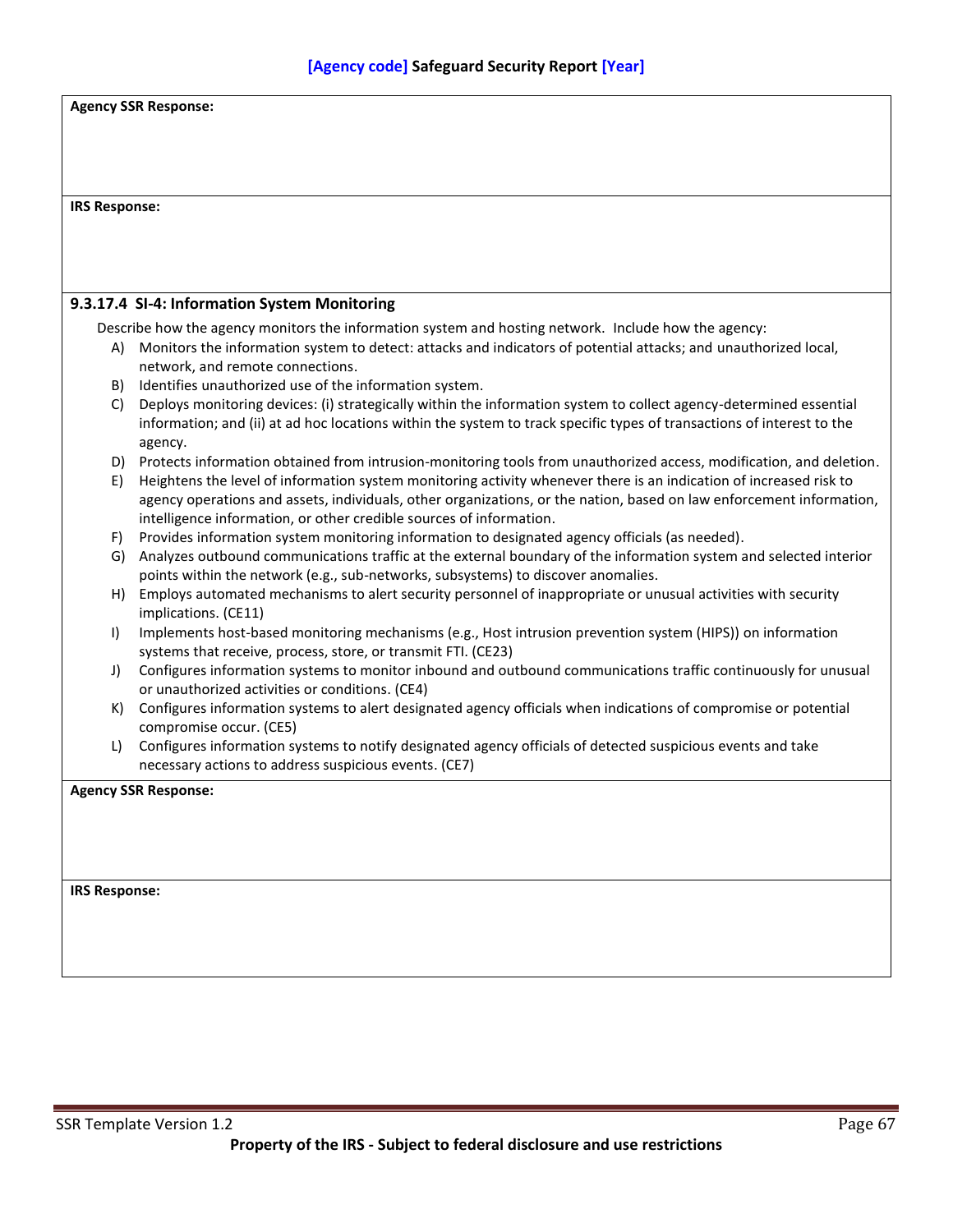**Agency SSR Response:**

**IRS Response:**

#### 9.3.17.4 SI-4: Information System Monitoring

Describe how the agency monitors the information system and hosting network. Include how the agency:

A) Monitors the information system to detect: attacks and indicators of potential attacks; and unauthorized local, network, and remote connections.
B) Identifies unauthorized use of the information system.
C) Deploys monitoring devices: (i) strategically within the information system to collect agency-determined essential information; and (ii) at ad hoc locations within the system to track specific types of transactions of interest to the agency.
D) Protects information obtained from intrusion-monitoring tools from unauthorized access, modification, and deletion.
E) Heightens the level of information system monitoring activity whenever there is an indication of increased risk to agency operations and assets, individuals, other organizations, or the nation, based on law enforcement information, intelligence information, or other credible sources of information.
F) Provides information system monitoring information to designated agency officials (as needed).
G) Analyzes outbound communications traffic at the external boundary of the information system and selected interior points within the network (e.g., sub-networks, subsystems) to discover anomalies.
H) Employs automated mechanisms to alert security personnel of inappropriate or unusual activities with security implications. (CE11)
I) Implements host-based monitoring mechanisms (e.g., Host intrusion prevention system (HIPS)) on information systems that receive, process, store, or transmit FTI. (CE23)
J) Configures information systems to monitor inbound and outbound communications traffic continuously for unusual or unauthorized activities or conditions. (CE4)
K) Configures information systems to alert designated agency officials when indications of compromise or potential compromise occur. (CE5)
L) Configures information systems to notify designated agency officials of detected suspicious events and take necessary actions to address suspicious events. (CE7)

**Agency SSR Response:**

**IRS Response:**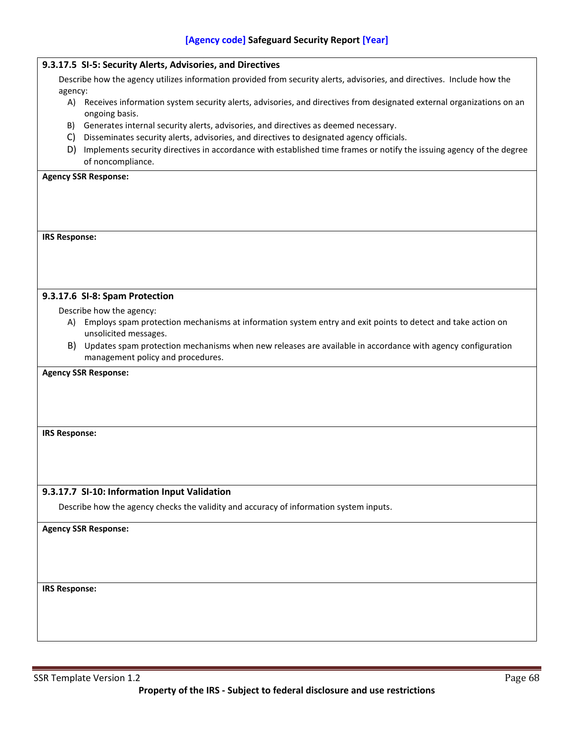#### 9.3.17.5 SI-5: Security Alerts, Advisories, and Directives

Describe how the agency utilizes information provided from security alerts, advisories, and directives. Include how the agency:

A) Receives information system security alerts, advisories, and directives from designated external organizations on an ongoing basis.
B) Generates internal security alerts, advisories, and directives as deemed necessary.
C) Disseminates security alerts, advisories, and directives to designated agency officials.
D) Implements security directives in accordance with established time frames or notify the issuing agency of the degree of noncompliance.

**Agency SSR Response:**

**IRS Response:**

#### 9.3.17.6 SI-8: Spam Protection

Describe how the agency:

A) Employs spam protection mechanisms at information system entry and exit points to detect and take action on unsolicited messages.
B) Updates spam protection mechanisms when new releases are available in accordance with agency configuration management policy and procedures.

**Agency SSR Response:**

**IRS Response:**

#### 9.3.17.7 SI-10: Information Input Validation

Describe how the agency checks the validity and accuracy of information system inputs.

**Agency SSR Response:**

**IRS Response:**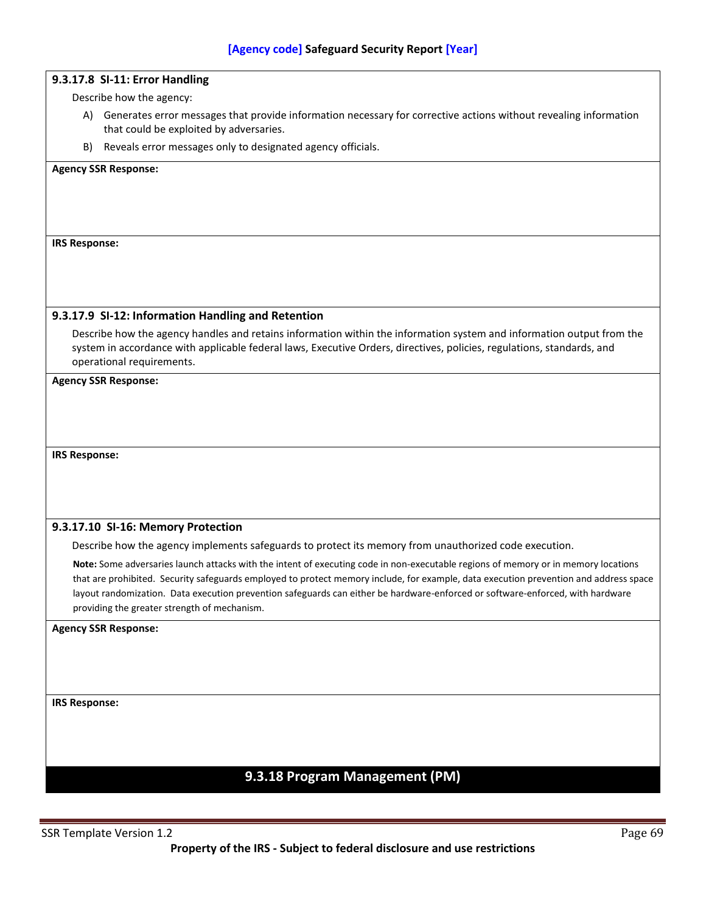### 9.3.17.8 SI-11: Error Handling

Describe how the agency:

A) Generates error messages that provide information necessary for corrective actions without revealing information that could be exploited by adversaries.

B) Reveals error messages only to designated agency officials.

**Agency SSR Response:**

**IRS Response:**

### 9.3.17.9 SI-12: Information Handling and Retention

Describe how the agency handles and retains information within the information system and information output from the system in accordance with applicable federal laws, Executive Orders, directives, policies, regulations, standards, and operational requirements.

**Agency SSR Response:**

**IRS Response:**

### 9.3.17.10 SI-16: Memory Protection

Describe how the agency implements safeguards to protect its memory from unauthorized code execution.

**Note:** Some adversaries launch attacks with the intent of executing code in non-executable regions of memory or in memory locations that are prohibited. Security safeguards employed to protect memory include, for example, data execution prevention and address space layout randomization. Data execution prevention safeguards can either be hardware-enforced or software-enforced, with hardware providing the greater strength of mechanism.

**Agency SSR Response:**

**IRS Response:**

## 9.3.18 Program Management (PM)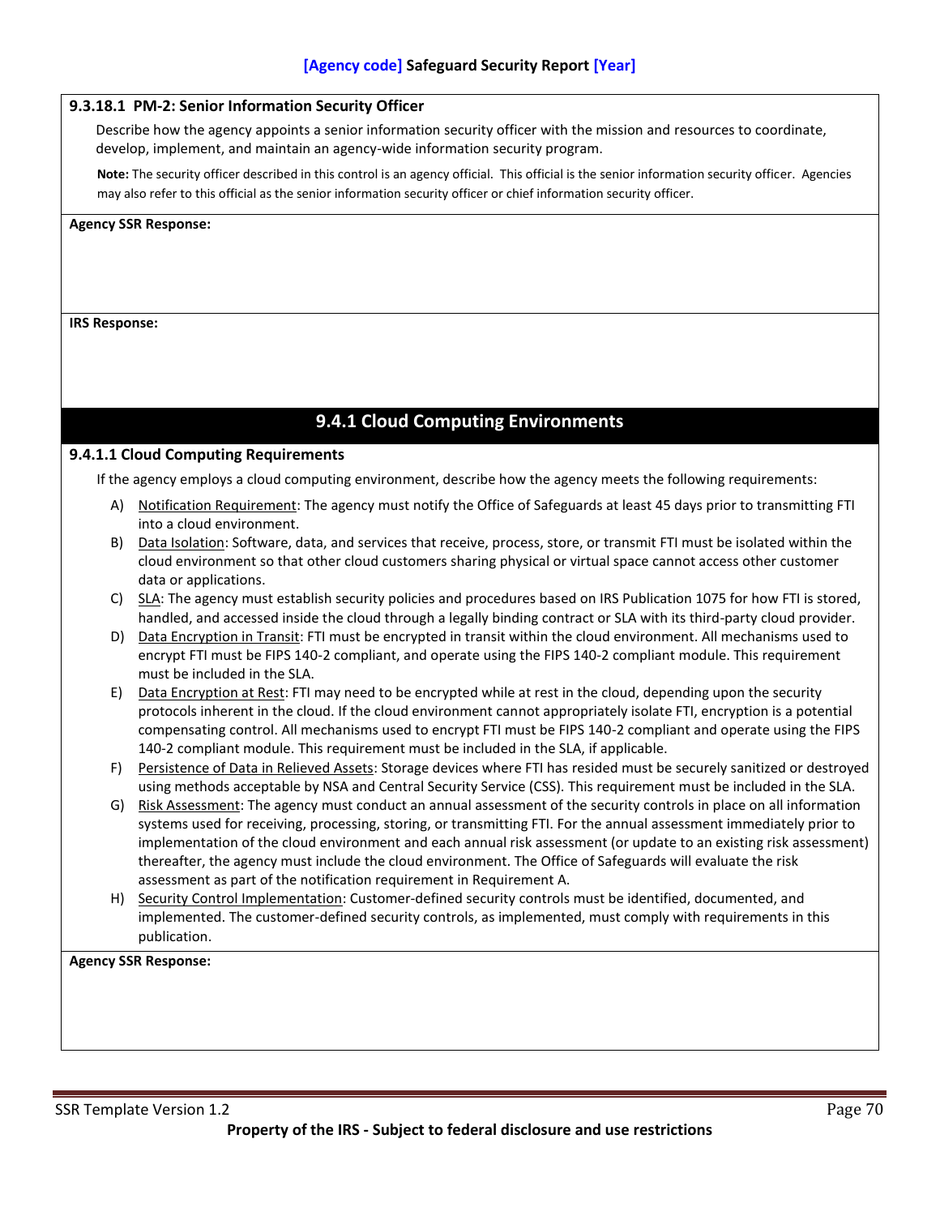#### 9.3.18.1 PM-2: Senior Information Security Officer

Describe how the agency appoints a senior information security officer with the mission and resources to coordinate, develop, implement, and maintain an agency-wide information security program.

**Note:** The security officer described in this control is an agency official. This official is the senior information security officer. Agencies may also refer to this official as the senior information security officer or chief information security officer.

**Agency SSR Response:**

**IRS Response:**

## 9.4.1 Cloud Computing Environments

#### 9.4.1.1 Cloud Computing Requirements

If the agency employs a cloud computing environment, describe how the agency meets the following requirements:

A) Notification Requirement: The agency must notify the Office of Safeguards at least 45 days prior to transmitting FTI into a cloud environment.

B) Data Isolation: Software, data, and services that receive, process, store, or transmit FTI must be isolated within the cloud environment so that other cloud customers sharing physical or virtual space cannot access other customer data or applications.

C) SLA: The agency must establish security policies and procedures based on IRS Publication 1075 for how FTI is stored, handled, and accessed inside the cloud through a legally binding contract or SLA with its third-party cloud provider.

D) Data Encryption in Transit: FTI must be encrypted in transit within the cloud environment. All mechanisms used to encrypt FTI must be FIPS 140-2 compliant, and operate using the FIPS 140-2 compliant module. This requirement must be included in the SLA.

E) Data Encryption at Rest: FTI may need to be encrypted while at rest in the cloud, depending upon the security protocols inherent in the cloud. If the cloud environment cannot appropriately isolate FTI, encryption is a potential compensating control. All mechanisms used to encrypt FTI must be FIPS 140-2 compliant and operate using the FIPS 140-2 compliant module. This requirement must be included in the SLA, if applicable.

F) Persistence of Data in Relieved Assets: Storage devices where FTI has resided must be securely sanitized or destroyed using methods acceptable by NSA and Central Security Service (CSS). This requirement must be included in the SLA.

G) Risk Assessment: The agency must conduct an annual assessment of the security controls in place on all information systems used for receiving, processing, storing, or transmitting FTI. For the annual assessment immediately prior to implementation of the cloud environment and each annual risk assessment (or update to an existing risk assessment) thereafter, the agency must include the cloud environment. The Office of Safeguards will evaluate the risk assessment as part of the notification requirement in Requirement A.

H) Security Control Implementation: Customer-defined security controls must be identified, documented, and implemented. The customer-defined security controls, as implemented, must comply with requirements in this publication.

**Agency SSR Response:**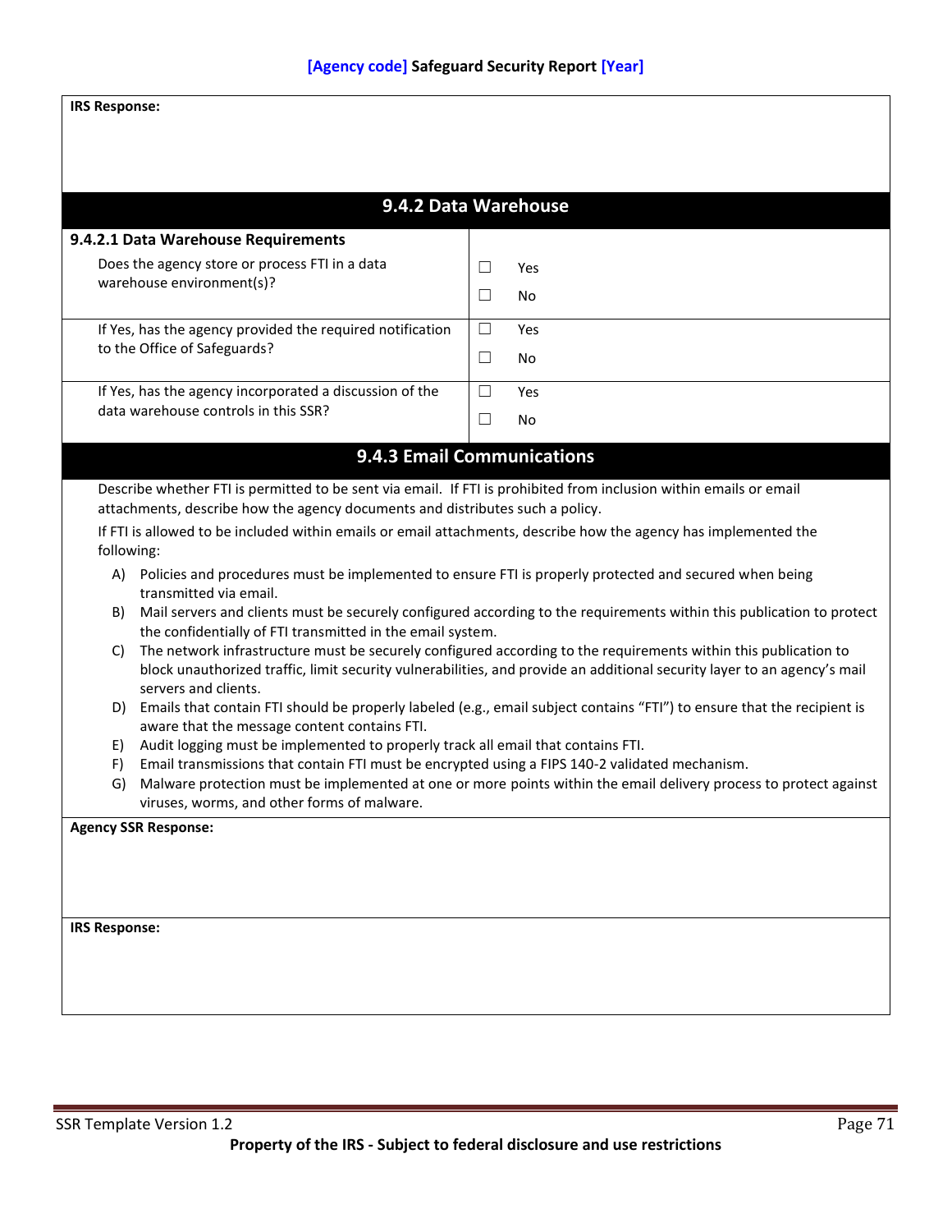**IRS Response:**

## 9.4.2 Data Warehouse

| **9.4.2.1 Data Warehouse Requirements** | |
|---|---|
| Does the agency store or process FTI in a data warehouse environment(s)? | ☐ Yes<br>☐ No |
| If Yes, has the agency provided the required notification to the Office of Safeguards? | ☐ Yes<br>☐ No |
| If Yes, has the agency incorporated a discussion of the data warehouse controls in this SSR? | ☐ Yes<br>☐ No |

## 9.4.3 Email Communications

Describe whether FTI is permitted to be sent via email. If FTI is prohibited from inclusion within emails or email attachments, describe how the agency documents and distributes such a policy.

If FTI is allowed to be included within emails or email attachments, describe how the agency has implemented the following:

A) Policies and procedures must be implemented to ensure FTI is properly protected and secured when being transmitted via email.
B) Mail servers and clients must be securely configured according to the requirements within this publication to protect the confidentially of FTI transmitted in the email system.
C) The network infrastructure must be securely configured according to the requirements within this publication to block unauthorized traffic, limit security vulnerabilities, and provide an additional security layer to an agency's mail servers and clients.
D) Emails that contain FTI should be properly labeled (e.g., email subject contains "FTI") to ensure that the recipient is aware that the message content contains FTI.
E) Audit logging must be implemented to properly track all email that contains FTI.
F) Email transmissions that contain FTI must be encrypted using a FIPS 140-2 validated mechanism.
G) Malware protection must be implemented at one or more points within the email delivery process to protect against viruses, worms, and other forms of malware.

**Agency SSR Response:**

**IRS Response:**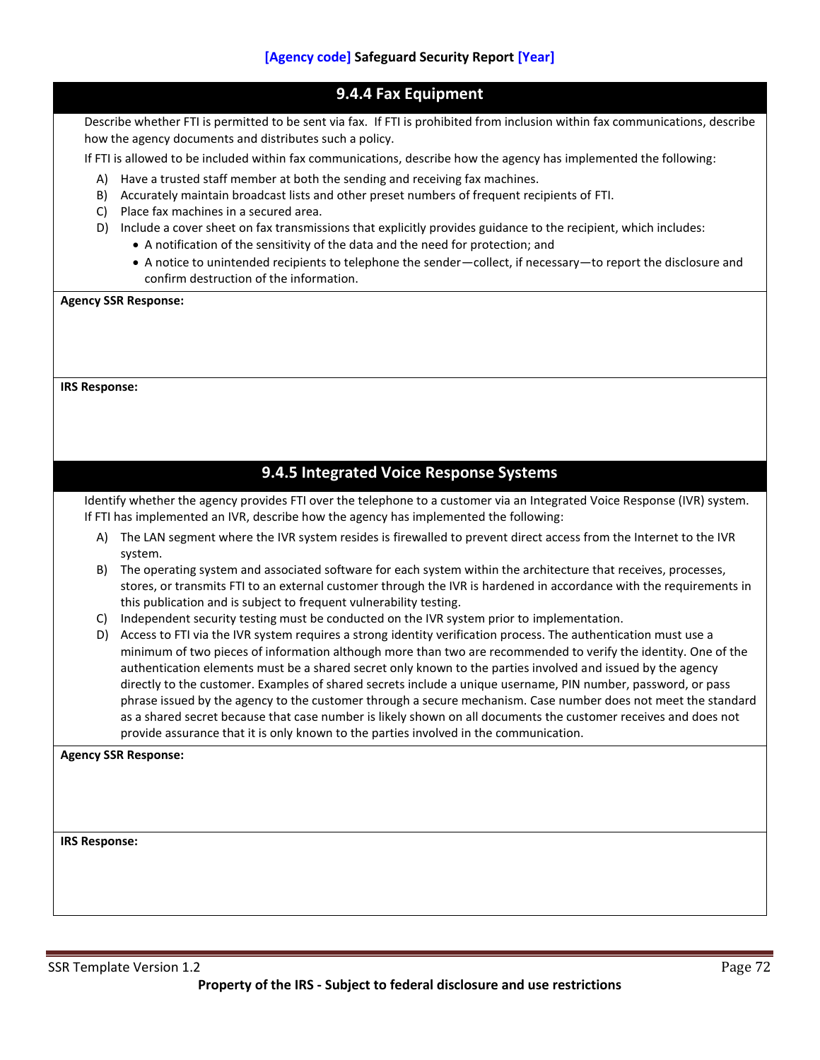## 9.4.4 Fax Equipment

Describe whether FTI is permitted to be sent via fax. If FTI is prohibited from inclusion within fax communications, describe how the agency documents and distributes such a policy.

If FTI is allowed to be included within fax communications, describe how the agency has implemented the following:

A) Have a trusted staff member at both the sending and receiving fax machines.
B) Accurately maintain broadcast lists and other preset numbers of frequent recipients of FTI.
C) Place fax machines in a secured area.
D) Include a cover sheet on fax transmissions that explicitly provides guidance to the recipient, which includes:
   - A notification of the sensitivity of the data and the need for protection; and
   - A notice to unintended recipients to telephone the sender—collect, if necessary—to report the disclosure and confirm destruction of the information.

**Agency SSR Response:**

**IRS Response:**

## 9.4.5 Integrated Voice Response Systems

Identify whether the agency provides FTI over the telephone to a customer via an Integrated Voice Response (IVR) system. If FTI has implemented an IVR, describe how the agency has implemented the following:

A) The LAN segment where the IVR system resides is firewalled to prevent direct access from the Internet to the IVR system.
B) The operating system and associated software for each system within the architecture that receives, processes, stores, or transmits FTI to an external customer through the IVR is hardened in accordance with the requirements in this publication and is subject to frequent vulnerability testing.
C) Independent security testing must be conducted on the IVR system prior to implementation.
D) Access to FTI via the IVR system requires a strong identity verification process. The authentication must use a minimum of two pieces of information although more than two are recommended to verify the identity. One of the authentication elements must be a shared secret only known to the parties involved and issued by the agency directly to the customer. Examples of shared secrets include a unique username, PIN number, password, or pass phrase issued by the agency to the customer through a secure mechanism. Case number does not meet the standard as a shared secret because that case number is likely shown on all documents the customer receives and does not provide assurance that it is only known to the parties involved in the communication.

**Agency SSR Response:**

**IRS Response:**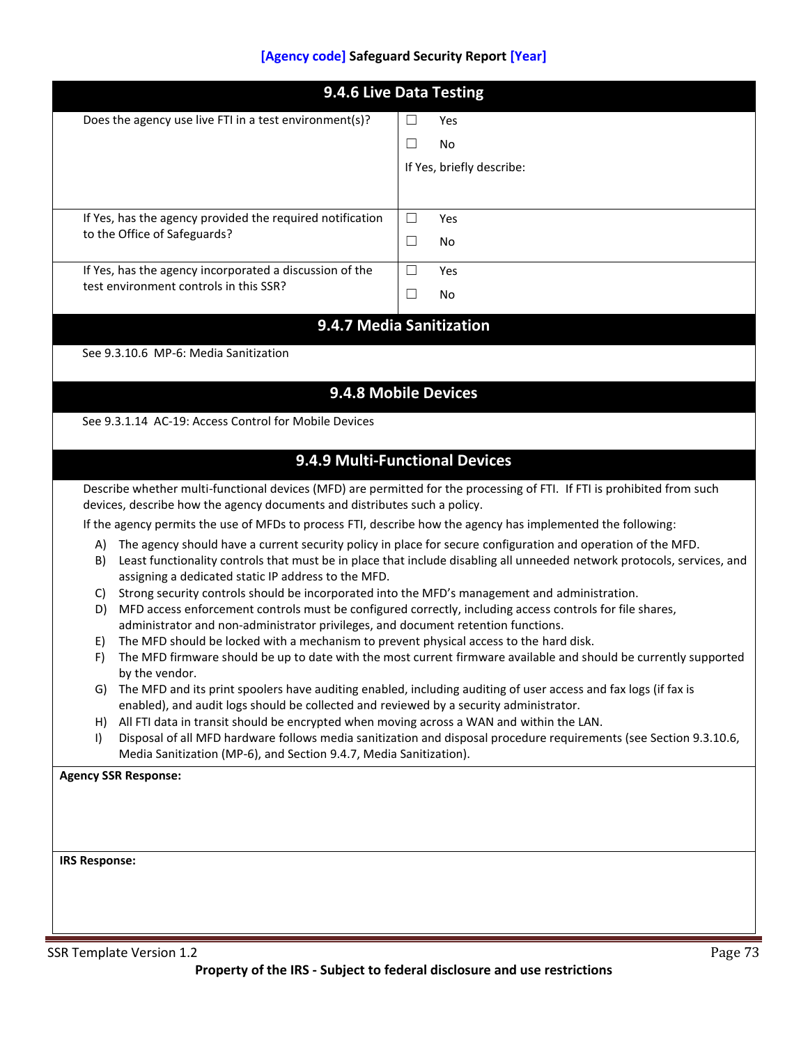## 9.4.6 Live Data Testing

| | |
|---|---|
| Does the agency use live FTI in a test environment(s)? | ☐ Yes<br>☐ No<br>If Yes, briefly describe: |
| If Yes, has the agency provided the required notification to the Office of Safeguards? | ☐ Yes<br>☐ No |
| If Yes, has the agency incorporated a discussion of the test environment controls in this SSR? | ☐ Yes<br>☐ No |

## 9.4.7 Media Sanitization

See 9.3.10.6 MP-6: Media Sanitization

## 9.4.8 Mobile Devices

See 9.3.1.14 AC-19: Access Control for Mobile Devices

## 9.4.9 Multi-Functional Devices

Describe whether multi-functional devices (MFD) are permitted for the processing of FTI. If FTI is prohibited from such devices, describe how the agency documents and distributes such a policy.

If the agency permits the use of MFDs to process FTI, describe how the agency has implemented the following:

A) The agency should have a current security policy in place for secure configuration and operation of the MFD.
B) Least functionality controls that must be in place that include disabling all unneeded network protocols, services, and assigning a dedicated static IP address to the MFD.
C) Strong security controls should be incorporated into the MFD's management and administration.
D) MFD access enforcement controls must be configured correctly, including access controls for file shares, administrator and non-administrator privileges, and document retention functions.
E) The MFD should be locked with a mechanism to prevent physical access to the hard disk.
F) The MFD firmware should be up to date with the most current firmware available and should be currently supported by the vendor.
G) The MFD and its print spoolers have auditing enabled, including auditing of user access and fax logs (if fax is enabled), and audit logs should be collected and reviewed by a security administrator.
H) All FTI data in transit should be encrypted when moving across a WAN and within the LAN.
I) Disposal of all MFD hardware follows media sanitization and disposal procedure requirements (see Section 9.3.10.6, Media Sanitization (MP-6), and Section 9.4.7, Media Sanitization).

**Agency SSR Response:**

**IRS Response:**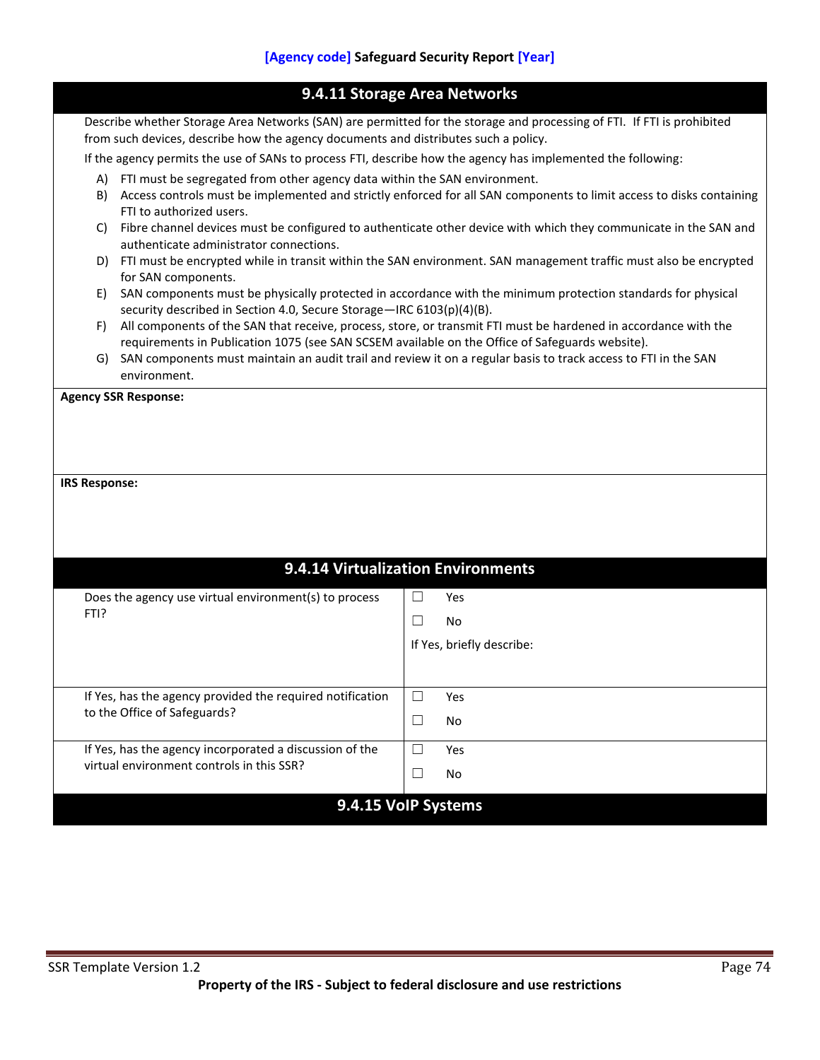### 9.4.11 Storage Area Networks

Describe whether Storage Area Networks (SAN) are permitted for the storage and processing of FTI. If FTI is prohibited from such devices, describe how the agency documents and distributes such a policy.

If the agency permits the use of SANs to process FTI, describe how the agency has implemented the following:

A) FTI must be segregated from other agency data within the SAN environment.
B) Access controls must be implemented and strictly enforced for all SAN components to limit access to disks containing FTI to authorized users.
C) Fibre channel devices must be configured to authenticate other device with which they communicate in the SAN and authenticate administrator connections.
D) FTI must be encrypted while in transit within the SAN environment. SAN management traffic must also be encrypted for SAN components.
E) SAN components must be physically protected in accordance with the minimum protection standards for physical security described in Section 4.0, Secure Storage—IRC 6103(p)(4)(B).
F) All components of the SAN that receive, process, store, or transmit FTI must be hardened in accordance with the requirements in Publication 1075 (see SAN SCSEM available on the Office of Safeguards website).
G) SAN components must maintain an audit trail and review it on a regular basis to track access to FTI in the SAN environment.

**Agency SSR Response:**

**IRS Response:**

### 9.4.14 Virtualization Environments

| | |
|---|---|
| Does the agency use virtual environment(s) to process FTI? | ☐ Yes<br>☐ No<br>If Yes, briefly describe: |
| If Yes, has the agency provided the required notification to the Office of Safeguards? | ☐ Yes<br>☐ No |
| If Yes, has the agency incorporated a discussion of the virtual environment controls in this SSR? | ☐ Yes<br>☐ No |

### 9.4.15 VoIP Systems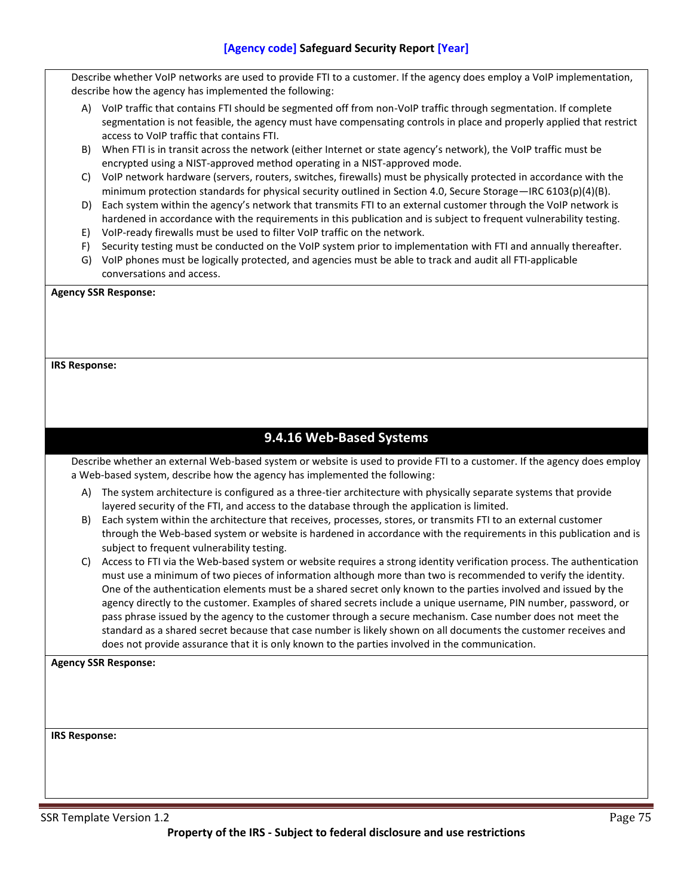Describe whether VoIP networks are used to provide FTI to a customer. If the agency does employ a VoIP implementation, describe how the agency has implemented the following:

A) VoIP traffic that contains FTI should be segmented off from non-VoIP traffic through segmentation. If complete segmentation is not feasible, the agency must have compensating controls in place and properly applied that restrict access to VoIP traffic that contains FTI.
B) When FTI is in transit across the network (either Internet or state agency's network), the VoIP traffic must be encrypted using a NIST-approved method operating in a NIST-approved mode.
C) VoIP network hardware (servers, routers, switches, firewalls) must be physically protected in accordance with the minimum protection standards for physical security outlined in Section 4.0, Secure Storage—IRC 6103(p)(4)(B).
D) Each system within the agency's network that transmits FTI to an external customer through the VoIP network is hardened in accordance with the requirements in this publication and is subject to frequent vulnerability testing.
E) VoIP-ready firewalls must be used to filter VoIP traffic on the network.
F) Security testing must be conducted on the VoIP system prior to implementation with FTI and annually thereafter.
G) VoIP phones must be logically protected, and agencies must be able to track and audit all FTI-applicable conversations and access.

**Agency SSR Response:**

**IRS Response:**

## 9.4.16 Web-Based Systems

Describe whether an external Web-based system or website is used to provide FTI to a customer. If the agency does employ a Web-based system, describe how the agency has implemented the following:

A) The system architecture is configured as a three-tier architecture with physically separate systems that provide layered security of the FTI, and access to the database through the application is limited.
B) Each system within the architecture that receives, processes, stores, or transmits FTI to an external customer through the Web-based system or website is hardened in accordance with the requirements in this publication and is subject to frequent vulnerability testing.
C) Access to FTI via the Web-based system or website requires a strong identity verification process. The authentication must use a minimum of two pieces of information although more than two is recommended to verify the identity. One of the authentication elements must be a shared secret only known to the parties involved and issued by the agency directly to the customer. Examples of shared secrets include a unique username, PIN number, password, or pass phrase issued by the agency to the customer through a secure mechanism. Case number does not meet the standard as a shared secret because that case number is likely shown on all documents the customer receives and does not provide assurance that it is only known to the parties involved in the communication.

**Agency SSR Response:**

**IRS Response:**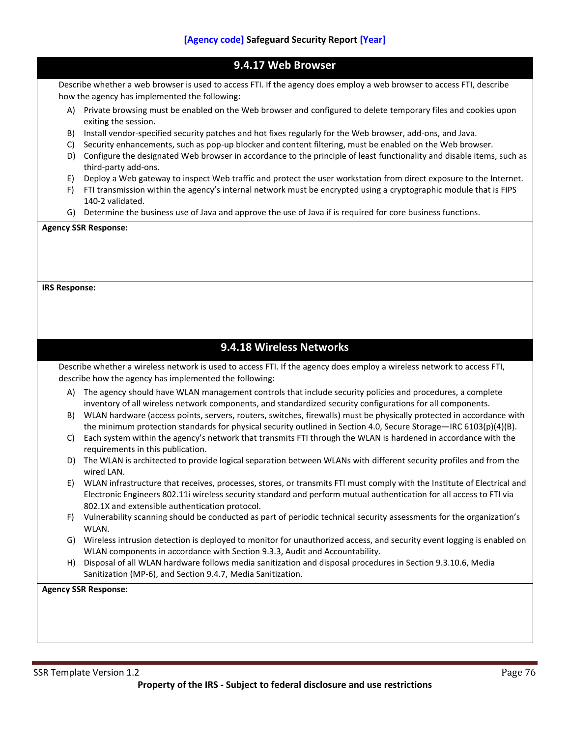## 9.4.17 Web Browser

Describe whether a web browser is used to access FTI. If the agency does employ a web browser to access FTI, describe how the agency has implemented the following:

A) Private browsing must be enabled on the Web browser and configured to delete temporary files and cookies upon exiting the session.
B) Install vendor-specified security patches and hot fixes regularly for the Web browser, add-ons, and Java.
C) Security enhancements, such as pop-up blocker and content filtering, must be enabled on the Web browser.
D) Configure the designated Web browser in accordance to the principle of least functionality and disable items, such as third-party add-ons.
E) Deploy a Web gateway to inspect Web traffic and protect the user workstation from direct exposure to the Internet.
F) FTI transmission within the agency's internal network must be encrypted using a cryptographic module that is FIPS 140-2 validated.
G) Determine the business use of Java and approve the use of Java if is required for core business functions.

**Agency SSR Response:**

**IRS Response:**

## 9.4.18 Wireless Networks

Describe whether a wireless network is used to access FTI. If the agency does employ a wireless network to access FTI, describe how the agency has implemented the following:

A) The agency should have WLAN management controls that include security policies and procedures, a complete inventory of all wireless network components, and standardized security configurations for all components.
B) WLAN hardware (access points, servers, routers, switches, firewalls) must be physically protected in accordance with the minimum protection standards for physical security outlined in Section 4.0, Secure Storage—IRC 6103(p)(4)(B).
C) Each system within the agency's network that transmits FTI through the WLAN is hardened in accordance with the requirements in this publication.
D) The WLAN is architected to provide logical separation between WLANs with different security profiles and from the wired LAN.
E) WLAN infrastructure that receives, processes, stores, or transmits FTI must comply with the Institute of Electrical and Electronic Engineers 802.11i wireless security standard and perform mutual authentication for all access to FTI via 802.1X and extensible authentication protocol.
F) Vulnerability scanning should be conducted as part of periodic technical security assessments for the organization's WLAN.
G) Wireless intrusion detection is deployed to monitor for unauthorized access, and security event logging is enabled on WLAN components in accordance with Section 9.3.3, Audit and Accountability.
H) Disposal of all WLAN hardware follows media sanitization and disposal procedures in Section 9.3.10.6, Media Sanitization (MP-6), and Section 9.4.7, Media Sanitization.

**Agency SSR Response:**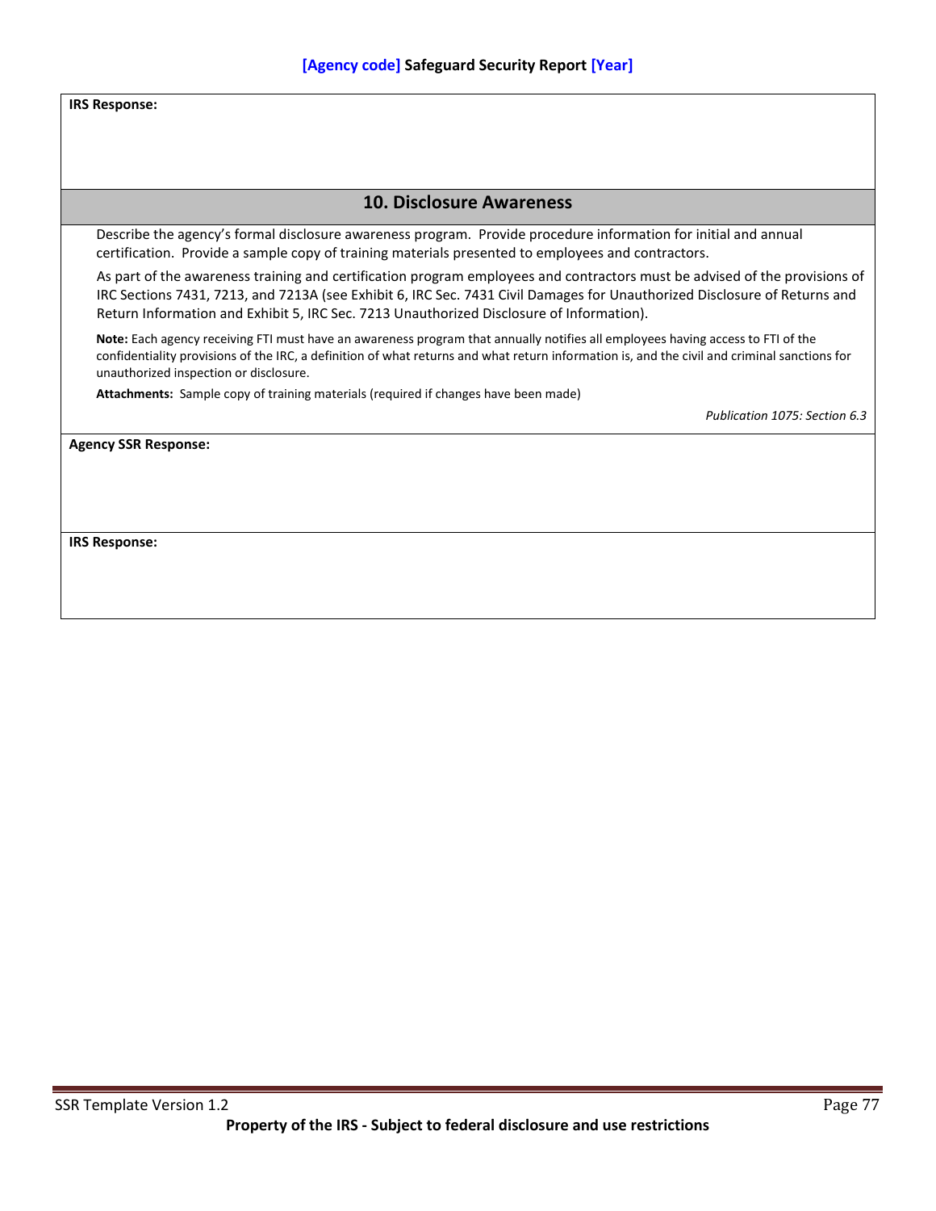**IRS Response:**

## 10. Disclosure Awareness

Describe the agency's formal disclosure awareness program. Provide procedure information for initial and annual certification. Provide a sample copy of training materials presented to employees and contractors.

As part of the awareness training and certification program employees and contractors must be advised of the provisions of IRC Sections 7431, 7213, and 7213A (see Exhibit 6, IRC Sec. 7431 Civil Damages for Unauthorized Disclosure of Returns and Return Information and Exhibit 5, IRC Sec. 7213 Unauthorized Disclosure of Information).

**Note:** Each agency receiving FTI must have an awareness program that annually notifies all employees having access to FTI of the confidentiality provisions of the IRC, a definition of what returns and what return information is, and the civil and criminal sanctions for unauthorized inspection or disclosure.

**Attachments:** Sample copy of training materials (required if changes have been made)

*Publication 1075: Section 6.3*

**Agency SSR Response:**

**IRS Response:**